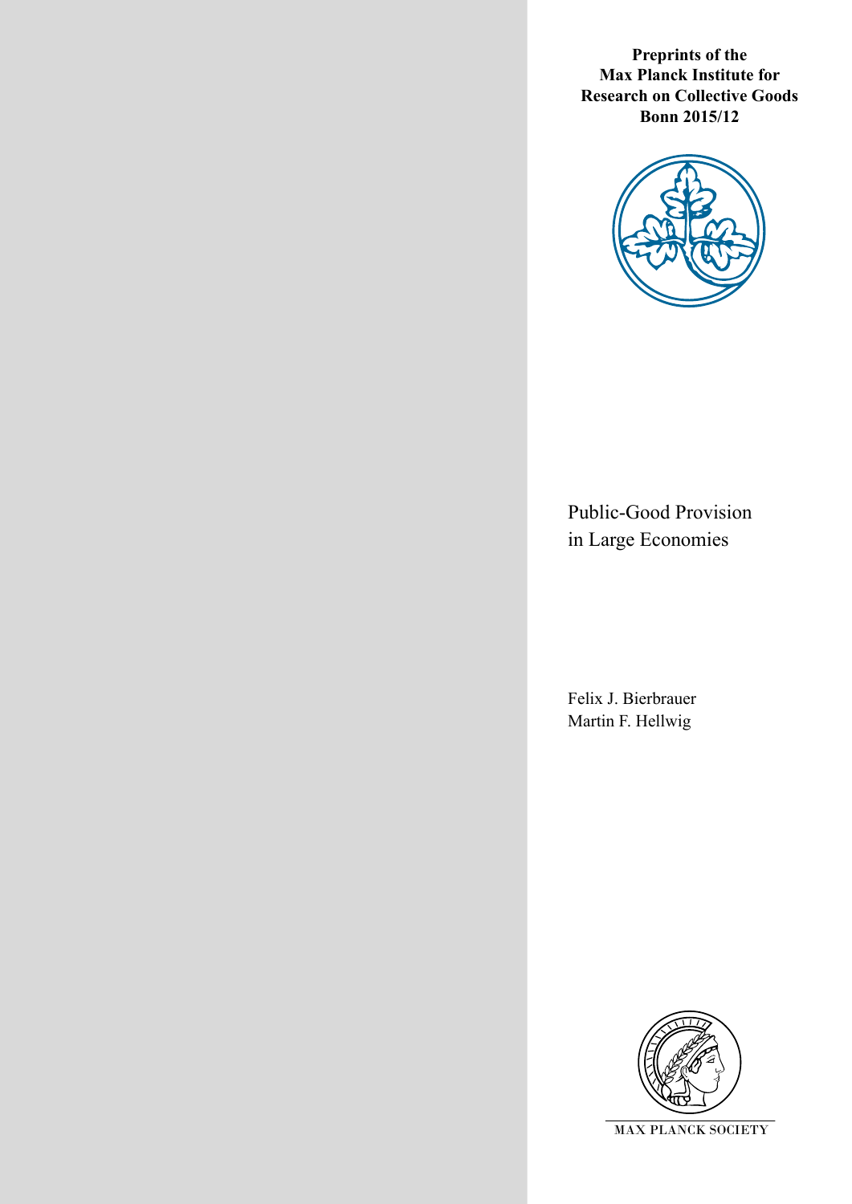**Preprints of the Max Planck Institute for Research on Collective Goods Bonn 2015/12**

# Public-Good Provision in Large Economies

Felix J. Bierbrauer
Martin F. Hellwig

MAX PLANCK SOCIETY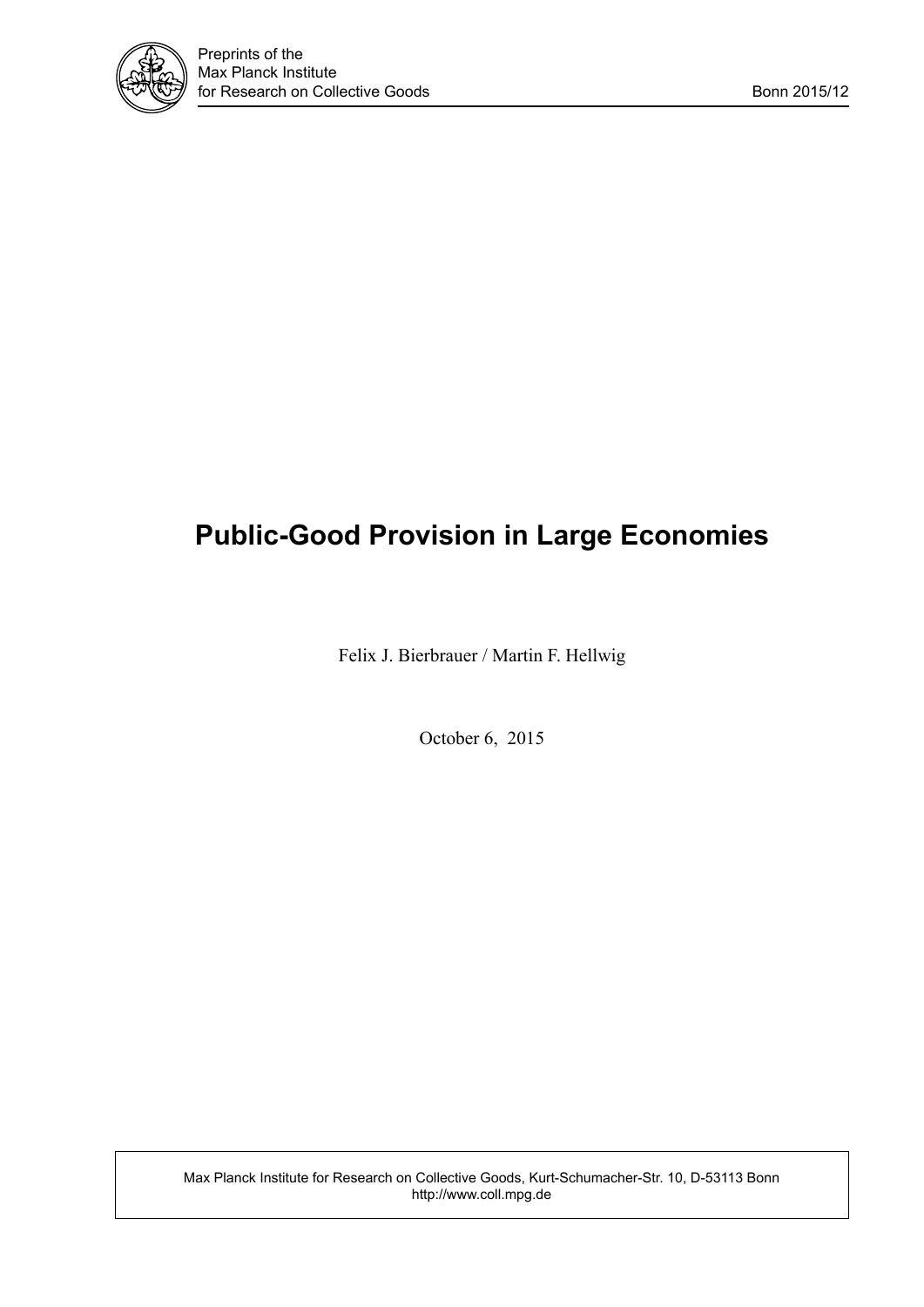# Public-Good Provision in Large Economies

Felix J. Bierbrauer / Martin F. Hellwig

October 6, 2015

Max Planck Institute for Research on Collective Goods, Kurt-Schumacher-Str. 10, D-53113 Bonn
http://www.coll.mpg.de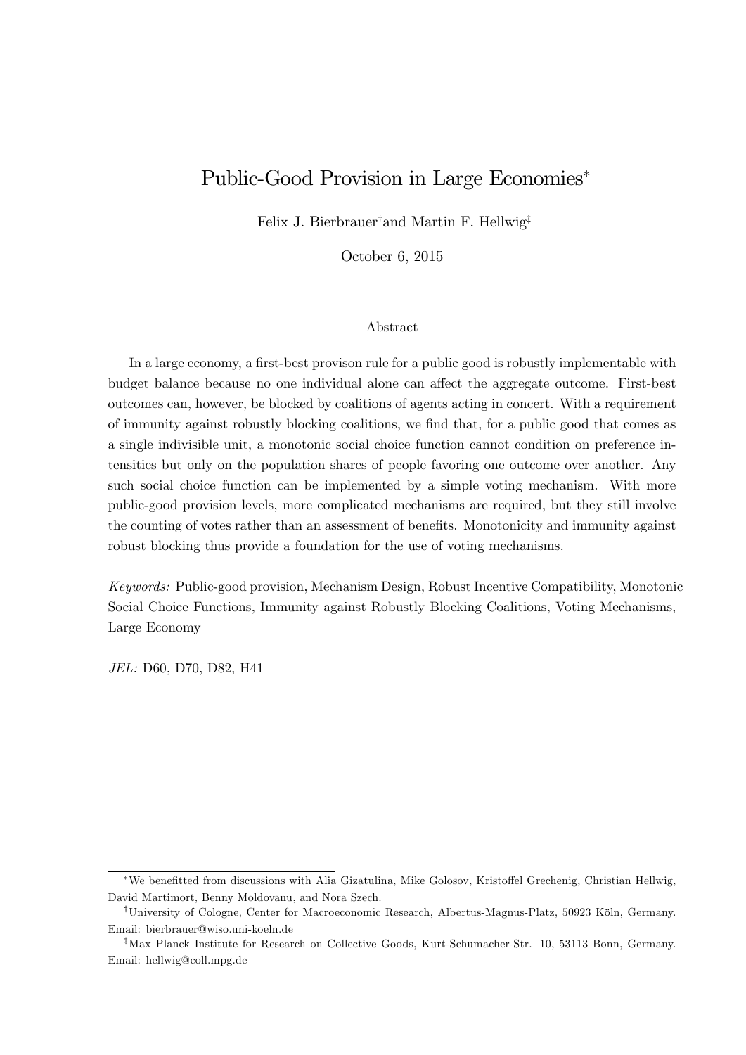# Public-Good Provision in Large Economies*

Felix J. Bierbrauer[†] and Martin F. Hellwig[‡]

October 6, 2015

## Abstract

In a large economy, a first-best provison rule for a public good is robustly implementable with budget balance because no one individual alone can affect the aggregate outcome. First-best outcomes can, however, be blocked by coalitions of agents acting in concert. With a requirement of immunity against robustly blocking coalitions, we find that, for a public good that comes as a single indivisible unit, a monotonic social choice function cannot condition on preference intensities but only on the population shares of people favoring one outcome over another. Any such social choice function can be implemented by a simple voting mechanism. With more public-good provision levels, more complicated mechanisms are required, but they still involve the counting of votes rather than an assessment of benefits. Monotonicity and immunity against robust blocking thus provide a foundation for the use of voting mechanisms.

*Keywords:* Public-good provision, Mechanism Design, Robust Incentive Compatibility, Monotonic Social Choice Functions, Immunity against Robustly Blocking Coalitions, Voting Mechanisms, Large Economy

*JEL:* D60, D70, D82, H41

---

*We benefitted from discussions with Alia Gizatulina, Mike Golosov, Kristoffel Grechenig, Christian Hellwig, David Martimort, Benny Moldovanu, and Nora Szech.

[†]University of Cologne, Center for Macroeconomic Research, Albertus-Magnus-Platz, 50923 Köln, Germany. Email: bierbrauer@wiso.uni-koeln.de

[‡]Max Planck Institute for Research on Collective Goods, Kurt-Schumacher-Str. 10, 53113 Bonn, Germany. Email: hellwig@coll.mpg.de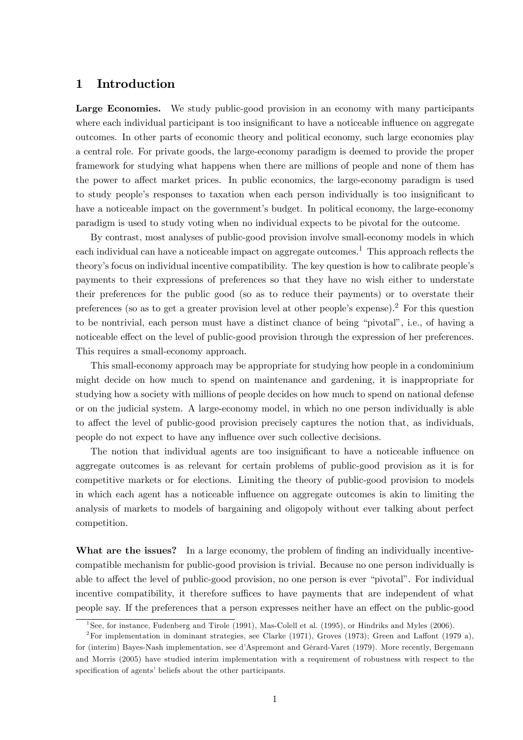# 1 Introduction

**Large Economies.** We study public-good provision in an economy with many participants where each individual participant is too insignificant to have a noticeable influence on aggregate outcomes. In other parts of economic theory and political economy, such large economies play a central role. For private goods, the large-economy paradigm is deemed to provide the proper framework for studying what happens when there are millions of people and none of them has the power to affect market prices. In public economics, the large-economy paradigm is used to study people's responses to taxation when each person individually is too insignificant to have a noticeable impact on the government's budget. In political economy, the large-economy paradigm is used to study voting when no individual expects to be pivotal for the outcome.

By contrast, most analyses of public-good provision involve small-economy models in which each individual can have a noticeable impact on aggregate outcomes.[1] This approach reflects the theory's focus on individual incentive compatibility. The key question is how to calibrate people's payments to their expressions of preferences so that they have no wish either to understate their preferences for the public good (so as to reduce their payments) or to overstate their preferences (so as to get a greater provision level at other people's expense).[2] For this question to be nontrivial, each person must have a distinct chance of being "pivotal", i.e., of having a noticeable effect on the level of public-good provision through the expression of her preferences. This requires a small-economy approach.

This small-economy approach may be appropriate for studying how people in a condominium might decide on how much to spend on maintenance and gardening, it is inappropriate for studying how a society with millions of people decides on how much to spend on national defense or on the judicial system. A large-economy model, in which no one person individually is able to affect the level of public-good provision precisely captures the notion that, as individuals, people do not expect to have any influence over such collective decisions.

The notion that individual agents are too insignificant to have a noticeable influence on aggregate outcomes is as relevant for certain problems of public-good provision as it is for competitive markets or for elections. Limiting the theory of public-good provision to models in which each agent has a noticeable influence on aggregate outcomes is akin to limiting the analysis of markets to models of bargaining and oligopoly without ever talking about perfect competition.

**What are the issues?** In a large economy, the problem of finding an individually incentive-compatible mechanism for public-good provision is trivial. Because no one person individually is able to affect the level of public-good provision, no one person is ever "pivotal". For individual incentive compatibility, it therefore suffices to have payments that are independent of what people say. If the preferences that a person expresses neither have an effect on the public-good

[1] See, for instance, Fudenberg and Tirole (1991), Mas-Colell et al. (1995), or Hindriks and Myles (2006).

[2] For implementation in dominant strategies, see Clarke (1971), Groves (1973); Green and Laffont (1979 a), for (interim) Bayes-Nash implementation, see d'Aspremont and Gérard-Varet (1979). More recently, Bergemann and Morris (2005) have studied interim implementation with a requirement of robustness with respect to the specification of agents' beliefs about the other participants.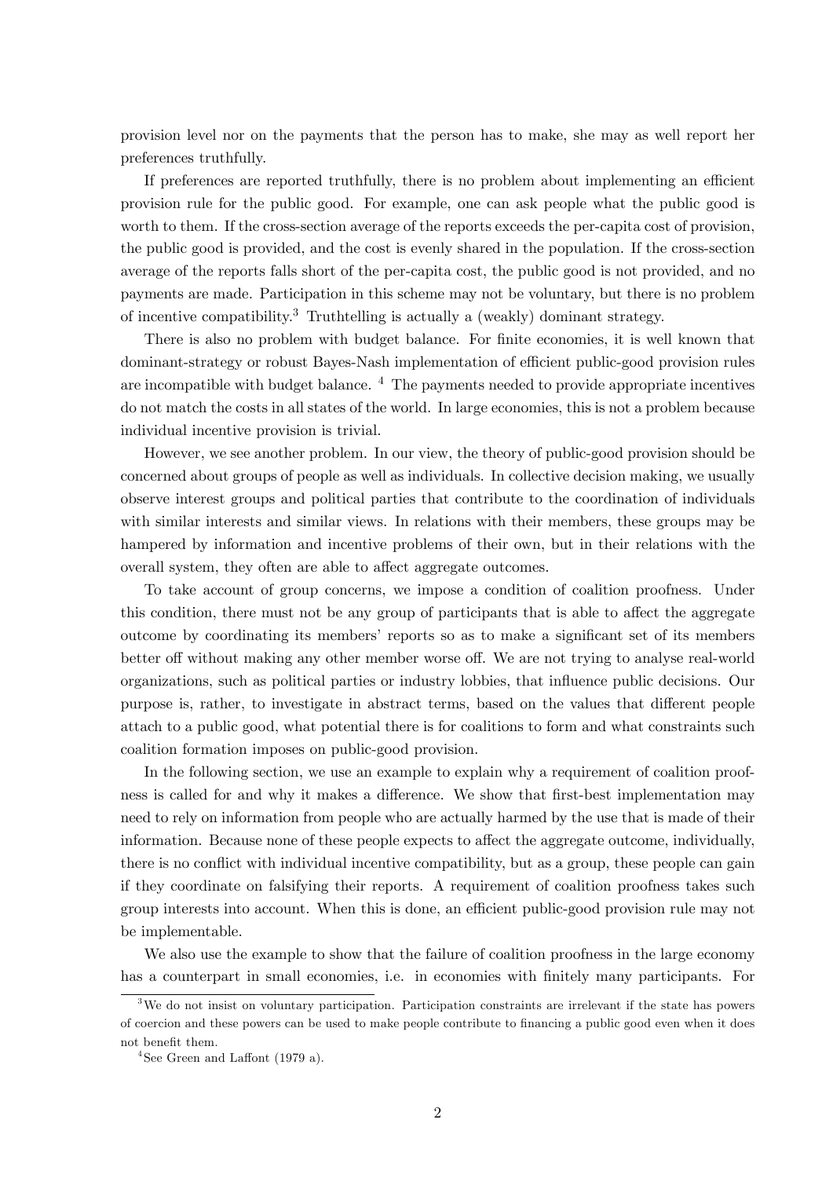provision level nor on the payments that the person has to make, she may as well report her preferences truthfully.

If preferences are reported truthfully, there is no problem about implementing an efficient provision rule for the public good. For example, one can ask people what the public good is worth to them. If the cross-section average of the reports exceeds the per-capita cost of provision, the public good is provided, and the cost is evenly shared in the population. If the cross-section average of the reports falls short of the per-capita cost, the public good is not provided, and no payments are made. Participation in this scheme may not be voluntary, but there is no problem of incentive compatibility.[3] Truthtelling is actually a (weakly) dominant strategy.

There is also no problem with budget balance. For finite economies, it is well known that dominant-strategy or robust Bayes-Nash implementation of efficient public-good provision rules are incompatible with budget balance. [4] The payments needed to provide appropriate incentives do not match the costs in all states of the world. In large economies, this is not a problem because individual incentive provision is trivial.

However, we see another problem. In our view, the theory of public-good provision should be concerned about groups of people as well as individuals. In collective decision making, we usually observe interest groups and political parties that contribute to the coordination of individuals with similar interests and similar views. In relations with their members, these groups may be hampered by information and incentive problems of their own, but in their relations with the overall system, they often are able to affect aggregate outcomes.

To take account of group concerns, we impose a condition of coalition proofness. Under this condition, there must not be any group of participants that is able to affect the aggregate outcome by coordinating its members' reports so as to make a significant set of its members better off without making any other member worse off. We are not trying to analyse real-world organizations, such as political parties or industry lobbies, that influence public decisions. Our purpose is, rather, to investigate in abstract terms, based on the values that different people attach to a public good, what potential there is for coalitions to form and what constraints such coalition formation imposes on public-good provision.

In the following section, we use an example to explain why a requirement of coalition proofness is called for and why it makes a difference. We show that first-best implementation may need to rely on information from people who are actually harmed by the use that is made of their information. Because none of these people expects to affect the aggregate outcome, individually, there is no conflict with individual incentive compatibility, but as a group, these people can gain if they coordinate on falsifying their reports. A requirement of coalition proofness takes such group interests into account. When this is done, an efficient public-good provision rule may not be implementable.

We also use the example to show that the failure of coalition proofness in the large economy has a counterpart in small economies, i.e. in economies with finitely many participants. For

[3] We do not insist on voluntary participation. Participation constraints are irrelevant if the state has powers of coercion and these powers can be used to make people contribute to financing a public good even when it does not benefit them.

[4] See Green and Laffont (1979 a).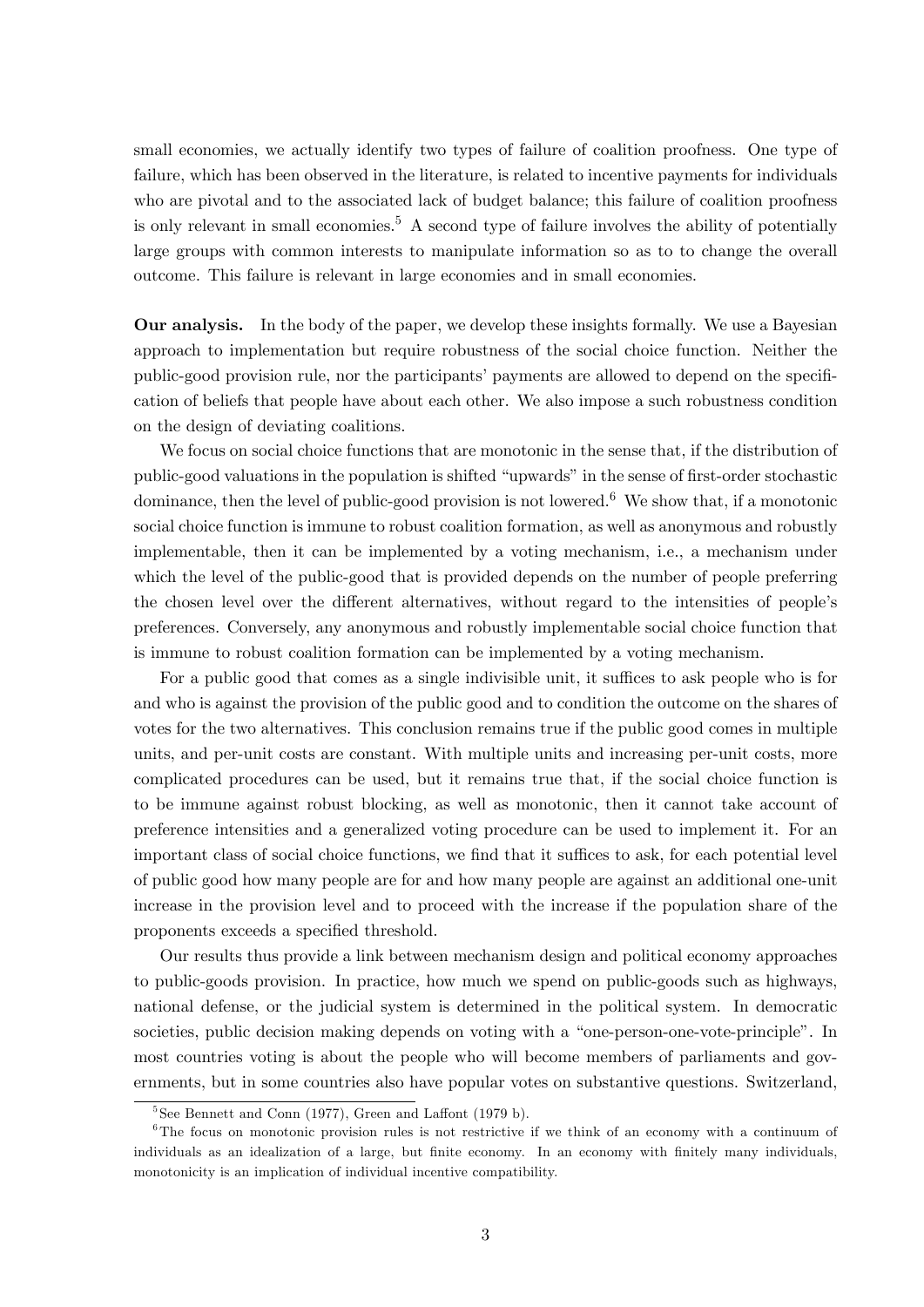small economies, we actually identify two types of failure of coalition proofness. One type of failure, which has been observed in the literature, is related to incentive payments for individuals who are pivotal and to the associated lack of budget balance; this failure of coalition proofness is only relevant in small economies.[5] A second type of failure involves the ability of potentially large groups with common interests to manipulate information so as to to change the overall outcome. This failure is relevant in large economies and in small economies.

**Our analysis.** In the body of the paper, we develop these insights formally. We use a Bayesian approach to implementation but require robustness of the social choice function. Neither the public-good provision rule, nor the participants' payments are allowed to depend on the specification of beliefs that people have about each other. We also impose a such robustness condition on the design of deviating coalitions.

We focus on social choice functions that are monotonic in the sense that, if the distribution of public-good valuations in the population is shifted "upwards" in the sense of first-order stochastic dominance, then the level of public-good provision is not lowered.[6] We show that, if a monotonic social choice function is immune to robust coalition formation, as well as anonymous and robustly implementable, then it can be implemented by a voting mechanism, i.e., a mechanism under which the level of the public-good that is provided depends on the number of people preferring the chosen level over the different alternatives, without regard to the intensities of people's preferences. Conversely, any anonymous and robustly implementable social choice function that is immune to robust coalition formation can be implemented by a voting mechanism.

For a public good that comes as a single indivisible unit, it suffices to ask people who is for and who is against the provision of the public good and to condition the outcome on the shares of votes for the two alternatives. This conclusion remains true if the public good comes in multiple units, and per-unit costs are constant. With multiple units and increasing per-unit costs, more complicated procedures can be used, but it remains true that, if the social choice function is to be immune against robust blocking, as well as monotonic, then it cannot take account of preference intensities and a generalized voting procedure can be used to implement it. For an important class of social choice functions, we find that it suffices to ask, for each potential level of public good how many people are for and how many people are against an additional one-unit increase in the provision level and to proceed with the increase if the population share of the proponents exceeds a specified threshold.

Our results thus provide a link between mechanism design and political economy approaches to public-goods provision. In practice, how much we spend on public-goods such as highways, national defense, or the judicial system is determined in the political system. In democratic societies, public decision making depends on voting with a "one-person-one-vote-principle". In most countries voting is about the people who will become members of parliaments and governments, but in some countries also have popular votes on substantive questions. Switzerland,

[5] See Bennett and Conn (1977), Green and Laffont (1979 b).

[6] The focus on monotonic provision rules is not restrictive if we think of an economy with a continuum of individuals as an idealization of a large, but finite economy. In an economy with finitely many individuals, monotonicity is an implication of individual incentive compatibility.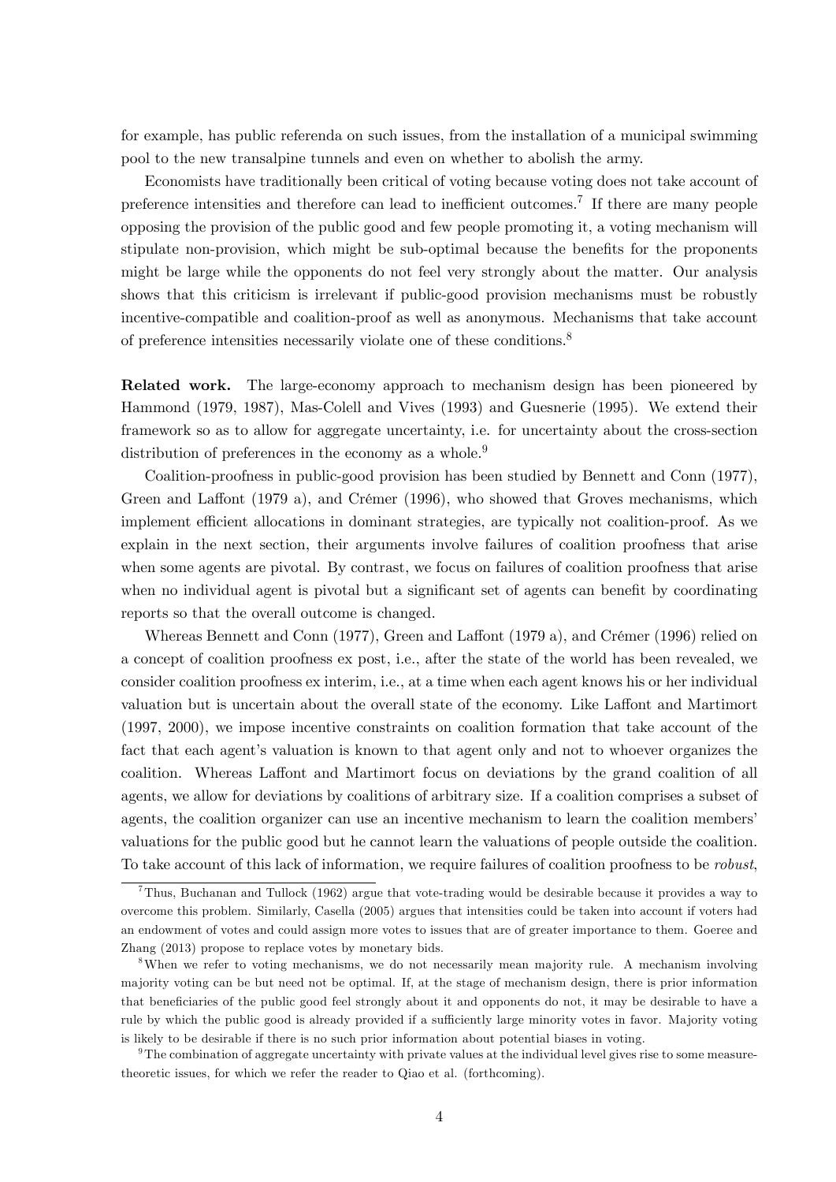for example, has public referenda on such issues, from the installation of a municipal swimming pool to the new transalpine tunnels and even on whether to abolish the army.

Economists have traditionally been critical of voting because voting does not take account of preference intensities and therefore can lead to inefficient outcomes.[7] If there are many people opposing the provision of the public good and few people promoting it, a voting mechanism will stipulate non-provision, which might be sub-optimal because the benefits for the proponents might be large while the opponents do not feel very strongly about the matter. Our analysis shows that this criticism is irrelevant if public-good provision mechanisms must be robustly incentive-compatible and coalition-proof as well as anonymous. Mechanisms that take account of preference intensities necessarily violate one of these conditions.[8]

**Related work.** The large-economy approach to mechanism design has been pioneered by Hammond (1979, 1987), Mas-Colell and Vives (1993) and Guesnerie (1995). We extend their framework so as to allow for aggregate uncertainty, i.e. for uncertainty about the cross-section distribution of preferences in the economy as a whole.[9]

Coalition-proofness in public-good provision has been studied by Bennett and Conn (1977), Green and Laffont (1979 a), and Crémer (1996), who showed that Groves mechanisms, which implement efficient allocations in dominant strategies, are typically not coalition-proof. As we explain in the next section, their arguments involve failures of coalition proofness that arise when some agents are pivotal. By contrast, we focus on failures of coalition proofness that arise when no individual agent is pivotal but a significant set of agents can benefit by coordinating reports so that the overall outcome is changed.

Whereas Bennett and Conn (1977), Green and Laffont (1979 a), and Crémer (1996) relied on a concept of coalition proofness ex post, i.e., after the state of the world has been revealed, we consider coalition proofness ex interim, i.e., at a time when each agent knows his or her individual valuation but is uncertain about the overall state of the economy. Like Laffont and Martimort (1997, 2000), we impose incentive constraints on coalition formation that take account of the fact that each agent's valuation is known to that agent only and not to whoever organizes the coalition. Whereas Laffont and Martimort focus on deviations by the grand coalition of all agents, we allow for deviations by coalitions of arbitrary size. If a coalition comprises a subset of agents, the coalition organizer can use an incentive mechanism to learn the coalition members' valuations for the public good but he cannot learn the valuations of people outside the coalition. To take account of this lack of information, we require failures of coalition proofness to be *robust*,

---

[7] Thus, Buchanan and Tullock (1962) argue that vote-trading would be desirable because it provides a way to overcome this problem. Similarly, Casella (2005) argues that intensities could be taken into account if voters had an endowment of votes and could assign more votes to issues that are of greater importance to them. Goeree and Zhang (2013) propose to replace votes by monetary bids.

[8] When we refer to voting mechanisms, we do not necessarily mean majority rule. A mechanism involving majority voting can be but need not be optimal. If, at the stage of mechanism design, there is prior information that beneficiaries of the public good feel strongly about it and opponents do not, it may be desirable to have a rule by which the public good is already provided if a sufficiently large minority votes in favor. Majority voting is likely to be desirable if there is no such prior information about potential biases in voting.

[9] The combination of aggregate uncertainty with private values at the individual level gives rise to some measure-theoretic issues, for which we refer the reader to Qiao et al. (forthcoming).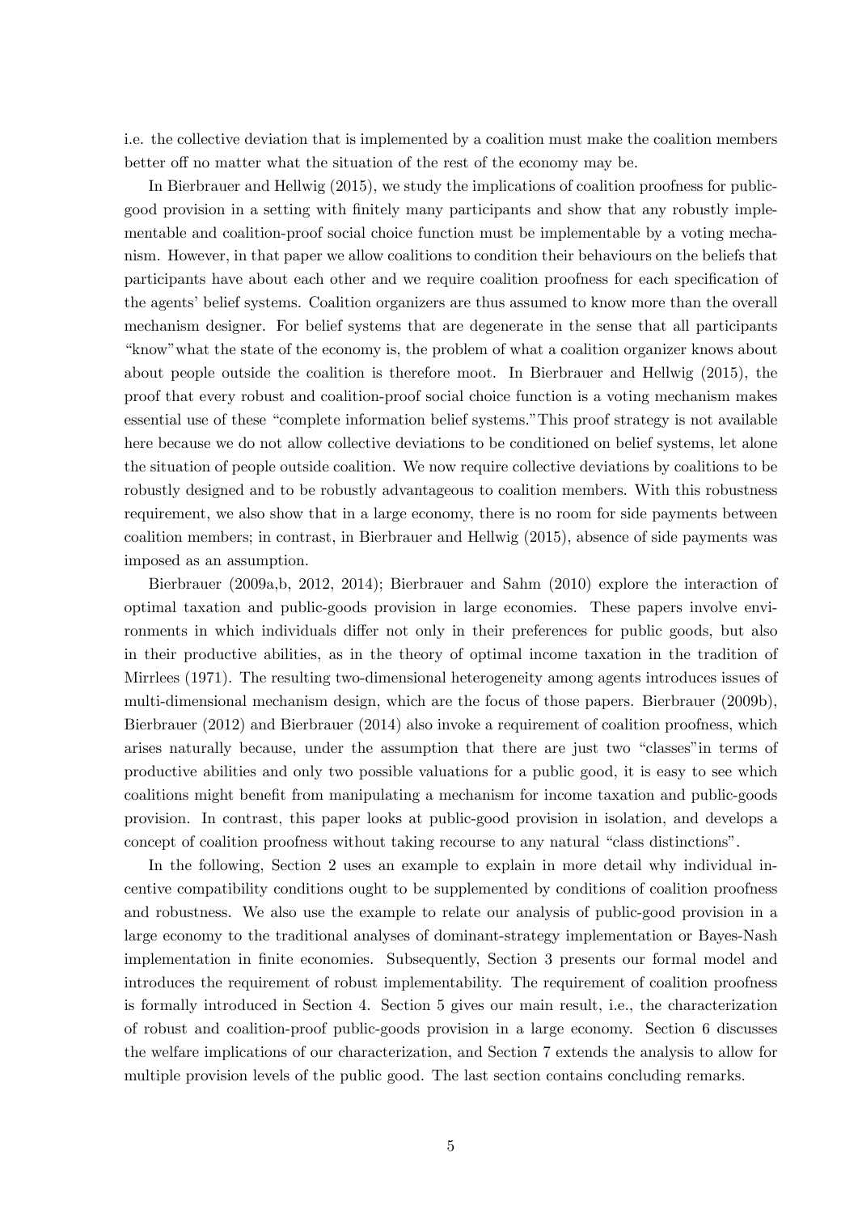i.e. the collective deviation that is implemented by a coalition must make the coalition members better off no matter what the situation of the rest of the economy may be.

In Bierbrauer and Hellwig (2015), we study the implications of coalition proofness for public-good provision in a setting with finitely many participants and show that any robustly implementable and coalition-proof social choice function must be implementable by a voting mechanism. However, in that paper we allow coalitions to condition their behaviours on the beliefs that participants have about each other and we require coalition proofness for each specification of the agents' belief systems. Coalition organizers are thus assumed to know more than the overall mechanism designer. For belief systems that are degenerate in the sense that all participants "know"what the state of the economy is, the problem of what a coalition organizer knows about about people outside the coalition is therefore moot. In Bierbrauer and Hellwig (2015), the proof that every robust and coalition-proof social choice function is a voting mechanism makes essential use of these "complete information belief systems."This proof strategy is not available here because we do not allow collective deviations to be conditioned on belief systems, let alone the situation of people outside coalition. We now require collective deviations by coalitions to be robustly designed and to be robustly advantageous to coalition members. With this robustness requirement, we also show that in a large economy, there is no room for side payments between coalition members; in contrast, in Bierbrauer and Hellwig (2015), absence of side payments was imposed as an assumption.

Bierbrauer (2009a,b, 2012, 2014); Bierbrauer and Sahm (2010) explore the interaction of optimal taxation and public-goods provision in large economies. These papers involve environments in which individuals differ not only in their preferences for public goods, but also in their productive abilities, as in the theory of optimal income taxation in the tradition of Mirrlees (1971). The resulting two-dimensional heterogeneity among agents introduces issues of multi-dimensional mechanism design, which are the focus of those papers. Bierbrauer (2009b), Bierbrauer (2012) and Bierbrauer (2014) also invoke a requirement of coalition proofness, which arises naturally because, under the assumption that there are just two "classes"in terms of productive abilities and only two possible valuations for a public good, it is easy to see which coalitions might benefit from manipulating a mechanism for income taxation and public-goods provision. In contrast, this paper looks at public-good provision in isolation, and develops a concept of coalition proofness without taking recourse to any natural "class distinctions".

In the following, Section 2 uses an example to explain in more detail why individual incentive compatibility conditions ought to be supplemented by conditions of coalition proofness and robustness. We also use the example to relate our analysis of public-good provision in a large economy to the traditional analyses of dominant-strategy implementation or Bayes-Nash implementation in finite economies. Subsequently, Section 3 presents our formal model and introduces the requirement of robust implementability. The requirement of coalition proofness is formally introduced in Section 4. Section 5 gives our main result, i.e., the characterization of robust and coalition-proof public-goods provision in a large economy. Section 6 discusses the welfare implications of our characterization, and Section 7 extends the analysis to allow for multiple provision levels of the public good. The last section contains concluding remarks.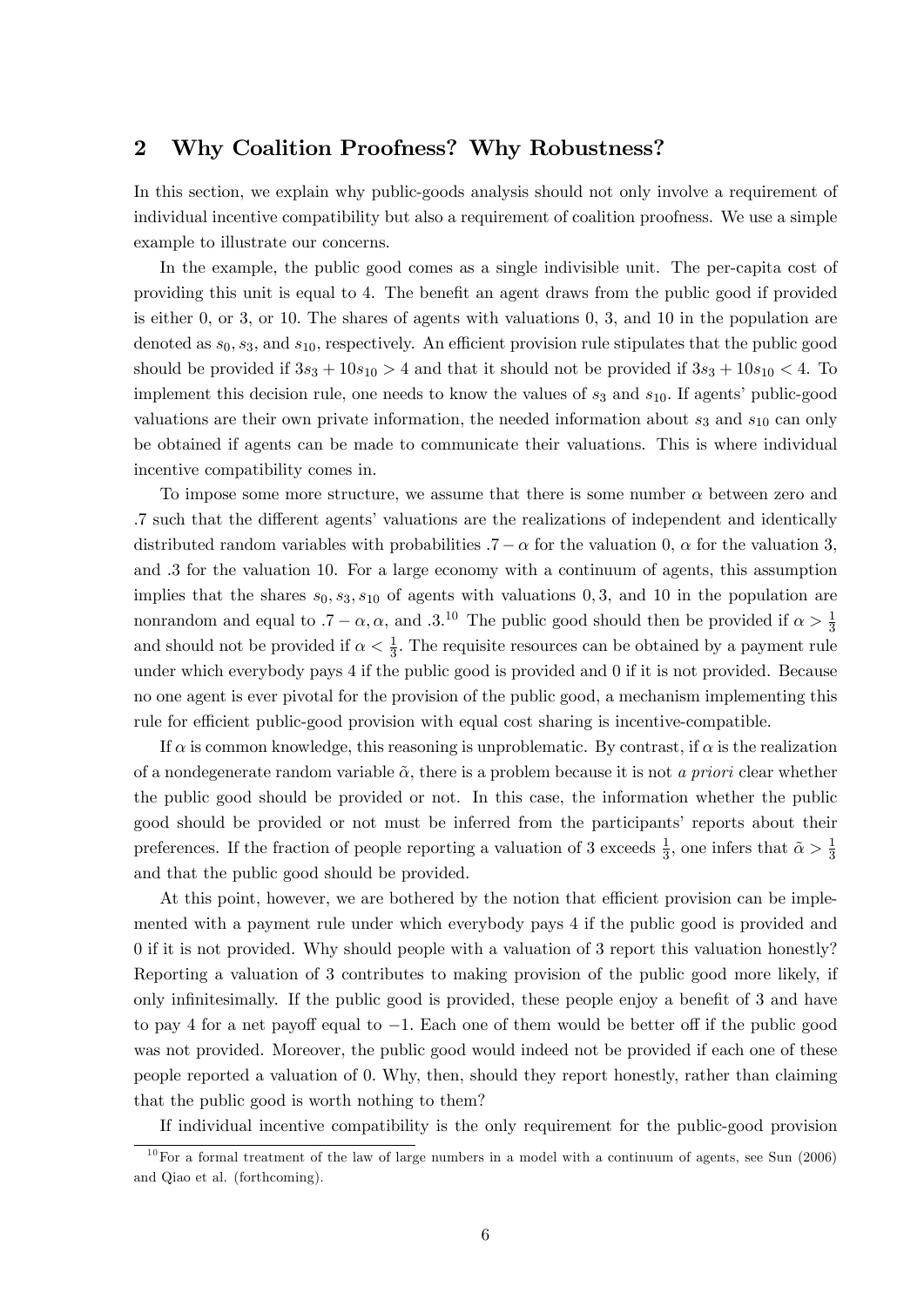## 2 Why Coalition Proofness? Why Robustness?

In this section, we explain why public-goods analysis should not only involve a requirement of individual incentive compatibility but also a requirement of coalition proofness. We use a simple example to illustrate our concerns.

In the example, the public good comes as a single indivisible unit. The per-capita cost of providing this unit is equal to 4. The benefit an agent draws from the public good if provided is either 0, or 3, or 10. The shares of agents with valuations 0, 3, and 10 in the population are denoted as $s_0$, $s_3$, and $s_{10}$, respectively. An efficient provision rule stipulates that the public good should be provided if $3s_3 + 10s_{10} > 4$ and that it should not be provided if $3s_3 + 10s_{10} < 4$. To implement this decision rule, one needs to know the values of $s_3$ and $s_{10}$. If agents' public-good valuations are their own private information, the needed information about $s_3$ and $s_{10}$ can only be obtained if agents can be made to communicate their valuations. This is where individual incentive compatibility comes in.

To impose some more structure, we assume that there is some number $\alpha$ between zero and .7 such that the different agents' valuations are the realizations of independent and identically distributed random variables with probabilities $.7 - \alpha$ for the valuation 0, $\alpha$ for the valuation 3, and .3 for the valuation 10. For a large economy with a continuum of agents, this assumption implies that the shares $s_0, s_3, s_{10}$ of agents with valuations $0, 3$, and 10 in the population are nonrandom and equal to $.7 - \alpha, \alpha$, and $.3$.[10] The public good should then be provided if $\alpha > \frac{1}{3}$ and should not be provided if $\alpha < \frac{1}{3}$. The requisite resources can be obtained by a payment rule under which everybody pays 4 if the public good is provided and 0 if it is not provided. Because no one agent is ever pivotal for the provision of the public good, a mechanism implementing this rule for efficient public-good provision with equal cost sharing is incentive-compatible.

If $\alpha$ is common knowledge, this reasoning is unproblematic. By contrast, if $\alpha$ is the realization of a nondegenerate random variable $\tilde{\alpha}$, there is a problem because it is not *a priori* clear whether the public good should be provided or not. In this case, the information whether the public good should be provided or not must be inferred from the participants' reports about their preferences. If the fraction of people reporting a valuation of 3 exceeds $\frac{1}{3}$, one infers that $\tilde{\alpha} > \frac{1}{3}$ and that the public good should be provided.

At this point, however, we are bothered by the notion that efficient provision can be implemented with a payment rule under which everybody pays 4 if the public good is provided and 0 if it is not provided. Why should people with a valuation of 3 report this valuation honestly? Reporting a valuation of 3 contributes to making provision of the public good more likely, if only infinitesimally. If the public good is provided, these people enjoy a benefit of 3 and have to pay 4 for a net payoff equal to $-1$. Each one of them would be better off if the public good was not provided. Moreover, the public good would indeed not be provided if each one of these people reported a valuation of 0. Why, then, should they report honestly, rather than claiming that the public good is worth nothing to them?

If individual incentive compatibility is the only requirement for the public-good provision

[10] For a formal treatment of the law of large numbers in a model with a continuum of agents, see Sun (2006) and Qiao et al. (forthcoming).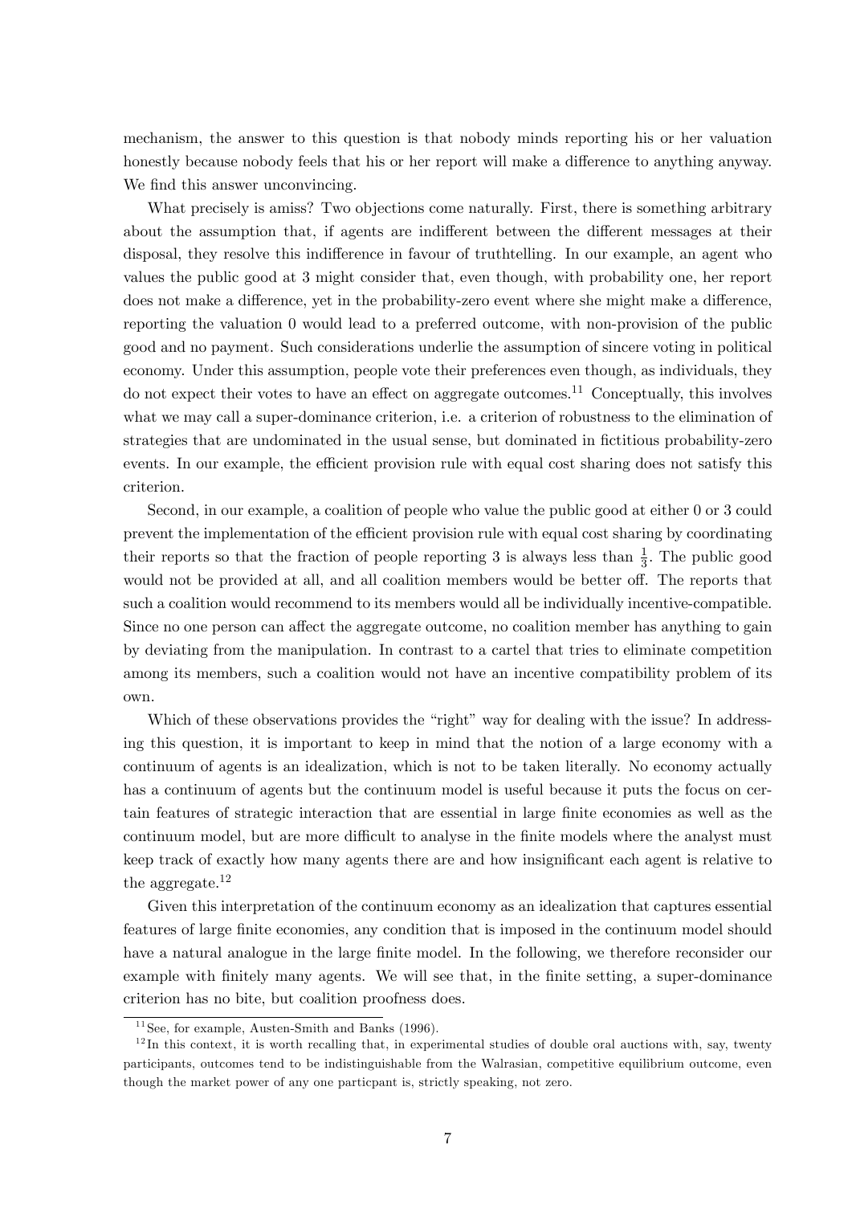mechanism, the answer to this question is that nobody minds reporting his or her valuation honestly because nobody feels that his or her report will make a difference to anything anyway. We find this answer unconvincing.

What precisely is amiss? Two objections come naturally. First, there is something arbitrary about the assumption that, if agents are indifferent between the different messages at their disposal, they resolve this indifference in favour of truthtelling. In our example, an agent who values the public good at 3 might consider that, even though, with probability one, her report does not make a difference, yet in the probability-zero event where she might make a difference, reporting the valuation 0 would lead to a preferred outcome, with non-provision of the public good and no payment. Such considerations underlie the assumption of sincere voting in political economy. Under this assumption, people vote their preferences even though, as individuals, they do not expect their votes to have an effect on aggregate outcomes.[11] Conceptually, this involves what we may call a super-dominance criterion, i.e. a criterion of robustness to the elimination of strategies that are undominated in the usual sense, but dominated in fictitious probability-zero events. In our example, the efficient provision rule with equal cost sharing does not satisfy this criterion.

Second, in our example, a coalition of people who value the public good at either 0 or 3 could prevent the implementation of the efficient provision rule with equal cost sharing by coordinating their reports so that the fraction of people reporting 3 is always less than $\frac{1}{3}$. The public good would not be provided at all, and all coalition members would be better off. The reports that such a coalition would recommend to its members would all be individually incentive-compatible. Since no one person can affect the aggregate outcome, no coalition member has anything to gain by deviating from the manipulation. In contrast to a cartel that tries to eliminate competition among its members, such a coalition would not have an incentive compatibility problem of its own.

Which of these observations provides the "right" way for dealing with the issue? In addressing this question, it is important to keep in mind that the notion of a large economy with a continuum of agents is an idealization, which is not to be taken literally. No economy actually has a continuum of agents but the continuum model is useful because it puts the focus on certain features of strategic interaction that are essential in large finite economies as well as the continuum model, but are more difficult to analyse in the finite models where the analyst must keep track of exactly how many agents there are and how insignificant each agent is relative to the aggregate.[12]

Given this interpretation of the continuum economy as an idealization that captures essential features of large finite economies, any condition that is imposed in the continuum model should have a natural analogue in the large finite model. In the following, we therefore reconsider our example with finitely many agents. We will see that, in the finite setting, a super-dominance criterion has no bite, but coalition proofness does.

[11] See, for example, Austen-Smith and Banks (1996).

[12] In this context, it is worth recalling that, in experimental studies of double oral auctions with, say, twenty participants, outcomes tend to be indistinguishable from the Walrasian, competitive equilibrium outcome, even though the market power of any one particpant is, strictly speaking, not zero.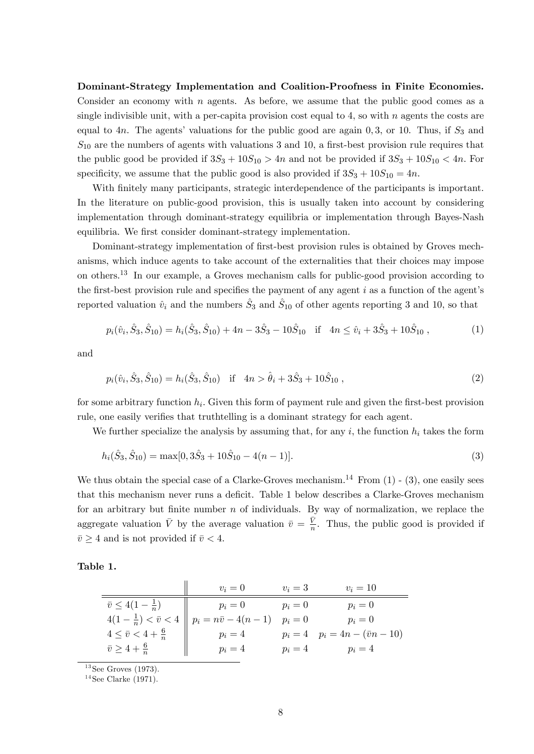**Dominant-Strategy Implementation and Coalition-Proofness in Finite Economies.** Consider an economy with $n$ agents. As before, we assume that the public good comes as a single indivisible unit, with a per-capita provision cost equal to 4, so with $n$ agents the costs are equal to $4n$. The agents' valuations for the public good are again $0, 3,$ or 10. Thus, if $S_3$ and $S_{10}$ are the numbers of agents with valuations 3 and 10, a first-best provision rule requires that the public good be provided if $3S_3 + 10S_{10} > 4n$ and not be provided if $3S_3 + 10S_{10} < 4n$. For specificity, we assume that the public good is also provided if $3S_3 + 10S_{10} = 4n$.

With finitely many participants, strategic interdependence of the participants is important. In the literature on public-good provision, this is usually taken into account by considering implementation through dominant-strategy equilibria or implementation through Bayes-Nash equilibria. We first consider dominant-strategy implementation.

Dominant-strategy implementation of first-best provision rules is obtained by Groves mechanisms, which induce agents to take account of the externalities that their choices may impose on others.[13] In our example, a Groves mechanism calls for public-good provision according to the first-best provision rule and specifies the payment of any agent $i$ as a function of the agent's reported valuation $\hat{v}_i$ and the numbers $\hat{S}_3$ and $\hat{S}_{10}$ of other agents reporting 3 and 10, so that

$$p_i(\hat{v}_i, \hat{S}_3, \hat{S}_{10}) = h_i(\hat{S}_3, \hat{S}_{10}) + 4n - 3\hat{S}_3 - 10\hat{S}_{10} \quad \text{if} \quad 4n \leq \hat{v}_i + 3\hat{S}_3 + 10\hat{S}_{10}\,, \tag{1}$$

and

$$p_i(\hat{v}_i, \hat{S}_3, \hat{S}_{10}) = h_i(\hat{S}_3, \hat{S}_{10}) \quad \text{if} \quad 4n > \hat{\theta}_i + 3\hat{S}_3 + 10\hat{S}_{10}\,, \tag{2}$$

for some arbitrary function $h_i$. Given this form of payment rule and given the first-best provision rule, one easily verifies that truthtelling is a dominant strategy for each agent.

We further specialize the analysis by assuming that, for any $i$, the function $h_i$ takes the form

$$h_i(\hat{S}_3, \hat{S}_{10}) = \max[0, 3\hat{S}_3 + 10\hat{S}_{10} - 4(n-1)]. \tag{3}$$

We thus obtain the special case of a Clarke-Groves mechanism.[14] From (1) - (3), one easily sees that this mechanism never runs a deficit. Table 1 below describes a Clarke-Groves mechanism for an arbitrary but finite number $n$ of individuals. By way of normalization, we replace the aggregate valuation $\bar{V}$ by the average valuation $\bar{v} = \frac{\bar{V}}{n}$. Thus, the public good is provided if $\bar{v} \geq 4$ and is not provided if $\bar{v} < 4$.

**Table 1.**

| | $v_i = 0$ | $v_i = 3$ | $v_i = 10$ |
|---|---|---|---|
| $\bar{v} \leq 4(1 - \frac{1}{n})$ | $p_i = 0$ | $p_i = 0$ | $p_i = 0$ |
| $4(1 - \frac{1}{n}) < \bar{v} < 4$ | $p_i = n\bar{v} - 4(n-1)$ | $p_i = 0$ | $p_i = 0$ |
| $4 \leq \bar{v} < 4 + \frac{6}{n}$ | $p_i = 4$ | $p_i = 4$ | $p_i = 4n - (\bar{v}n - 10)$ |
| $\bar{v} \geq 4 + \frac{6}{n}$ | $p_i = 4$ | $p_i = 4$ | $p_i = 4$ |

[13] See Groves (1973).

[14] See Clarke (1971).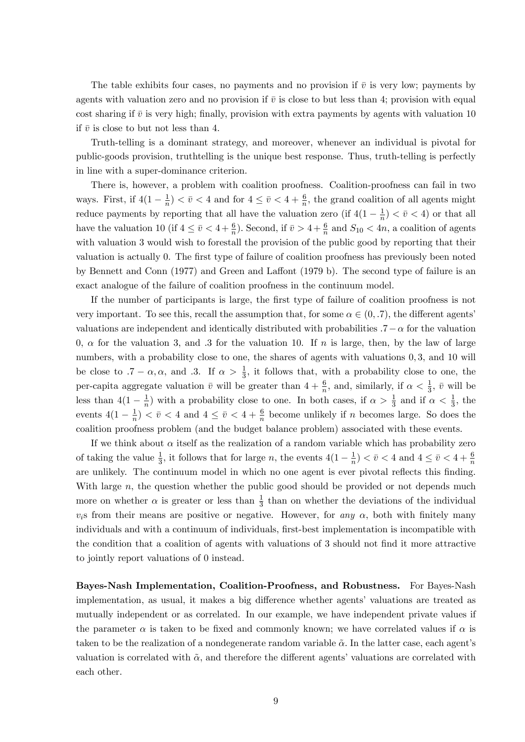The table exhibits four cases, no payments and no provision if $\bar{v}$ is very low; payments by agents with valuation zero and no provision if $\bar{v}$ is close to but less than 4; provision with equal cost sharing if $\bar{v}$ is very high; finally, provision with extra payments by agents with valuation 10 if $\bar{v}$ is close to but not less than 4.

Truth-telling is a dominant strategy, and moreover, whenever an individual is pivotal for public-goods provision, truthtelling is the unique best response. Thus, truth-telling is perfectly in line with a super-dominance criterion.

There is, however, a problem with coalition proofness. Coalition-proofness can fail in two ways. First, if $4(1-\frac{1}{n}) < \bar{v} < 4$ and for $4 \leq \bar{v} < 4 + \frac{6}{n}$, the grand coalition of all agents might reduce payments by reporting that all have the valuation zero (if $4(1-\frac{1}{n}) < \bar{v} < 4$) or that all have the valuation 10 (if $4 \leq \bar{v} < 4 + \frac{6}{n}$). Second, if $\bar{v} > 4 + \frac{6}{n}$ and $S_{10} < 4n$, a coalition of agents with valuation 3 would wish to forestall the provision of the public good by reporting that their valuation is actually 0. The first type of failure of coalition proofness has previously been noted by Bennett and Conn (1977) and Green and Laffont (1979 b). The second type of failure is an exact analogue of the failure of coalition proofness in the continuum model.

If the number of participants is large, the first type of failure of coalition proofness is not very important. To see this, recall the assumption that, for some $\alpha \in (0, .7)$, the different agents' valuations are independent and identically distributed with probabilities $.7 - \alpha$ for the valuation 0, $\alpha$ for the valuation 3, and .3 for the valuation 10. If $n$ is large, then, by the law of large numbers, with a probability close to one, the shares of agents with valuations 0, 3, and 10 will be close to $.7 - \alpha, \alpha$, and .3. If $\alpha > \frac{1}{3}$, it follows that, with a probability close to one, the per-capita aggregate valuation $\bar{v}$ will be greater than $4 + \frac{6}{n}$, and, similarly, if $\alpha < \frac{1}{3}$, $\bar{v}$ will be less than $4(1-\frac{1}{n})$ with a probability close to one. In both cases, if $\alpha > \frac{1}{3}$ and if $\alpha < \frac{1}{3}$, the events $4(1-\frac{1}{n}) < \bar{v} < 4$ and $4 \leq \bar{v} < 4 + \frac{6}{n}$ become unlikely if $n$ becomes large. So does the coalition proofness problem (and the budget balance problem) associated with these events.

If we think about $\alpha$ itself as the realization of a random variable which has probability zero of taking the value $\frac{1}{3}$, it follows that for large $n$, the events $4(1-\frac{1}{n}) < \bar{v} < 4$ and $4 \leq \bar{v} < 4 + \frac{6}{n}$ are unlikely. The continuum model in which no one agent is ever pivotal reflects this finding. With large $n$, the question whether the public good should be provided or not depends much more on whether $\alpha$ is greater or less than $\frac{1}{3}$ than on whether the deviations of the individual $v_i$s from their means are positive or negative. However, for *any* $\alpha$, both with finitely many individuals and with a continuum of individuals, first-best implementation is incompatible with the condition that a coalition of agents with valuations of 3 should not find it more attractive to jointly report valuations of 0 instead.

**Bayes-Nash Implementation, Coalition-Proofness, and Robustness.** For Bayes-Nash implementation, as usual, it makes a big difference whether agents' valuations are treated as mutually independent or as correlated. In our example, we have independent private values if the parameter $\alpha$ is taken to be fixed and commonly known; we have correlated values if $\alpha$ is taken to be the realization of a nondegenerate random variable $\tilde{\alpha}$. In the latter case, each agent's valuation is correlated with $\tilde{\alpha}$, and therefore the different agents' valuations are correlated with each other.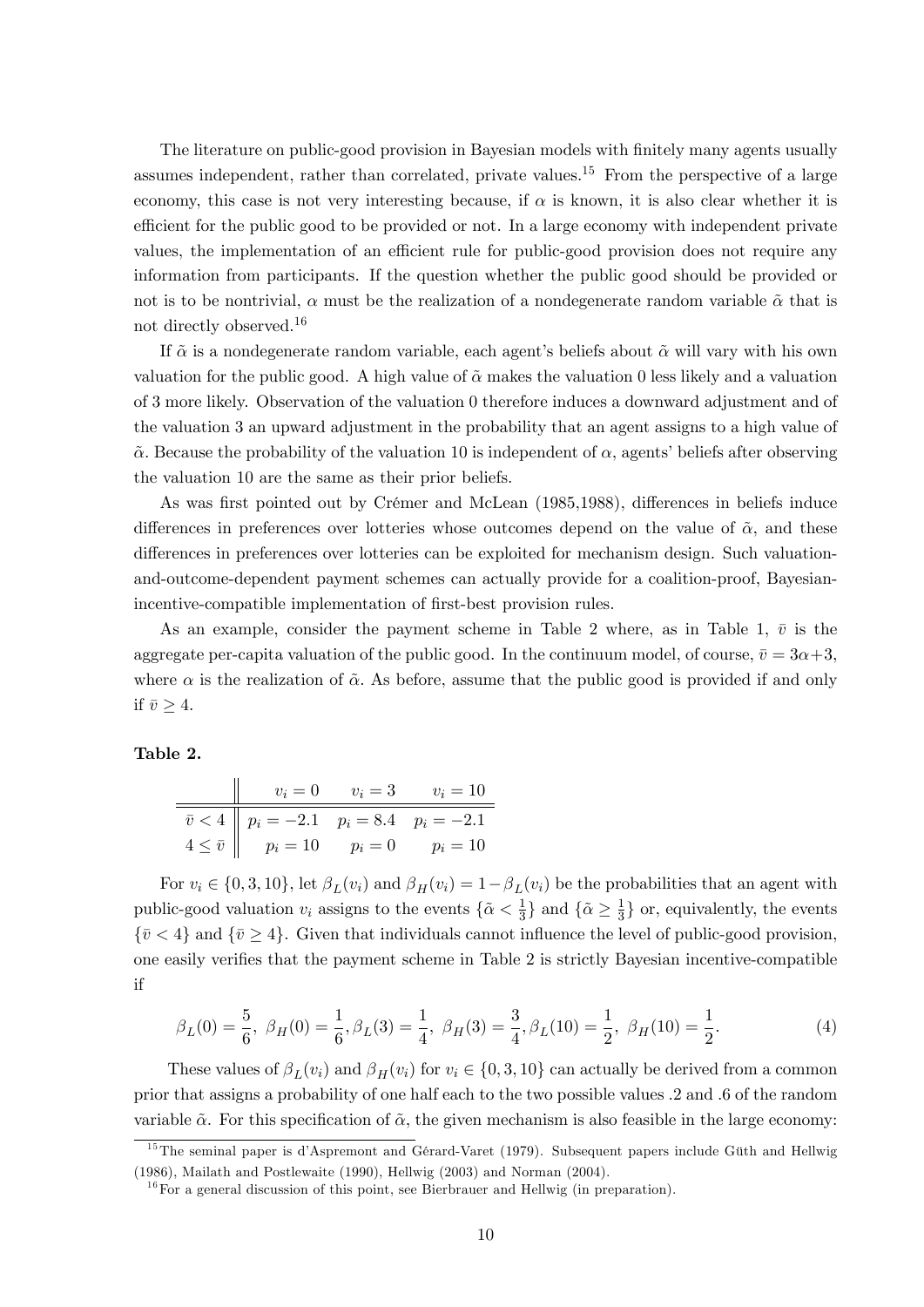The literature on public-good provision in Bayesian models with finitely many agents usually assumes independent, rather than correlated, private values.[15] From the perspective of a large economy, this case is not very interesting because, if $\alpha$ is known, it is also clear whether it is efficient for the public good to be provided or not. In a large economy with independent private values, the implementation of an efficient rule for public-good provision does not require any information from participants. If the question whether the public good should be provided or not is to be nontrivial, $\alpha$ must be the realization of a nondegenerate random variable $\tilde{\alpha}$ that is not directly observed.[16]

If $\tilde{\alpha}$ is a nondegenerate random variable, each agent's beliefs about $\tilde{\alpha}$ will vary with his own valuation for the public good. A high value of $\tilde{\alpha}$ makes the valuation 0 less likely and a valuation of 3 more likely. Observation of the valuation 0 therefore induces a downward adjustment and of the valuation 3 an upward adjustment in the probability that an agent assigns to a high value of $\tilde{\alpha}$. Because the probability of the valuation 10 is independent of $\alpha$, agents' beliefs after observing the valuation 10 are the same as their prior beliefs.

As was first pointed out by Crémer and McLean (1985,1988), differences in beliefs induce differences in preferences over lotteries whose outcomes depend on the value of $\tilde{\alpha}$, and these differences in preferences over lotteries can be exploited for mechanism design. Such valuation-and-outcome-dependent payment schemes can actually provide for a coalition-proof, Bayesian-incentive-compatible implementation of first-best provision rules.

As an example, consider the payment scheme in Table 2 where, as in Table 1, $\bar{v}$ is the aggregate per-capita valuation of the public good. In the continuum model, of course, $\bar{v} = 3\alpha + 3$, where $\alpha$ is the realization of $\tilde{\alpha}$. As before, assume that the public good is provided if and only if $\bar{v} \geq 4$.

**Table 2.**

| | $v_i = 0$ | $v_i = 3$ | $v_i = 10$ |
|---|---|---|---|
| $\bar{v} < 4$ | $p_i = -2.1$ | $p_i = 8.4$ | $p_i = -2.1$ |
| $4 \leq \bar{v}$ | $p_i = 10$ | $p_i = 0$ | $p_i = 10$ |

For $v_i \in \{0, 3, 10\}$, let $\beta_L(v_i)$ and $\beta_H(v_i) = 1 - \beta_L(v_i)$ be the probabilities that an agent with public-good valuation $v_i$ assigns to the events $\{\tilde{\alpha} < \frac{1}{3}\}$ and $\{\tilde{\alpha} \geq \frac{1}{3}\}$ or, equivalently, the events $\{\bar{v} < 4\}$ and $\{\bar{v} \geq 4\}$. Given that individuals cannot influence the level of public-good provision, one easily verifies that the payment scheme in Table 2 is strictly Bayesian incentive-compatible if

$$\beta_L(0) = \frac{5}{6},\ \beta_H(0) = \frac{1}{6}, \beta_L(3) = \frac{1}{4},\ \beta_H(3) = \frac{3}{4}, \beta_L(10) = \frac{1}{2},\ \beta_H(10) = \frac{1}{2}. \tag{4}$$

These values of $\beta_L(v_i)$ and $\beta_H(v_i)$ for $v_i \in \{0, 3, 10\}$ can actually be derived from a common prior that assigns a probability of one half each to the two possible values .2 and .6 of the random variable $\tilde{\alpha}$. For this specification of $\tilde{\alpha}$, the given mechanism is also feasible in the large economy:

[15] The seminal paper is d'Aspremont and Gérard-Varet (1979). Subsequent papers include Güth and Hellwig (1986), Mailath and Postlewaite (1990), Hellwig (2003) and Norman (2004).

[16] For a general discussion of this point, see Bierbrauer and Hellwig (in preparation).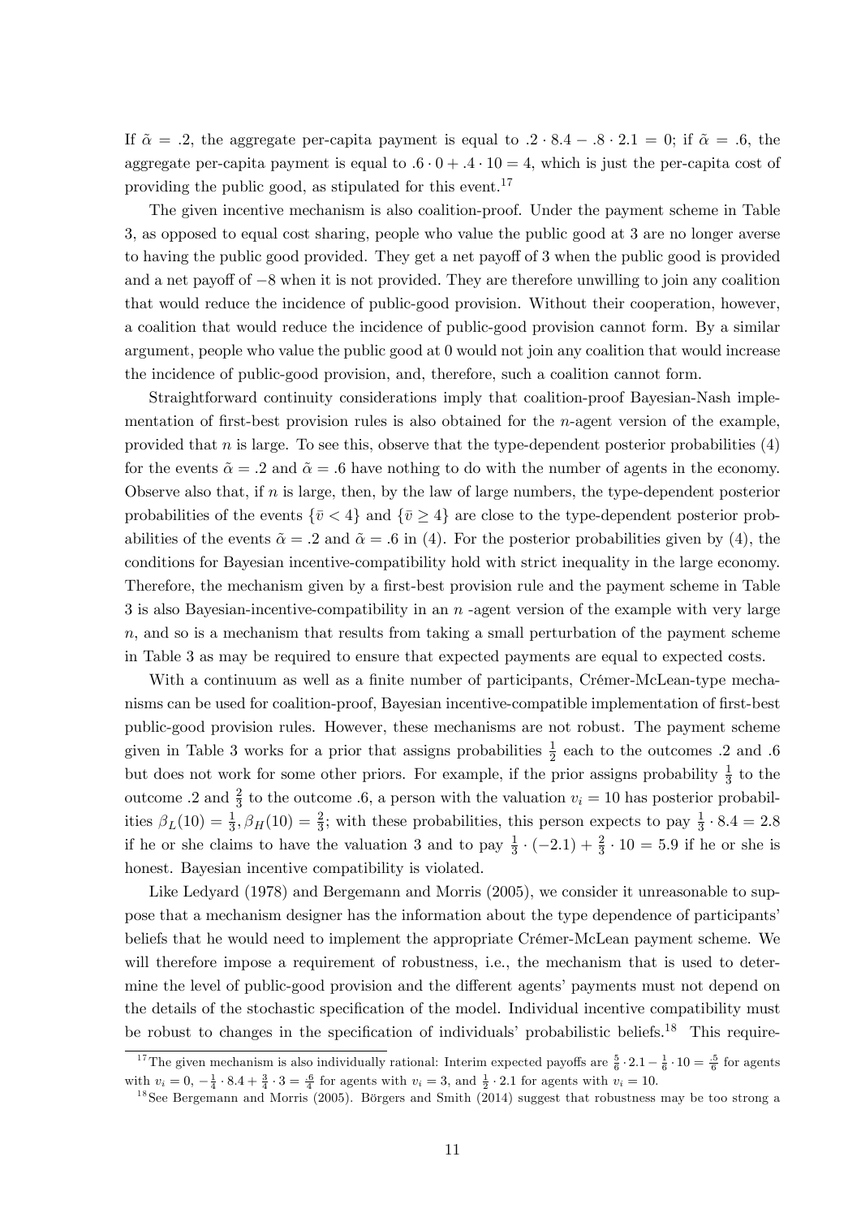If $\tilde{\alpha} = .2$, the aggregate per-capita payment is equal to $.2 \cdot 8.4 - .8 \cdot 2.1 = 0$; if $\tilde{\alpha} = .6$, the aggregate per-capita payment is equal to $.6 \cdot 0 + .4 \cdot 10 = 4$, which is just the per-capita cost of providing the public good, as stipulated for this event.[17]

The given incentive mechanism is also coalition-proof. Under the payment scheme in Table 3, as opposed to equal cost sharing, people who value the public good at 3 are no longer averse to having the public good provided. They get a net payoff of 3 when the public good is provided and a net payoff of $-8$ when it is not provided. They are therefore unwilling to join any coalition that would reduce the incidence of public-good provision. Without their cooperation, however, a coalition that would reduce the incidence of public-good provision cannot form. By a similar argument, people who value the public good at 0 would not join any coalition that would increase the incidence of public-good provision, and, therefore, such a coalition cannot form.

Straightforward continuity considerations imply that coalition-proof Bayesian-Nash implementation of first-best provision rules is also obtained for the $n$-agent version of the example, provided that $n$ is large. To see this, observe that the type-dependent posterior probabilities (4) for the events $\tilde{\alpha} = .2$ and $\tilde{\alpha} = .6$ have nothing to do with the number of agents in the economy. Observe also that, if $n$ is large, then, by the law of large numbers, the type-dependent posterior probabilities of the events $\{\bar{v} < 4\}$ and $\{\bar{v} \geq 4\}$ are close to the type-dependent posterior probabilities of the events $\tilde{\alpha} = .2$ and $\tilde{\alpha} = .6$ in (4). For the posterior probabilities given by (4), the conditions for Bayesian incentive-compatibility hold with strict inequality in the large economy. Therefore, the mechanism given by a first-best provision rule and the payment scheme in Table 3 is also Bayesian-incentive-compatibility in an $n$ -agent version of the example with very large $n$, and so is a mechanism that results from taking a small perturbation of the payment scheme in Table 3 as may be required to ensure that expected payments are equal to expected costs.

With a continuum as well as a finite number of participants, Crémer-McLean-type mechanisms can be used for coalition-proof, Bayesian incentive-compatible implementation of first-best public-good provision rules. However, these mechanisms are not robust. The payment scheme given in Table 3 works for a prior that assigns probabilities $\frac{1}{2}$ each to the outcomes .2 and .6 but does not work for some other priors. For example, if the prior assigns probability $\frac{1}{3}$ to the outcome .2 and $\frac{2}{3}$ to the outcome .6, a person with the valuation $v_i = 10$ has posterior probabilities $\beta_L(10) = \frac{1}{3}, \beta_H(10) = \frac{2}{3}$; with these probabilities, this person expects to pay $\frac{1}{3} \cdot 8.4 = 2.8$ if he or she claims to have the valuation 3 and to pay $\frac{1}{3} \cdot (-2.1) + \frac{2}{3} \cdot 10 = 5.9$ if he or she is honest. Bayesian incentive compatibility is violated.

Like Ledyard (1978) and Bergemann and Morris (2005), we consider it unreasonable to suppose that a mechanism designer has the information about the type dependence of participants' beliefs that he would need to implement the appropriate Crémer-McLean payment scheme. We will therefore impose a requirement of robustness, i.e., the mechanism that is used to determine the level of public-good provision and the different agents' payments must not depend on the details of the stochastic specification of the model. Individual incentive compatibility must be robust to changes in the specification of individuals' probabilistic beliefs.[18] This require-

[17] The given mechanism is also individually rational: Interim expected payoffs are $\frac{5}{6} \cdot 2.1 - \frac{1}{6} \cdot 10 = \frac{.5}{6}$ for agents with $v_i = 0$, $-\frac{1}{4} \cdot 8.4 + \frac{3}{4} \cdot 3 = \frac{.6}{4}$ for agents with $v_i = 3$, and $\frac{1}{2} \cdot 2.1$ for agents with $v_i = 10$.

[18] See Bergemann and Morris (2005). Börgers and Smith (2014) suggest that robustness may be too strong a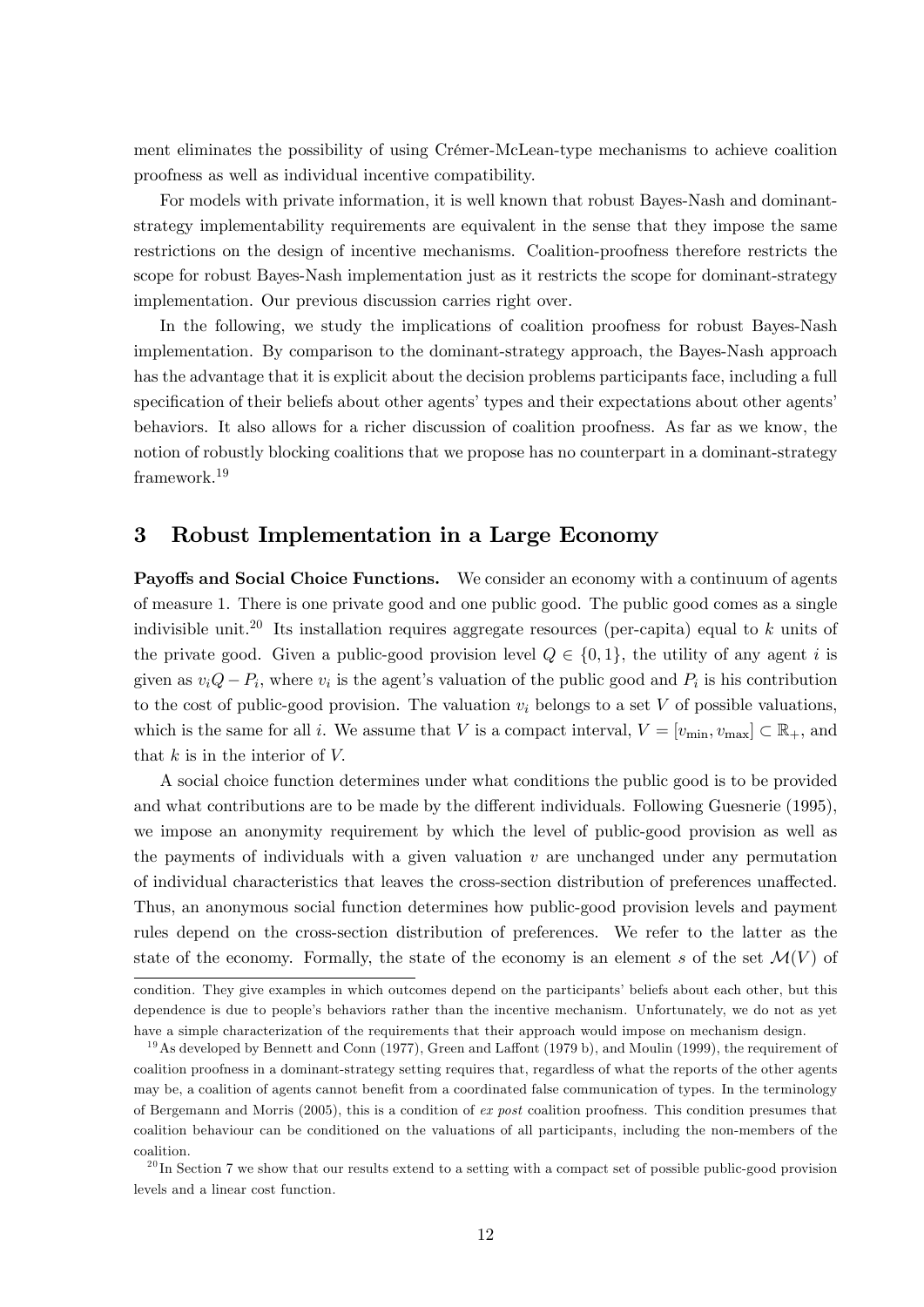ment eliminates the possibility of using Crémer-McLean-type mechanisms to achieve coalition proofness as well as individual incentive compatibility.

For models with private information, it is well known that robust Bayes-Nash and dominant-strategy implementability requirements are equivalent in the sense that they impose the same restrictions on the design of incentive mechanisms. Coalition-proofness therefore restricts the scope for robust Bayes-Nash implementation just as it restricts the scope for dominant-strategy implementation. Our previous discussion carries right over.

In the following, we study the implications of coalition proofness for robust Bayes-Nash implementation. By comparison to the dominant-strategy approach, the Bayes-Nash approach has the advantage that it is explicit about the decision problems participants face, including a full specification of their beliefs about other agents' types and their expectations about other agents' behaviors. It also allows for a richer discussion of coalition proofness. As far as we know, the notion of robustly blocking coalitions that we propose has no counterpart in a dominant-strategy framework.[19]

## 3 Robust Implementation in a Large Economy

**Payoffs and Social Choice Functions.** We consider an economy with a continuum of agents of measure 1. There is one private good and one public good. The public good comes as a single indivisible unit.[20] Its installation requires aggregate resources (per-capita) equal to $k$ units of the private good. Given a public-good provision level $Q \in \{0, 1\}$, the utility of any agent $i$ is given as $v_i Q - P_i$, where $v_i$ is the agent's valuation of the public good and $P_i$ is his contribution to the cost of public-good provision. The valuation $v_i$ belongs to a set $V$ of possible valuations, which is the same for all $i$. We assume that $V$ is a compact interval, $V = [v_{\min}, v_{\max}] \subset \mathbb{R}_+$, and that $k$ is in the interior of $V$.

A social choice function determines under what conditions the public good is to be provided and what contributions are to be made by the different individuals. Following Guesnerie (1995), we impose an anonymity requirement by which the level of public-good provision as well as the payments of individuals with a given valuation $v$ are unchanged under any permutation of individual characteristics that leaves the cross-section distribution of preferences unaffected. Thus, an anonymous social function determines how public-good provision levels and payment rules depend on the cross-section distribution of preferences. We refer to the latter as the state of the economy. Formally, the state of the economy is an element $s$ of the set $\mathcal{M}(V)$ of

---

condition. They give examples in which outcomes depend on the participants' beliefs about each other, but this dependence is due to people's behaviors rather than the incentive mechanism. Unfortunately, we do not as yet have a simple characterization of the requirements that their approach would impose on mechanism design.

[19] As developed by Bennett and Conn (1977), Green and Laffont (1979 b), and Moulin (1999), the requirement of coalition proofness in a dominant-strategy setting requires that, regardless of what the reports of the other agents may be, a coalition of agents cannot benefit from a coordinated false communication of types. In the terminology of Bergemann and Morris (2005), this is a condition of *ex post* coalition proofness. This condition presumes that coalition behaviour can be conditioned on the valuations of all participants, including the non-members of the coalition.

[20] In Section 7 we show that our results extend to a setting with a compact set of possible public-good provision levels and a linear cost function.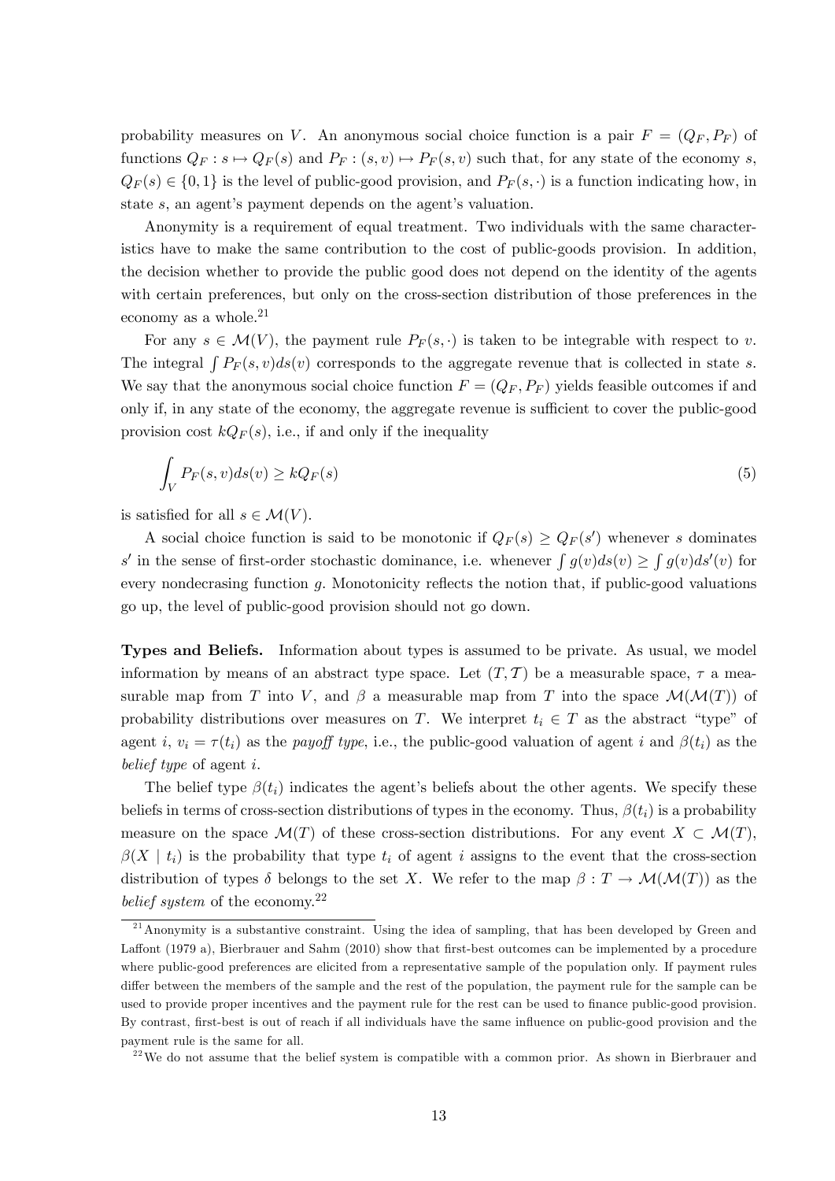probability measures on $V$. An anonymous social choice function is a pair $F = (Q_F, P_F)$ of functions $Q_F : s \mapsto Q_F(s)$ and $P_F : (s, v) \mapsto P_F(s, v)$ such that, for any state of the economy $s$, $Q_F(s) \in \{0, 1\}$ is the level of public-good provision, and $P_F(s, \cdot)$ is a function indicating how, in state $s$, an agent's payment depends on the agent's valuation.

Anonymity is a requirement of equal treatment. Two individuals with the same characteristics have to make the same contribution to the cost of public-goods provision. In addition, the decision whether to provide the public good does not depend on the identity of the agents with certain preferences, but only on the cross-section distribution of those preferences in the economy as a whole.[21]

For any $s \in \mathcal{M}(V)$, the payment rule $P_F(s, \cdot)$ is taken to be integrable with respect to $v$. The integral $\int P_F(s, v) ds(v)$ corresponds to the aggregate revenue that is collected in state $s$. We say that the anonymous social choice function $F = (Q_F, P_F)$ yields feasible outcomes if and only if, in any state of the economy, the aggregate revenue is sufficient to cover the public-good provision cost $kQ_F(s)$, i.e., if and only if the inequality

$$\int_V P_F(s, v) ds(v) \geq kQ_F(s) \tag{5}$$

is satisfied for all $s \in \mathcal{M}(V)$.

A social choice function is said to be monotonic if $Q_F(s) \geq Q_F(s')$ whenever $s$ dominates $s'$ in the sense of first-order stochastic dominance, i.e. whenever $\int g(v) ds(v) \geq \int g(v) ds'(v)$ for every nondecrasing function $g$. Monotonicity reflects the notion that, if public-good valuations go up, the level of public-good provision should not go down.

**Types and Beliefs.** Information about types is assumed to be private. As usual, we model information by means of an abstract type space. Let $(T, \mathcal{T})$ be a measurable space, $\tau$ a measurable map from $T$ into $V$, and $\beta$ a measurable map from $T$ into the space $\mathcal{M}(\mathcal{M}(T))$ of probability distributions over measures on $T$. We interpret $t_i \in T$ as the abstract "type" of agent $i$, $v_i = \tau(t_i)$ as the *payoff type*, i.e., the public-good valuation of agent $i$ and $\beta(t_i)$ as the *belief type* of agent $i$.

The belief type $\beta(t_i)$ indicates the agent's beliefs about the other agents. We specify these beliefs in terms of cross-section distributions of types in the economy. Thus, $\beta(t_i)$ is a probability measure on the space $\mathcal{M}(T)$ of these cross-section distributions. For any event $X \subset \mathcal{M}(T)$, $\beta(X \mid t_i)$ is the probability that type $t_i$ of agent $i$ assigns to the event that the cross-section distribution of types $\delta$ belongs to the set $X$. We refer to the map $\beta : T \to \mathcal{M}(\mathcal{M}(T))$ as the *belief system* of the economy.[22]

[21] Anonymity is a substantive constraint. Using the idea of sampling, that has been developed by Green and Laffont (1979 a), Bierbrauer and Sahm (2010) show that first-best outcomes can be implemented by a procedure where public-good preferences are elicited from a representative sample of the population only. If payment rules differ between the members of the sample and the rest of the population, the payment rule for the sample can be used to provide proper incentives and the payment rule for the rest can be used to finance public-good provision. By contrast, first-best is out of reach if all individuals have the same influence on public-good provision and the payment rule is the same for all.

[22] We do not assume that the belief system is compatible with a common prior. As shown in Bierbrauer and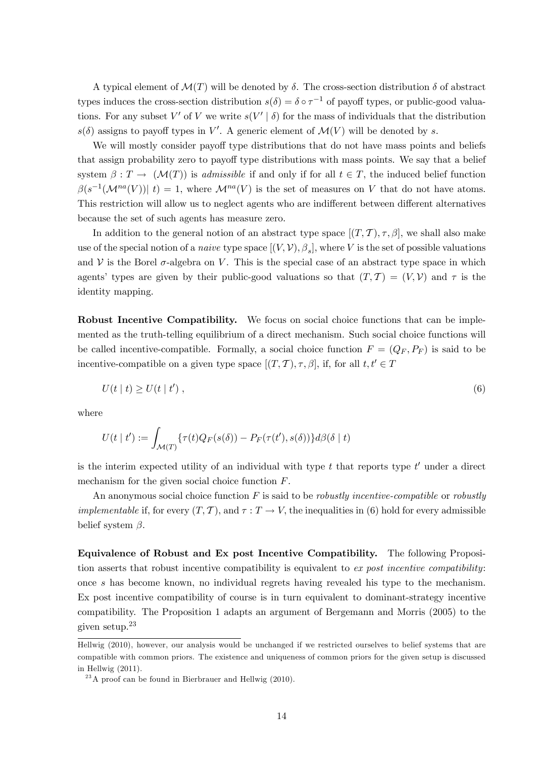A typical element of $\mathcal{M}(T)$ will be denoted by $\delta$. The cross-section distribution $\delta$ of abstract types induces the cross-section distribution $s(\delta) = \delta \circ \tau^{-1}$ of payoff types, or public-good valuations. For any subset $V'$ of $V$ we write $s(V' \mid \delta)$ for the mass of individuals that the distribution $s(\delta)$ assigns to payoff types in $V'$. A generic element of $\mathcal{M}(V)$ will be denoted by $s$.

We will mostly consider payoff type distributions that do not have mass points and beliefs that assign probability zero to payoff type distributions with mass points. We say that a belief system $\beta : T \to (\mathcal{M}(T))$ is *admissible* if and only if for all $t \in T$, the induced belief function $\beta(s^{-1}(\mathcal{M}^{na}(V))| \; t) = 1$, where $\mathcal{M}^{na}(V)$ is the set of measures on $V$ that do not have atoms. This restriction will allow us to neglect agents who are indifferent between different alternatives because the set of such agents has measure zero.

In addition to the general notion of an abstract type space $[(T, \mathcal{T}), \tau, \beta]$, we shall also make use of the special notion of a *naive* type space $[(V, \mathcal{V}), \beta_s]$, where $V$ is the set of possible valuations and $\mathcal{V}$ is the Borel $\sigma$-algebra on $V$. This is the special case of an abstract type space in which agents' types are given by their public-good valuations so that $(T, \mathcal{T}) = (V, \mathcal{V})$ and $\tau$ is the identity mapping.

**Robust Incentive Compatibility.** We focus on social choice functions that can be implemented as the truth-telling equilibrium of a direct mechanism. Such social choice functions will be called incentive-compatible. Formally, a social choice function $F = (Q_F, P_F)$ is said to be incentive-compatible on a given type space $[(T, \mathcal{T}), \tau, \beta]$, if, for all $t, t' \in T$

$$U(t \mid t) \geq U(t \mid t') \,, \tag{6}$$

where

$$U(t \mid t') := \int_{\mathcal{M}(T)} \{\tau(t) Q_F(s(\delta)) - P_F(\tau(t'), s(\delta))\} d\beta(\delta \mid t)$$

is the interim expected utility of an individual with type $t$ that reports type $t'$ under a direct mechanism for the given social choice function $F$.

An anonymous social choice function $F$ is said to be *robustly incentive-compatible* or *robustly implementable* if, for every $(T, \mathcal{T})$, and $\tau : T \to V$, the inequalities in (6) hold for every admissible belief system $\beta$.

**Equivalence of Robust and Ex post Incentive Compatibility.** The following Proposition asserts that robust incentive compatibility is equivalent to *ex post incentive compatibility*: once $s$ has become known, no individual regrets having revealed his type to the mechanism. Ex post incentive compatibility of course is in turn equivalent to dominant-strategy incentive compatibility. The Proposition 1 adapts an argument of Bergemann and Morris (2005) to the given setup.[23]

---

Hellwig (2010), however, our analysis would be unchanged if we restricted ourselves to belief systems that are compatible with common priors. The existence and uniqueness of common priors for the given setup is discussed in Hellwig (2011).

[23] A proof can be found in Bierbrauer and Hellwig (2010).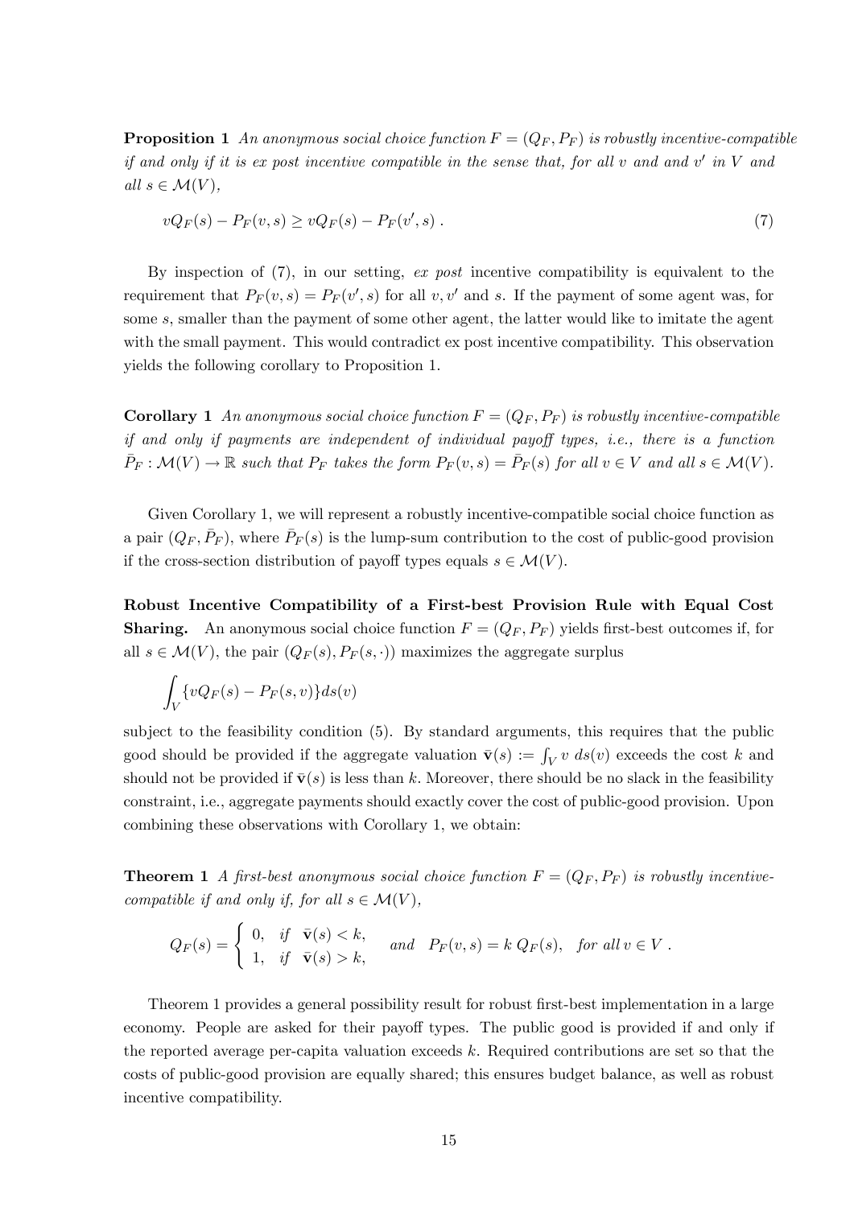**Proposition 1** *An anonymous social choice function $F = (Q_F, P_F)$ is robustly incentive-compatible if and only if it is ex post incentive compatible in the sense that, for all $v$ and and $v'$ in $V$ and all $s \in \mathcal{M}(V)$,*

$$vQ_F(s) - P_F(v, s) \geq vQ_F(s) - P_F(v', s) \; . \tag{7}$$

By inspection of (7), in our setting, *ex post* incentive compatibility is equivalent to the requirement that $P_F(v, s) = P_F(v', s)$ for all $v, v'$ and $s$. If the payment of some agent was, for some $s$, smaller than the payment of some other agent, the latter would like to imitate the agent with the small payment. This would contradict ex post incentive compatibility. This observation yields the following corollary to Proposition 1.

**Corollary 1** *An anonymous social choice function $F = (Q_F, P_F)$ is robustly incentive-compatible if and only if payments are independent of individual payoff types, i.e., there is a function $\bar{P}_F : \mathcal{M}(V) \to \mathbb{R}$ such that $P_F$ takes the form $P_F(v, s) = \bar{P}_F(s)$ for all $v \in V$ and all $s \in \mathcal{M}(V)$.*

Given Corollary 1, we will represent a robustly incentive-compatible social choice function as a pair $(Q_F, \bar{P}_F)$, where $\bar{P}_F(s)$ is the lump-sum contribution to the cost of public-good provision if the cross-section distribution of payoff types equals $s \in \mathcal{M}(V)$.

**Robust Incentive Compatibility of a First-best Provision Rule with Equal Cost Sharing.** An anonymous social choice function $F = (Q_F, P_F)$ yields first-best outcomes if, for all $s \in \mathcal{M}(V)$, the pair $(Q_F(s), P_F(s, \cdot))$ maximizes the aggregate surplus

$$\int_V \{vQ_F(s) - P_F(s, v)\} ds(v)$$

subject to the feasibility condition (5). By standard arguments, this requires that the public good should be provided if the aggregate valuation $\bar{\mathbf{v}}(s) := \int_V v \; ds(v)$ exceeds the cost $k$ and should not be provided if $\bar{\mathbf{v}}(s)$ is less than $k$. Moreover, there should be no slack in the feasibility constraint, i.e., aggregate payments should exactly cover the cost of public-good provision. Upon combining these observations with Corollary 1, we obtain:

**Theorem 1** *A first-best anonymous social choice function $F = (Q_F, P_F)$ is robustly incentive-compatible if and only if, for all $s \in \mathcal{M}(V)$,*

$$Q_F(s) = \begin{cases} 0, & \text{if} \quad \bar{\mathbf{v}}(s) < k, \\ 1, & \text{if} \quad \bar{\mathbf{v}}(s) > k, \end{cases} \quad \text{and} \quad P_F(v, s) = k \, Q_F(s), \quad \text{for all } v \in V \; .$$

Theorem 1 provides a general possibility result for robust first-best implementation in a large economy. People are asked for their payoff types. The public good is provided if and only if the reported average per-capita valuation exceeds $k$. Required contributions are set so that the costs of public-good provision are equally shared; this ensures budget balance, as well as robust incentive compatibility.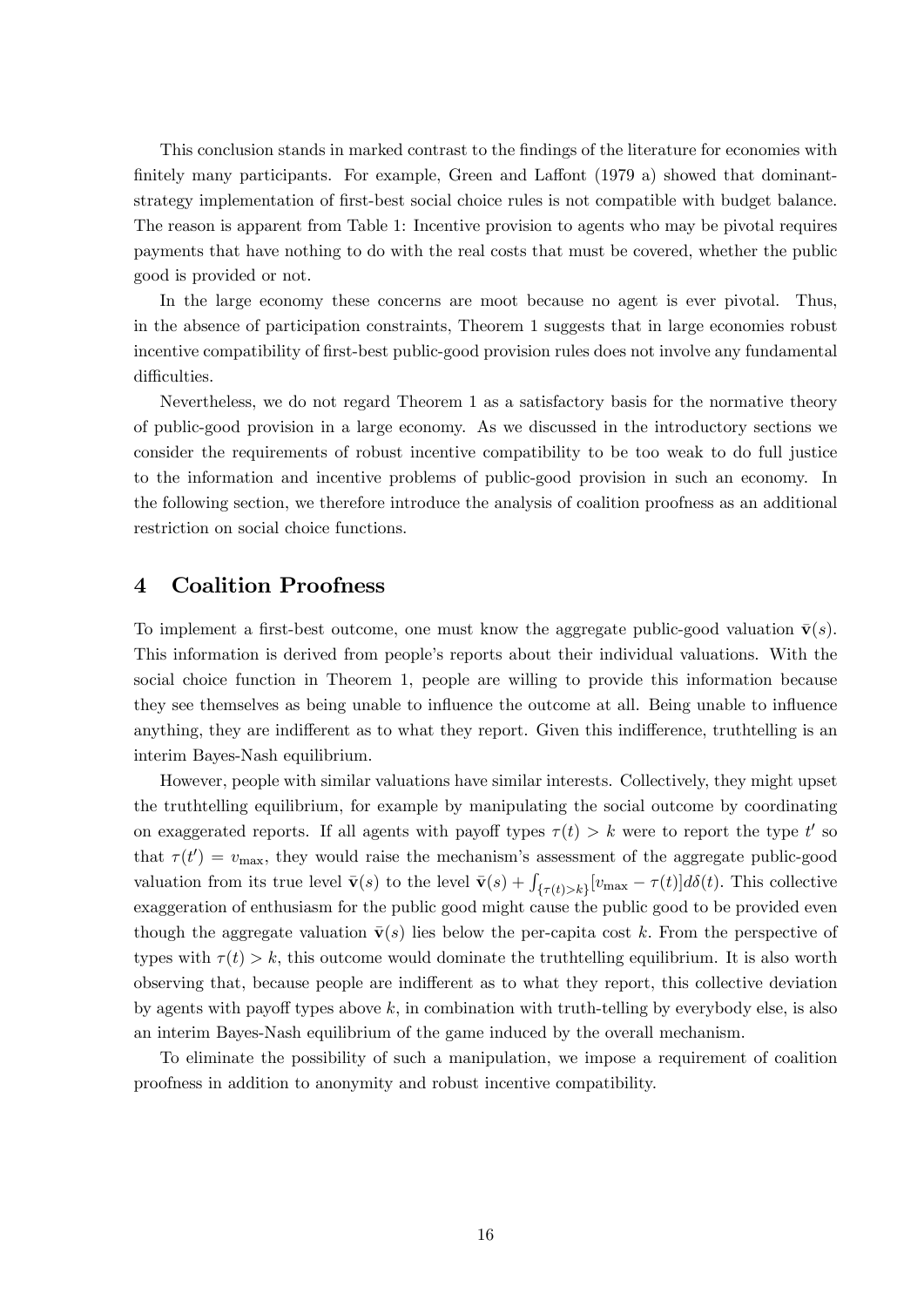This conclusion stands in marked contrast to the findings of the literature for economies with finitely many participants. For example, Green and Laffont (1979 a) showed that dominant-strategy implementation of first-best social choice rules is not compatible with budget balance. The reason is apparent from Table 1: Incentive provision to agents who may be pivotal requires payments that have nothing to do with the real costs that must be covered, whether the public good is provided or not.

In the large economy these concerns are moot because no agent is ever pivotal. Thus, in the absence of participation constraints, Theorem 1 suggests that in large economies robust incentive compatibility of first-best public-good provision rules does not involve any fundamental difficulties.

Nevertheless, we do not regard Theorem 1 as a satisfactory basis for the normative theory of public-good provision in a large economy. As we discussed in the introductory sections we consider the requirements of robust incentive compatibility to be too weak to do full justice to the information and incentive problems of public-good provision in such an economy. In the following section, we therefore introduce the analysis of coalition proofness as an additional restriction on social choice functions.

# 4 Coalition Proofness

To implement a first-best outcome, one must know the aggregate public-good valuation $\bar{\mathbf{v}}(s)$. This information is derived from people's reports about their individual valuations. With the social choice function in Theorem 1, people are willing to provide this information because they see themselves as being unable to influence the outcome at all. Being unable to influence anything, they are indifferent as to what they report. Given this indifference, truthtelling is an interim Bayes-Nash equilibrium.

However, people with similar valuations have similar interests. Collectively, they might upset the truthtelling equilibrium, for example by manipulating the social outcome by coordinating on exaggerated reports. If all agents with payoff types $\tau(t) > k$ were to report the type $t'$ so that $\tau(t') = v_{\max}$, they would raise the mechanism's assessment of the aggregate public-good valuation from its true level $\bar{\mathbf{v}}(s)$ to the level $\bar{\mathbf{v}}(s) + \int_{\{\tau(t)>k\}}[v_{\max} - \tau(t)]d\delta(t)$. This collective exaggeration of enthusiasm for the public good might cause the public good to be provided even though the aggregate valuation $\bar{\mathbf{v}}(s)$ lies below the per-capita cost $k$. From the perspective of types with $\tau(t) > k$, this outcome would dominate the truthtelling equilibrium. It is also worth observing that, because people are indifferent as to what they report, this collective deviation by agents with payoff types above $k$, in combination with truth-telling by everybody else, is also an interim Bayes-Nash equilibrium of the game induced by the overall mechanism.

To eliminate the possibility of such a manipulation, we impose a requirement of coalition proofness in addition to anonymity and robust incentive compatibility.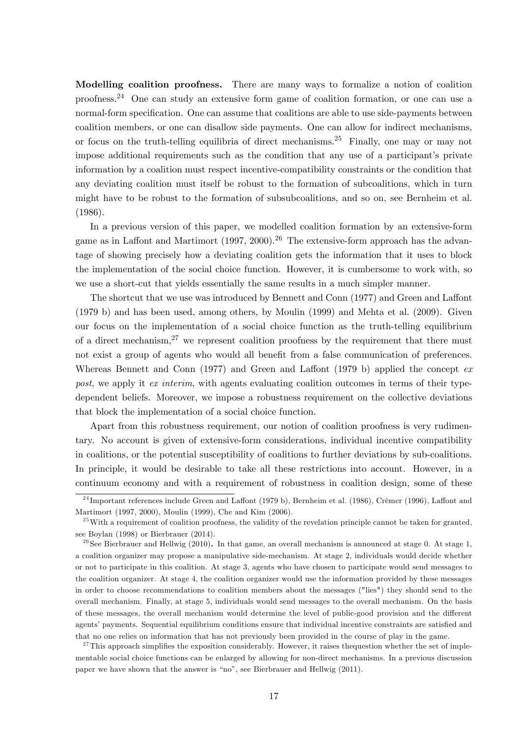**Modelling coalition proofness.** There are many ways to formalize a notion of coalition proofness.[24] One can study an extensive form game of coalition formation, or one can use a normal-form specification. One can assume that coalitions are able to use side-payments between coalition members, or one can disallow side payments. One can allow for indirect mechanisms, or focus on the truth-telling equilibria of direct mechanisms.[25] Finally, one may or may not impose additional requirements such as the condition that any use of a participant's private information by a coalition must respect incentive-compatibility constraints or the condition that any deviating coalition must itself be robust to the formation of subcoalitions, which in turn might have to be robust to the formation of subsubcoalitions, and so on, see Bernheim et al. (1986).

In a previous version of this paper, we modelled coalition formation by an extensive-form game as in Laffont and Martimort (1997, 2000).[26] The extensive-form approach has the advantage of showing precisely how a deviating coalition gets the information that it uses to block the implementation of the social choice function. However, it is cumbersome to work with, so we use a short-cut that yields essentially the same results in a much simpler manner.

The shortcut that we use was introduced by Bennett and Conn (1977) and Green and Laffont (1979 b) and has been used, among others, by Moulin (1999) and Mehta et al. (2009). Given our focus on the implementation of a social choice function as the truth-telling equilibrium of a direct mechanism,[27] we represent coalition proofness by the requirement that there must not exist a group of agents who would all benefit from a false communication of preferences. Whereas Bennett and Conn (1977) and Green and Laffont (1979 b) applied the concept *ex post*, we apply it *ex interim*, with agents evaluating coalition outcomes in terms of their type-dependent beliefs. Moreover, we impose a robustness requirement on the collective deviations that block the implementation of a social choice function.

Apart from this robustness requirement, our notion of coalition proofness is very rudimentary. No account is given of extensive-form considerations, individual incentive compatibility in coalitions, or the potential susceptibility of coalitions to further deviations by sub-coalitions. In principle, it would be desirable to take all these restrictions into account. However, in a continuum economy and with a requirement of robustness in coalition design, some of these

---

[24] Important references include Green and Laffont (1979 b), Bernheim et al. (1986), Crémer (1996), Laffont and Martimort (1997, 2000), Moulin (1999), Che and Kim (2006).

[25] With a requirement of coalition proofness, the validity of the revelation principle cannot be taken for granted, see Boylan (1998) or Bierbrauer (2014).

[26] See Bierbrauer and Hellwig (2010). In that game, an overall mechanism is announced at stage 0. At stage 1, a coalition organizer may propose a manipulative side-mechanism. At stage 2, individuals would decide whether or not to participate in this coalition. At stage 3, agents who have chosen to participate would send messages to the coalition organizer. At stage 4, the coalition organizer would use the information provided by these messages in order to choose recommendations to coalition members about the messages ("lies") they should send to the overall mechanism. Finally, at stage 5, individuals would send messages to the overall mechanism. On the basis of these messages, the overall mechanism would determine the level of public-good provision and the different agents' payments. Sequential equilibrium conditions ensure that individual incentive constraints are satisfied and that no one relies on information that has not previously been provided in the course of play in the game.

[27] This approach simplifies the exposition considerably. However, it raises thequestion whether the set of implementable social choice functions can be enlarged by allowing for non-direct mechanisms. In a previous discussion paper we have shown that the answer is "no", see Bierbrauer and Hellwig (2011).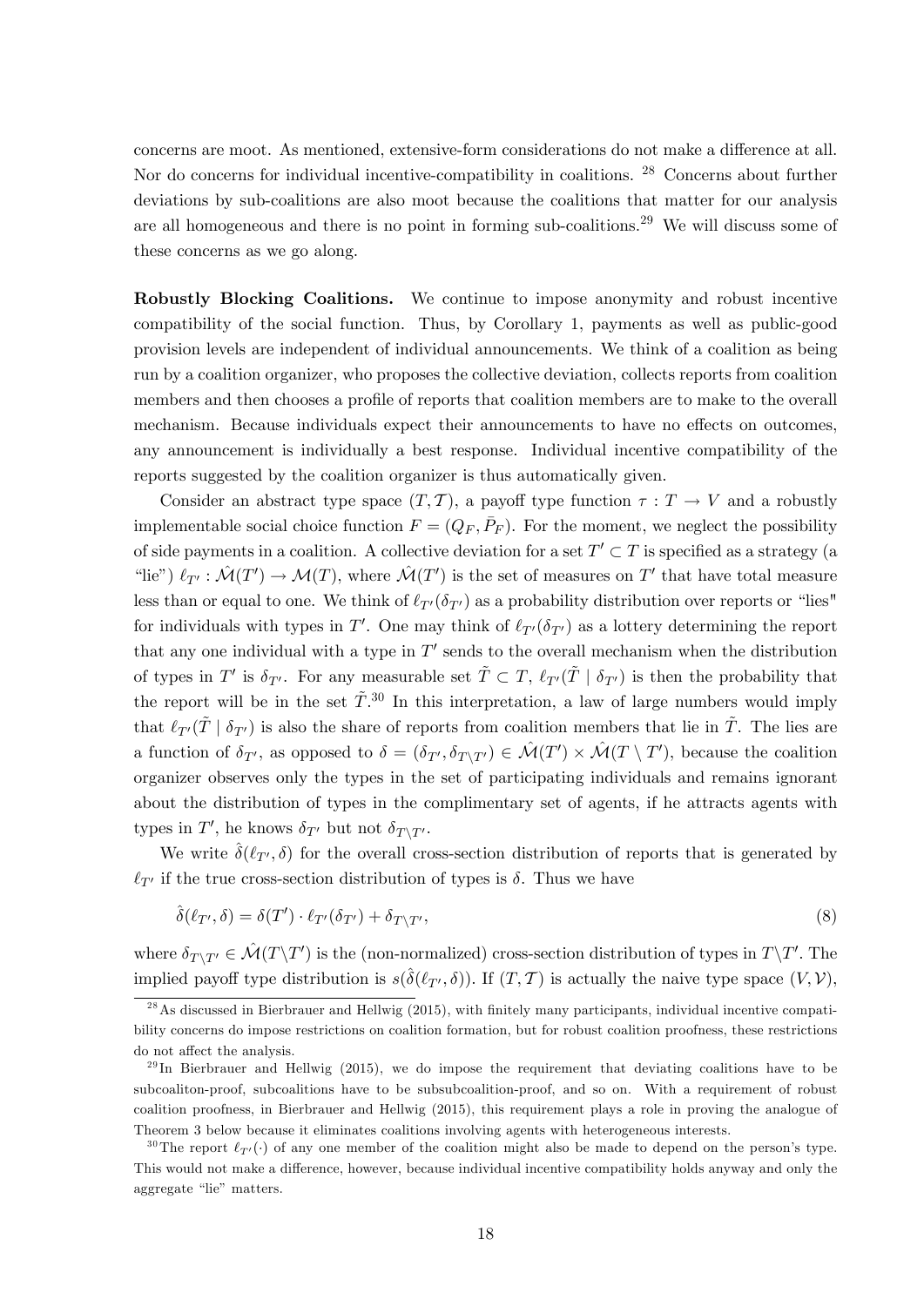concerns are moot. As mentioned, extensive-form considerations do not make a difference at all. Nor do concerns for individual incentive-compatibility in coalitions. [28] Concerns about further deviations by sub-coalitions are also moot because the coalitions that matter for our analysis are all homogeneous and there is no point in forming sub-coalitions.[29] We will discuss some of these concerns as we go along.

**Robustly Blocking Coalitions.** We continue to impose anonymity and robust incentive compatibility of the social function. Thus, by Corollary 1, payments as well as public-good provision levels are independent of individual announcements. We think of a coalition as being run by a coalition organizer, who proposes the collective deviation, collects reports from coalition members and then chooses a profile of reports that coalition members are to make to the overall mechanism. Because individuals expect their announcements to have no effects on outcomes, any announcement is individually a best response. Individual incentive compatibility of the reports suggested by the coalition organizer is thus automatically given.

Consider an abstract type space $(T, \mathcal{T})$, a payoff type function $\tau : T \to V$ and a robustly implementable social choice function $F = (Q_F, \bar{P}_F)$. For the moment, we neglect the possibility of side payments in a coalition. A collective deviation for a set $T' \subset T$ is specified as a strategy (a "lie") $\ell_{T'} : \hat{\mathcal{M}}(T') \to \mathcal{M}(T)$, where $\hat{\mathcal{M}}(T')$ is the set of measures on $T'$ that have total measure less than or equal to one. We think of $\ell_{T'}(\delta_{T'})$ as a probability distribution over reports or "lies" for individuals with types in $T'$. One may think of $\ell_{T'}(\delta_{T'})$ as a lottery determining the report that any one individual with a type in $T'$ sends to the overall mechanism when the distribution of types in $T'$ is $\delta_{T'}$. For any measurable set $\tilde{T} \subset T$, $\ell_{T'}(\tilde{T} \mid \delta_{T'})$ is then the probability that the report will be in the set $\tilde{T}$.[30] In this interpretation, a law of large numbers would imply that $\ell_{T'}(\tilde{T} \mid \delta_{T'})$ is also the share of reports from coalition members that lie in $\tilde{T}$. The lies are a function of $\delta_{T'}$, as opposed to $\delta = (\delta_{T'}, \delta_{T \setminus T'}) \in \hat{\mathcal{M}}(T') \times \hat{\mathcal{M}}(T \setminus T')$, because the coalition organizer observes only the types in the set of participating individuals and remains ignorant about the distribution of types in the complimentary set of agents, if he attracts agents with types in $T'$, he knows $\delta_{T'}$ but not $\delta_{T \setminus T'}$.

We write $\hat{\delta}(\ell_{T'}, \delta)$ for the overall cross-section distribution of reports that is generated by $\ell_{T'}$ if the true cross-section distribution of types is $\delta$. Thus we have

$$\hat{\delta}(\ell_{T'}, \delta) = \delta(T') \cdot \ell_{T'}(\delta_{T'}) + \delta_{T \setminus T'}, \tag{8}$$

where $\delta_{T \setminus T'} \in \hat{\mathcal{M}}(T \setminus T')$ is the (non-normalized) cross-section distribution of types in $T \setminus T'$. The implied payoff type distribution is $s(\hat{\delta}(\ell_{T'}, \delta))$. If $(T, \mathcal{T})$ is actually the naive type space $(V, \mathcal{V})$,

---

[28] As discussed in Bierbrauer and Hellwig (2015), with finitely many participants, individual incentive compatibility concerns do impose restrictions on coalition formation, but for robust coalition proofness, these restrictions do not affect the analysis.

[29] In Bierbrauer and Hellwig (2015), we do impose the requirement that deviating coalitions have to be subcoaliton-proof, subcoalitions have to be subsubcoalition-proof, and so on. With a requirement of robust coalition proofness, in Bierbrauer and Hellwig (2015), this requirement plays a role in proving the analogue of Theorem 3 below because it eliminates coalitions involving agents with heterogeneous interests.

[30] The report $\ell_{T'}(\cdot)$ of any one member of the coalition might also be made to depend on the person's type. This would not make a difference, however, because individual incentive compatibility holds anyway and only the aggregate "lie" matters.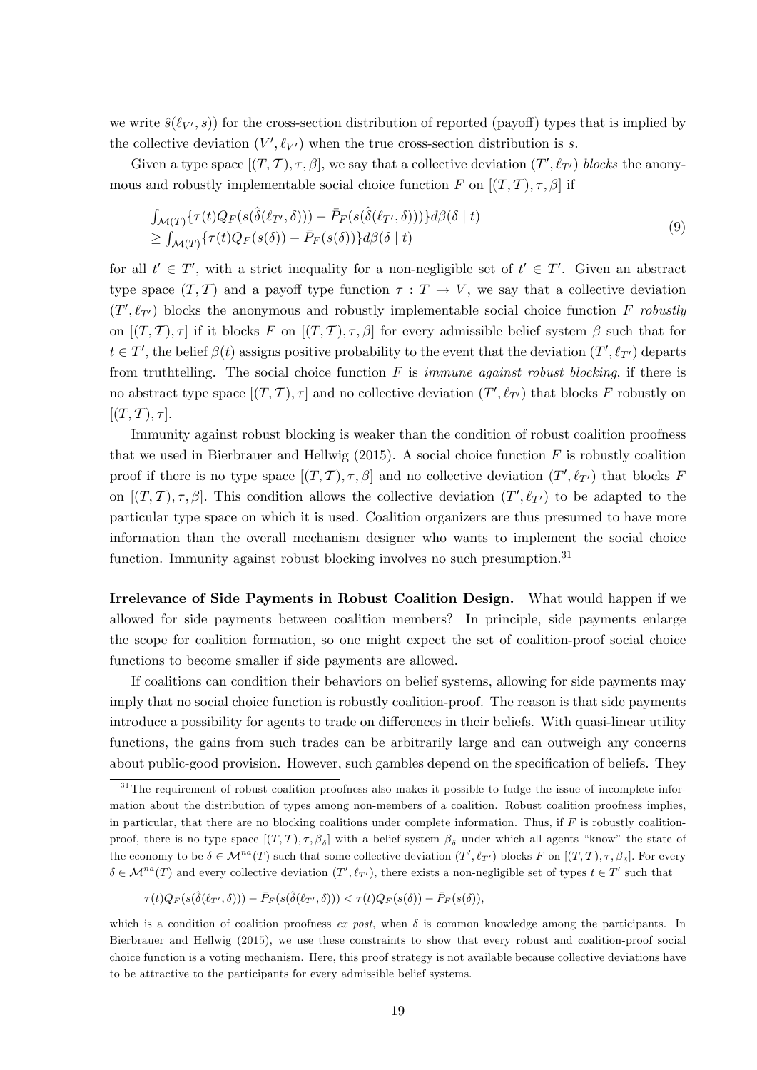we write $\hat{s}(\ell_{V'}, s))$ for the cross-section distribution of reported (payoff) types that is implied by the collective deviation $(V', \ell_{V'})$ when the true cross-section distribution is $s$.

Given a type space $[(T, \mathcal{T}), \tau, \beta]$, we say that a collective deviation $(T', \ell_{T'})$ *blocks* the anonymous and robustly implementable social choice function $F$ on $[(T, \mathcal{T}), \tau, \beta]$ if

$$
\begin{aligned}
&\int_{\mathcal{M}(T)} \{\tau(t) Q_F(s(\hat{\delta}(\ell_{T'}, \delta))) - \bar{P}_F(s(\hat{\delta}(\ell_{T'}, \delta)))\} d\beta(\delta \mid t) \\
&\geq \int_{\mathcal{M}(T)} \{\tau(t) Q_F(s(\delta)) - \bar{P}_F(s(\delta))\} d\beta(\delta \mid t)
\end{aligned}
\tag{9}
$$

for all $t' \in T'$, with a strict inequality for a non-negligible set of $t' \in T'$. Given an abstract type space $(T, \mathcal{T})$ and a payoff type function $\tau : T \to V$, we say that a collective deviation $(T', \ell_{T'})$ blocks the anonymous and robustly implementable social choice function $F$ *robustly* on $[(T, \mathcal{T}), \tau]$ if it blocks $F$ on $[(T, \mathcal{T}), \tau, \beta]$ for every admissible belief system $\beta$ such that for $t \in T'$, the belief $\beta(t)$ assigns positive probability to the event that the deviation $(T', \ell_{T'})$ departs from truthtelling. The social choice function $F$ is *immune against robust blocking*, if there is no abstract type space $[(T, \mathcal{T}), \tau]$ and no collective deviation $(T', \ell_{T'})$ that blocks $F$ robustly on $[(T, \mathcal{T}), \tau]$.

Immunity against robust blocking is weaker than the condition of robust coalition proofness that we used in Bierbrauer and Hellwig (2015). A social choice function $F$ is robustly coalition proof if there is no type space $[(T, \mathcal{T}), \tau, \beta]$ and no collective deviation $(T', \ell_{T'})$ that blocks $F$ on $[(T, \mathcal{T}), \tau, \beta]$. This condition allows the collective deviation $(T', \ell_{T'})$ to be adapted to the particular type space on which it is used. Coalition organizers are thus presumed to have more information than the overall mechanism designer who wants to implement the social choice function. Immunity against robust blocking involves no such presumption.[31]

**Irrelevance of Side Payments in Robust Coalition Design.** What would happen if we allowed for side payments between coalition members? In principle, side payments enlarge the scope for coalition formation, so one might expect the set of coalition-proof social choice functions to become smaller if side payments are allowed.

If coalitions can condition their behaviors on belief systems, allowing for side payments may imply that no social choice function is robustly coalition-proof. The reason is that side payments introduce a possibility for agents to trade on differences in their beliefs. With quasi-linear utility functions, the gains from such trades can be arbitrarily large and can outweigh any concerns about public-good provision. However, such gambles depend on the specification of beliefs. They

[31] The requirement of robust coalition proofness also makes it possible to fudge the issue of incomplete information about the distribution of types among non-members of a coalition. Robust coalition proofness implies, in particular, that there are no blocking coalitions under complete information. Thus, if $F$ is robustly coalition-proof, there is no type space $[(T, \mathcal{T}), \tau, \beta_\delta]$ with a belief system $\beta_\delta$ under which all agents "know" the state of the economy to be $\delta \in \mathcal{M}^{na}(T)$ such that some collective deviation $(T', \ell_{T'})$ blocks $F$ on $[(T, \mathcal{T}), \tau, \beta_\delta]$. For every $\delta \in \mathcal{M}^{na}(T)$ and every collective deviation $(T', \ell_{T'})$, there exists a non-negligible set of types $t \in T'$ such that

$$
\tau(t) Q_F(s(\hat{\delta}(\ell_{T'}, \delta))) - \bar{P}_F(s(\hat{\delta}(\ell_{T'}, \delta))) < \tau(t) Q_F(s(\delta)) - \bar{P}_F(s(\delta)),
$$

which is a condition of coalition proofness *ex post*, when $\delta$ is common knowledge among the participants. In Bierbrauer and Hellwig (2015), we use these constraints to show that every robust and coalition-proof social choice function is a voting mechanism. Here, this proof strategy is not available because collective deviations have to be attractive to the participants for every admissible belief systems.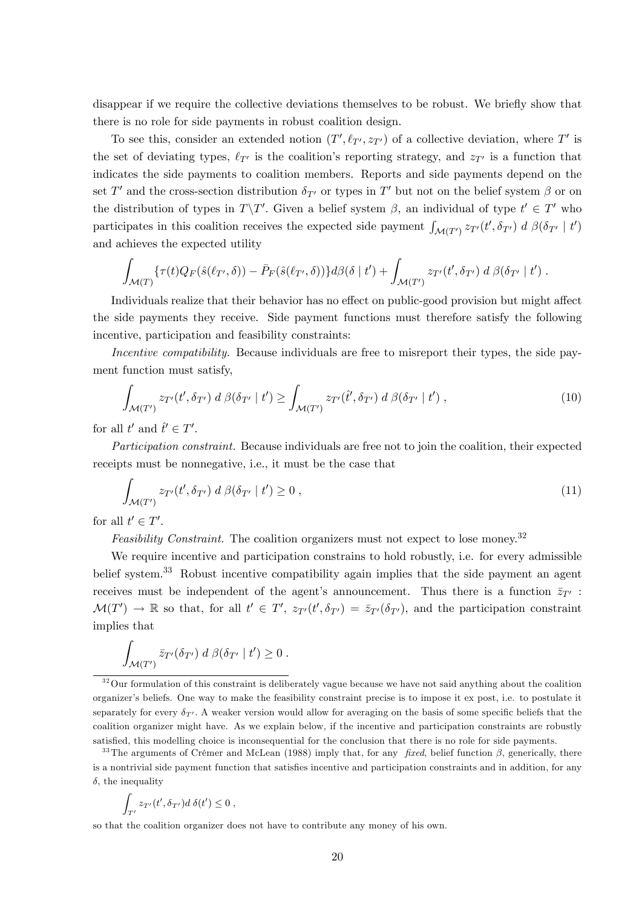disappear if we require the collective deviations themselves to be robust. We briefly show that there is no role for side payments in robust coalition design.

To see this, consider an extended notion $(T', \ell_{T'}, z_{T'})$ of a collective deviation, where $T'$ is the set of deviating types, $\ell_{T'}$ is the coalition's reporting strategy, and $z_{T'}$ is a function that indicates the side payments to coalition members. Reports and side payments depend on the set $T'$ and the cross-section distribution $\delta_{T'}$ or types in $T'$ but not on the belief system $\beta$ or on the distribution of types in $T \backslash T'$. Given a belief system $\beta$, an individual of type $t' \in T'$ who participates in this coalition receives the expected side payment $\int_{\mathcal{M}(T')} z_{T'}(t', \delta_{T'}) \; d\, \beta(\delta_{T'} \mid t')$ and achieves the expected utility

$$\int_{\mathcal{M}(T)} \{\tau(t) Q_F(\hat{s}(\ell_{T'}, \delta)) - \bar{P}_F(\hat{s}(\ell_{T'}, \delta))\} d\beta(\delta \mid t') + \int_{\mathcal{M}(T')} z_{T'}(t', \delta_{T'}) \; d\, \beta(\delta_{T'} \mid t') \; .$$

Individuals realize that their behavior has no effect on public-good provision but might affect the side payments they receive. Side payment functions must therefore satisfy the following incentive, participation and feasibility constraints:

*Incentive compatibility.* Because individuals are free to misreport their types, the side payment function must satisfy,

$$\int_{\mathcal{M}(T')} z_{T'}(t', \delta_{T'}) \; d\, \beta(\delta_{T'} \mid t') \geq \int_{\mathcal{M}(T')} z_{T'}(\hat{t}', \delta_{T'}) \; d\, \beta(\delta_{T'} \mid t') \; , \tag{10}$$

for all $t'$ and $\hat{t}' \in T'$.

*Participation constraint.* Because individuals are free not to join the coalition, their expected receipts must be nonnegative, i.e., it must be the case that

$$\int_{\mathcal{M}(T')} z_{T'}(t', \delta_{T'}) \; d\, \beta(\delta_{T'} \mid t') \geq 0 \; , \tag{11}$$

for all $t' \in T'$.

*Feasibility Constraint.* The coalition organizers must not expect to lose money.[32]

We require incentive and participation constrains to hold robustly, i.e. for every admissible belief system.[33] Robust incentive compatibility again implies that the side payment an agent receives must be independent of the agent's announcement. Thus there is a function $\bar{z}_{T'} : \mathcal{M}(T') \to \mathbb{R}$ so that, for all $t' \in T'$, $z_{T'}(t', \delta_{T'}) = \bar{z}_{T'}(\delta_{T'})$, and the participation constraint implies that

$$\int_{\mathcal{M}(T')} \bar{z}_{T'}(\delta_{T'}) \; d\, \beta(\delta_{T'} \mid t') \geq 0 \; .$$

[32] Our formulation of this constraint is deliberately vague because we have not said anything about the coalition organizer's beliefs. One way to make the feasibility constraint precise is to impose it ex post, i.e. to postulate it separately for every $\delta_{T'}$. A weaker version would allow for averaging on the basis of some specific beliefs that the coalition organizer might have. As we explain below, if the incentive and participation constraints are robustly satisfied, this modelling choice is inconsequential for the conclusion that there is no role for side payments.

[33] The arguments of Crémer and McLean (1988) imply that, for any *fixed*, belief function $\beta$, generically, there is a nontrivial side payment function that satisfies incentive and participation constraints and in addition, for any $\delta$, the inequality

$$\int_{T'} z_{T'}(t', \delta_{T'}) d\, \delta(t') \leq 0 \; ,$$

so that the coalition organizer does not have to contribute any money of his own.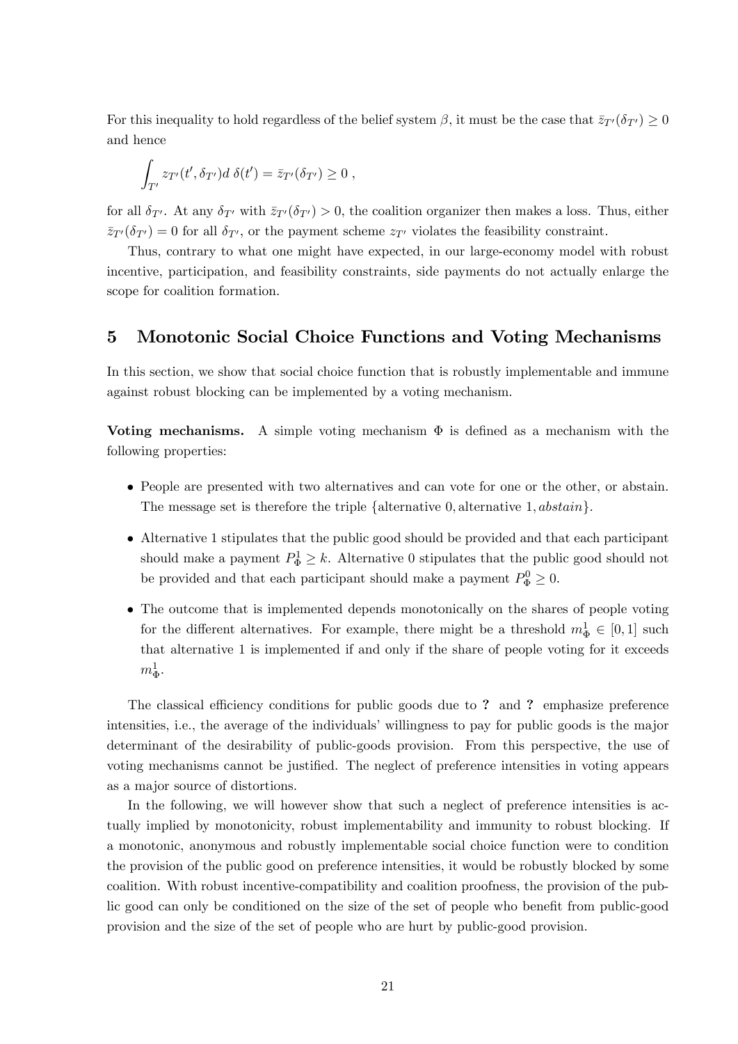For this inequality to hold regardless of the belief system $\beta$, it must be the case that $\bar{z}_{T'}(\delta_{T'}) \geq 0$ and hence

$$\int_{T'} z_{T'}(t', \delta_{T'}) d\,\delta(t') = \bar{z}_{T'}(\delta_{T'}) \geq 0 \,,$$

for all $\delta_{T'}$. At any $\delta_{T'}$ with $\bar{z}_{T'}(\delta_{T'}) > 0$, the coalition organizer then makes a loss. Thus, either $\bar{z}_{T'}(\delta_{T'}) = 0$ for all $\delta_{T'}$, or the payment scheme $z_{T'}$ violates the feasibility constraint.

Thus, contrary to what one might have expected, in our large-economy model with robust incentive, participation, and feasibility constraints, side payments do not actually enlarge the scope for coalition formation.

## 5 Monotonic Social Choice Functions and Voting Mechanisms

In this section, we show that social choice function that is robustly implementable and immune against robust blocking can be implemented by a voting mechanism.

**Voting mechanisms.** A simple voting mechanism $\Phi$ is defined as a mechanism with the following properties:

- People are presented with two alternatives and can vote for one or the other, or abstain. The message set is therefore the triple {alternative 0, alternative 1, *abstain*}.
- Alternative 1 stipulates that the public good should be provided and that each participant should make a payment $P^1_\Phi \geq k$. Alternative 0 stipulates that the public good should not be provided and that each participant should make a payment $P^0_\Phi \geq 0$.
- The outcome that is implemented depends monotonically on the shares of people voting for the different alternatives. For example, there might be a threshold $m^1_\Phi \in [0, 1]$ such that alternative 1 is implemented if and only if the share of people voting for it exceeds $m^1_\Phi$.

The classical efficiency conditions for public goods due to **?** and **?** emphasize preference intensities, i.e., the average of the individuals' willingness to pay for public goods is the major determinant of the desirability of public-goods provision. From this perspective, the use of voting mechanisms cannot be justified. The neglect of preference intensities in voting appears as a major source of distortions.

In the following, we will however show that such a neglect of preference intensities is actually implied by monotonicity, robust implementability and immunity to robust blocking. If a monotonic, anonymous and robustly implementable social choice function were to condition the provision of the public good on preference intensities, it would be robustly blocked by some coalition. With robust incentive-compatibility and coalition proofness, the provision of the public good can only be conditioned on the size of the set of people who benefit from public-good provision and the size of the set of people who are hurt by public-good provision.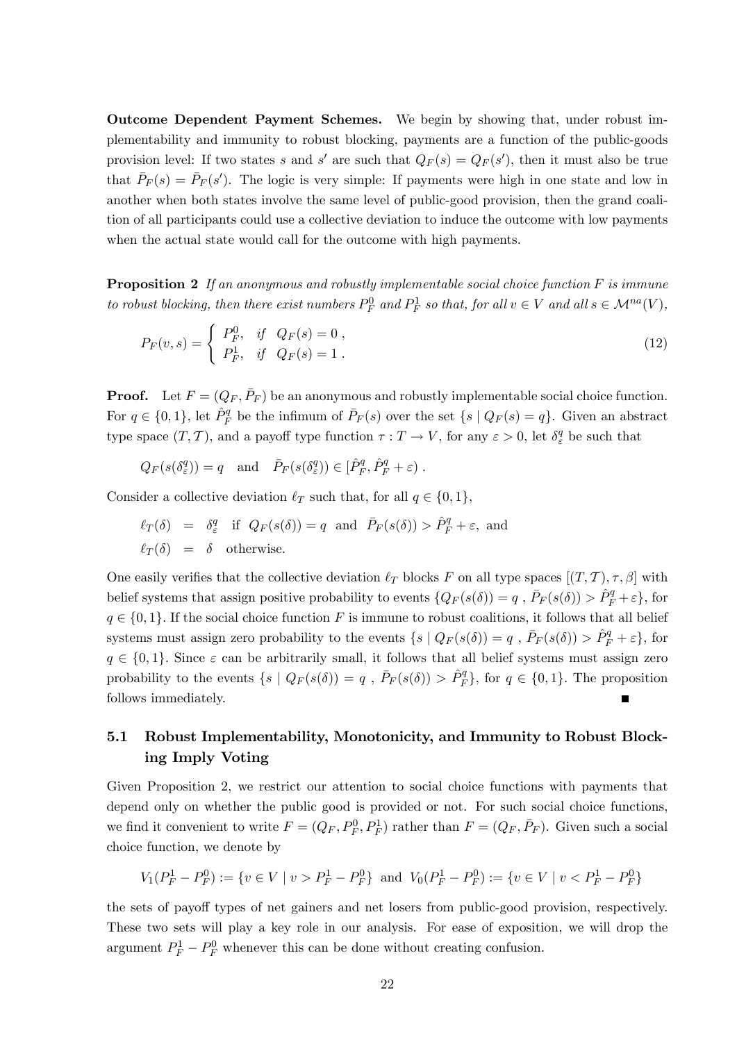**Outcome Dependent Payment Schemes.** We begin by showing that, under robust implementability and immunity to robust blocking, payments are a function of the public-goods provision level: If two states $s$ and $s'$ are such that $Q_F(s) = Q_F(s')$, then it must also be true that $\bar{P}_F(s) = \bar{P}_F(s')$. The logic is very simple: If payments were high in one state and low in another when both states involve the same level of public-good provision, then the grand coalition of all participants could use a collective deviation to induce the outcome with low payments when the actual state would call for the outcome with high payments.

**Proposition 2** *If an anonymous and robustly implementable social choice function $F$ is immune to robust blocking, then there exist numbers $P_F^0$ and $P_F^1$ so that, for all $v \in V$ and all $s \in \mathcal{M}^{na}(V)$,*

$$P_F(v, s) = \begin{cases} P_F^0, & \text{if} \quad Q_F(s) = 0 \ , \\ P_F^1, & \text{if} \quad Q_F(s) = 1 \ . \end{cases} \tag{12}$$

**Proof.** Let $F = (Q_F, \bar{P}_F)$ be an anonymous and robustly implementable social choice function. For $q \in \{0, 1\}$, let $\hat{P}_F^q$ be the infimum of $\bar{P}_F(s)$ over the set $\{s \mid Q_F(s) = q\}$. Given an abstract type space $(T, \mathcal{T})$, and a payoff type function $\tau : T \to V$, for any $\varepsilon > 0$, let $\delta_\varepsilon^q$ be such that

$$Q_F(s(\delta_\varepsilon^q)) = q \quad \text{and} \quad \bar{P}_F(s(\delta_\varepsilon^q)) \in [\hat{P}_F^q, \hat{P}_F^q + \varepsilon) \ .$$

Consider a collective deviation $\ell_T$ such that, for all $q \in \{0, 1\}$,

$$\begin{aligned} \ell_T(\delta) &= \delta_\varepsilon^q \quad \text{if} \ \ Q_F(s(\delta)) = q \ \ \text{and} \ \ \bar{P}_F(s(\delta)) > \hat{P}_F^q + \varepsilon, \ \text{and} \\ \ell_T(\delta) &= \delta \quad \text{otherwise.} \end{aligned}$$

One easily verifies that the collective deviation $\ell_T$ blocks $F$ on all type spaces $[(T, \mathcal{T}), \tau, \beta]$ with belief systems that assign positive probability to events $\{Q_F(s(\delta)) = q \ , \ \bar{P}_F(s(\delta)) > \hat{P}_F^q + \varepsilon\}$, for $q \in \{0, 1\}$. If the social choice function $F$ is immune to robust coalitions, it follows that all belief systems must assign zero probability to the events $\{s \mid Q_F(s(\delta)) = q \ , \ \bar{P}_F(s(\delta)) > \hat{P}_F^q + \varepsilon\}$, for $q \in \{0, 1\}$. Since $\varepsilon$ can be arbitrarily small, it follows that all belief systems must assign zero probability to the events $\{s \mid Q_F(s(\delta)) = q \ , \ \bar{P}_F(s(\delta)) > \hat{P}_F^q\}$, for $q \in \{0, 1\}$. The proposition follows immediately. ■

## 5.1 Robust Implementability, Monotonicity, and Immunity to Robust Blocking Imply Voting

Given Proposition 2, we restrict our attention to social choice functions with payments that depend only on whether the public good is provided or not. For such social choice functions, we find it convenient to write $F = (Q_F, P_F^0, P_F^1)$ rather than $F = (Q_F, \bar{P}_F)$. Given such a social choice function, we denote by

$$V_1(P_F^1 - P_F^0) := \{v \in V \mid v > P_F^1 - P_F^0\} \ \text{and} \ V_0(P_F^1 - P_F^0) := \{v \in V \mid v < P_F^1 - P_F^0\}$$

the sets of payoff types of net gainers and net losers from public-good provision, respectively. These two sets will play a key role in our analysis. For ease of exposition, we will drop the argument $P_F^1 - P_F^0$ whenever this can be done without creating confusion.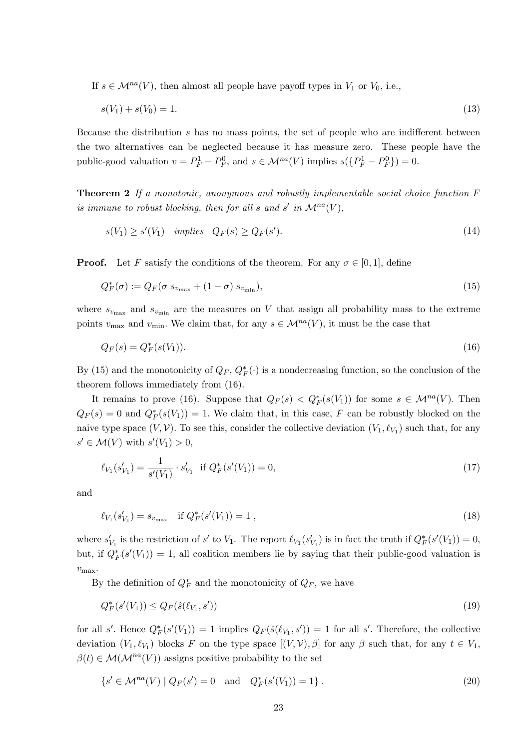If $s \in \mathcal{M}^{na}(V)$, then almost all people have payoff types in $V_1$ or $V_0$, i.e.,

$$s(V_1) + s(V_0) = 1. \tag{13}$$

Because the distribution $s$ has no mass points, the set of people who are indifferent between the two alternatives can be neglected because it has measure zero. These people have the public-good valuation $v = P_F^1 - P_F^0$, and $s \in \mathcal{M}^{na}(V)$ implies $s(\{P_F^1 - P_F^0\}) = 0$.

**Theorem 2** *If a monotonic, anonymous and robustly implementable social choice function $F$ is immune to robust blocking, then for all $s$ and $s'$ in $\mathcal{M}^{na}(V)$,*

$$s(V_1) \geq s'(V_1) \quad \textit{implies} \quad Q_F(s) \geq Q_F(s'). \tag{14}$$

**Proof.** Let $F$ satisfy the conditions of the theorem. For any $\sigma \in [0,1]$, define

$$Q_F^*(\sigma) := Q_F(\sigma \, s_{v_{\max}} + (1-\sigma) \, s_{v_{\min}}), \tag{15}$$

where $s_{v_{\max}}$ and $s_{v_{\min}}$ are the measures on $V$ that assign all probability mass to the extreme points $v_{\max}$ and $v_{\min}$. We claim that, for any $s \in \mathcal{M}^{na}(V)$, it must be the case that

$$Q_F(s) = Q_F^*(s(V_1)). \tag{16}$$

By (15) and the monotonicity of $Q_F$, $Q_F^*(\cdot)$ is a nondecreasing function, so the conclusion of the theorem follows immediately from (16).

It remains to prove (16). Suppose that $Q_F(s) < Q_F^*(s(V_1))$ for some $s \in \mathcal{M}^{na}(V)$. Then $Q_F(s) = 0$ and $Q_F^*(s(V_1)) = 1$. We claim that, in this case, $F$ can be robustly blocked on the naive type space $(V, \mathcal{V})$. To see this, consider the collective deviation $(V_1, \ell_{V_1})$ such that, for any $s' \in \mathcal{M}(V)$ with $s'(V_1) > 0$,

$$\ell_{V_1}(s'_{V_1}) = \frac{1}{s'(V_1)} \cdot s'_{V_1} \quad \text{if } Q_F^*(s'(V_1)) = 0, \tag{17}$$

and

$$\ell_{V_1}(s'_{V_1}) = s_{v_{\max}} \quad \text{if } Q_F^*(s'(V_1)) = 1\,, \tag{18}$$

where $s'_{V_1}$ is the restriction of $s'$ to $V_1$. The report $\ell_{V_1}(s'_{V_1})$ is in fact the truth if $Q_F^*(s'(V_1)) = 0$, but, if $Q_F^*(s'(V_1)) = 1$, all coalition members lie by saying that their public-good valuation is $v_{\max}$.

By the definition of $Q_F^*$ and the monotonicity of $Q_F$, we have

$$Q_F^*(s'(V_1)) \leq Q_F(\hat{s}(\ell_{V_1}, s')) \tag{19}$$

for all $s'$. Hence $Q_F^*(s'(V_1)) = 1$ implies $Q_F(\hat{s}(\ell_{V_1}, s')) = 1$ for all $s'$. Therefore, the collective deviation $(V_1, \ell_{V_1})$ blocks $F$ on the type space $[(V, \mathcal{V}), \beta]$ for any $\beta$ such that, for any $t \in V_1$, $\beta(t) \in \mathcal{M}(\mathcal{M}^{na}(V))$ assigns positive probability to the set

$$\{s' \in \mathcal{M}^{na}(V) \mid Q_F(s') = 0 \quad \text{and} \quad Q_F^*(s'(V_1)) = 1\}\,. \tag{20}$$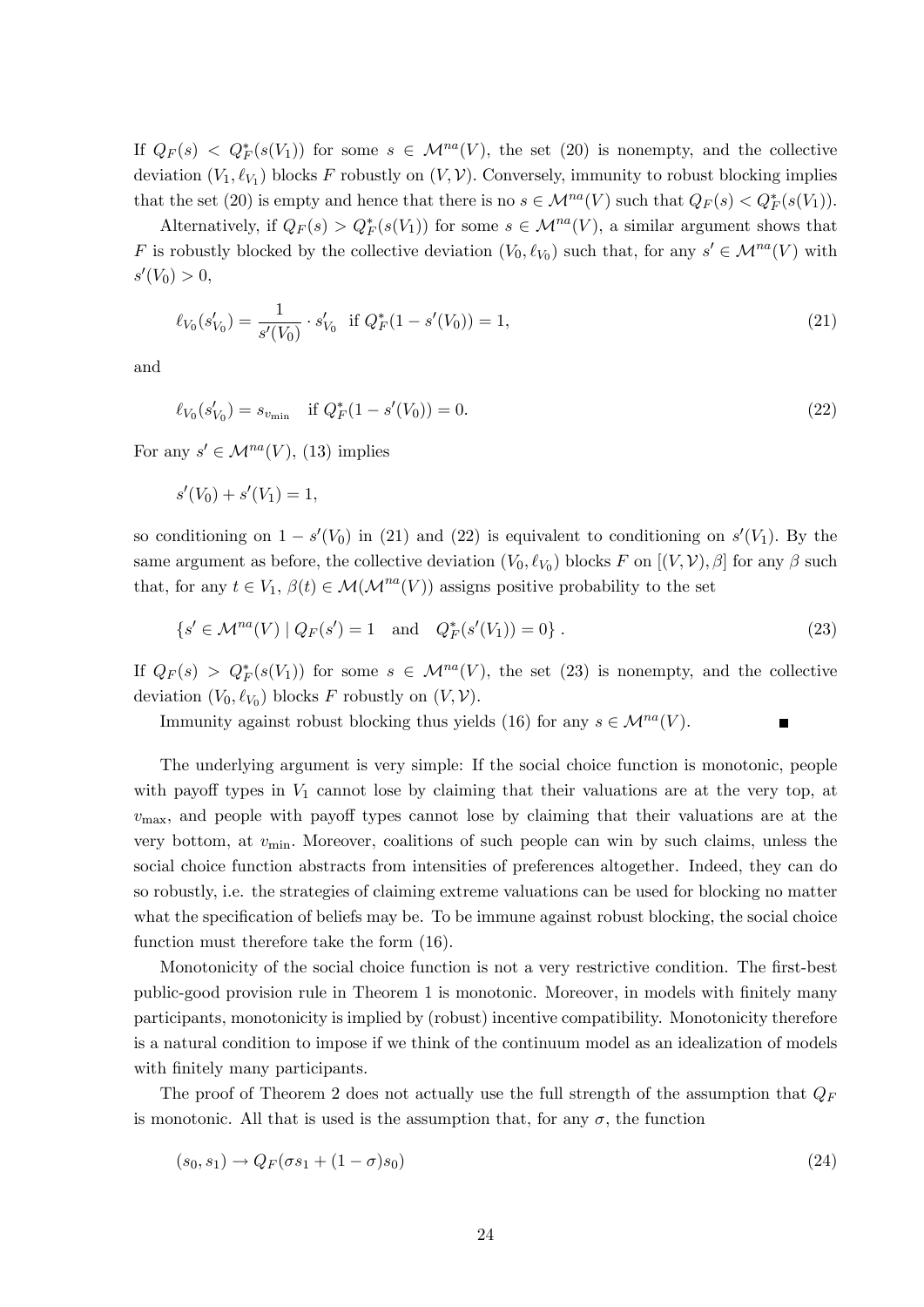If $Q_F(s) < Q_F^*(s(V_1))$ for some $s \in \mathcal{M}^{na}(V)$, the set (20) is nonempty, and the collective deviation $(V_1, \ell_{V_1})$ blocks $F$ robustly on $(V, \mathcal{V})$. Conversely, immunity to robust blocking implies that the set (20) is empty and hence that there is no $s \in \mathcal{M}^{na}(V)$ such that $Q_F(s) < Q_F^*(s(V_1))$.

Alternatively, if $Q_F(s) > Q_F^*(s(V_1))$ for some $s \in \mathcal{M}^{na}(V)$, a similar argument shows that $F$ is robustly blocked by the collective deviation $(V_0, \ell_{V_0})$ such that, for any $s' \in \mathcal{M}^{na}(V)$ with $s'(V_0) > 0$,

$$\ell_{V_0}(s'_{V_0}) = \frac{1}{s'(V_0)} \cdot s'_{V_0} \quad \text{if } Q_F^*(1 - s'(V_0)) = 1, \tag{21}$$

and

$$\ell_{V_0}(s'_{V_0}) = s_{v_{\min}} \quad \text{if } Q_F^*(1 - s'(V_0)) = 0. \tag{22}$$

For any $s' \in \mathcal{M}^{na}(V)$, (13) implies

$$s'(V_0) + s'(V_1) = 1,$$

so conditioning on $1 - s'(V_0)$ in (21) and (22) is equivalent to conditioning on $s'(V_1)$. By the same argument as before, the collective deviation $(V_0, \ell_{V_0})$ blocks $F$ on $[(V, \mathcal{V}), \beta]$ for any $\beta$ such that, for any $t \in V_1$, $\beta(t) \in \mathcal{M}(\mathcal{M}^{na}(V))$ assigns positive probability to the set

$$\{s' \in \mathcal{M}^{na}(V) \mid Q_F(s') = 1 \quad \text{and} \quad Q_F^*(s'(V_1)) = 0\}. \tag{23}$$

If $Q_F(s) > Q_F^*(s(V_1))$ for some $s \in \mathcal{M}^{na}(V)$, the set (23) is nonempty, and the collective deviation $(V_0, \ell_{V_0})$ blocks $F$ robustly on $(V, \mathcal{V})$.

Immunity against robust blocking thus yields (16) for any $s \in \mathcal{M}^{na}(V)$. ∎

The underlying argument is very simple: If the social choice function is monotonic, people with payoff types in $V_1$ cannot lose by claiming that their valuations are at the very top, at $v_{\max}$, and people with payoff types cannot lose by claiming that their valuations are at the very bottom, at $v_{\min}$. Moreover, coalitions of such people can win by such claims, unless the social choice function abstracts from intensities of preferences altogether. Indeed, they can do so robustly, i.e. the strategies of claiming extreme valuations can be used for blocking no matter what the specification of beliefs may be. To be immune against robust blocking, the social choice function must therefore take the form (16).

Monotonicity of the social choice function is not a very restrictive condition. The first-best public-good provision rule in Theorem 1 is monotonic. Moreover, in models with finitely many participants, monotonicity is implied by (robust) incentive compatibility. Monotonicity therefore is a natural condition to impose if we think of the continuum model as an idealization of models with finitely many participants.

The proof of Theorem 2 does not actually use the full strength of the assumption that $Q_F$ is monotonic. All that is used is the assumption that, for any $\sigma$, the function

$$(s_0, s_1) \rightarrow Q_F(\sigma s_1 + (1 - \sigma)s_0) \tag{24}$$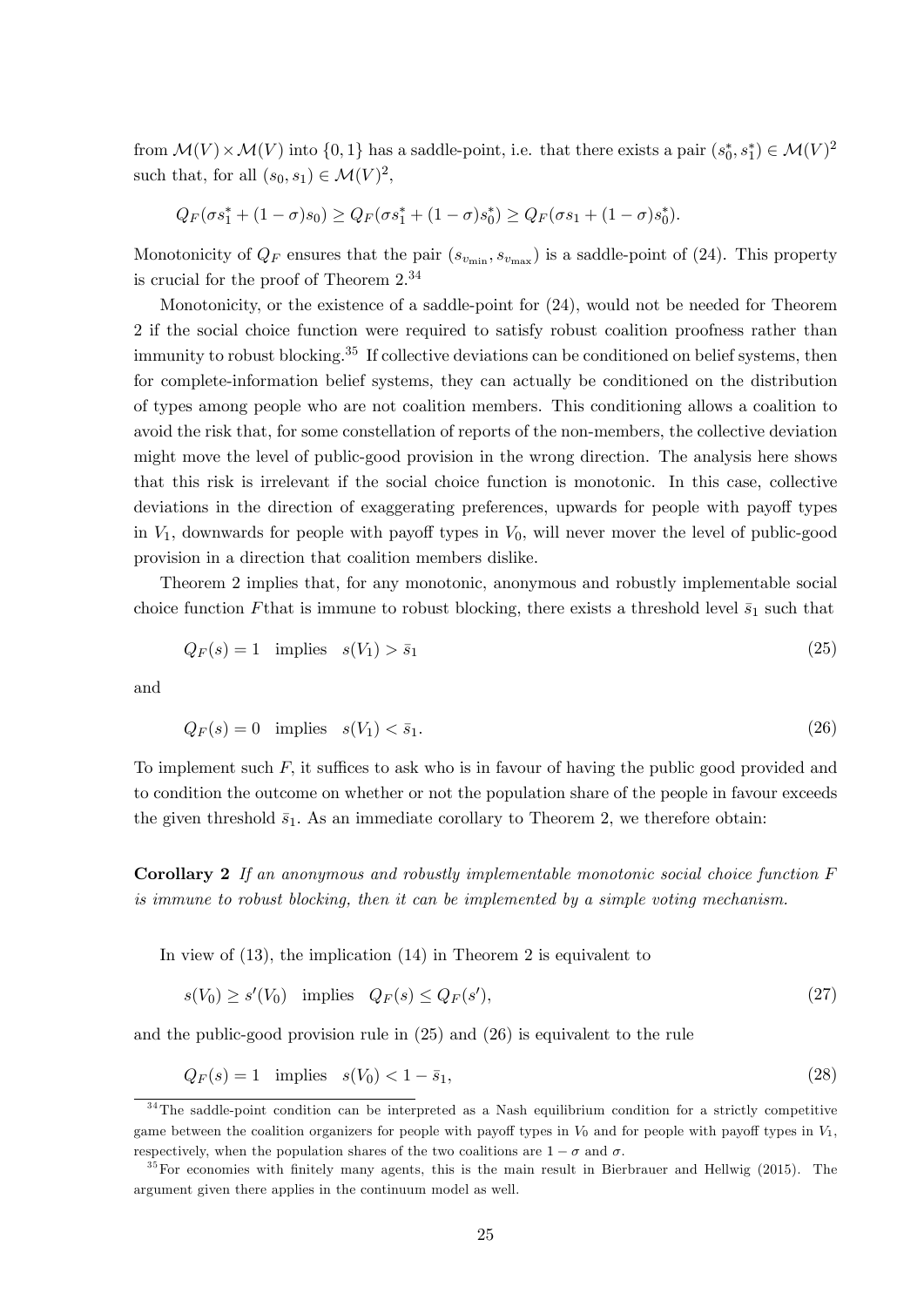from $\mathcal{M}(V) \times \mathcal{M}(V)$ into $\{0, 1\}$ has a saddle-point, i.e. that there exists a pair $(s_0^*, s_1^*) \in \mathcal{M}(V)^2$ such that, for all $(s_0, s_1) \in \mathcal{M}(V)^2$,

$$Q_F(\sigma s_1^* + (1-\sigma)s_0) \geq Q_F(\sigma s_1^* + (1-\sigma)s_0^*) \geq Q_F(\sigma s_1 + (1-\sigma)s_0^*).$$

Monotonicity of $Q_F$ ensures that the pair $(s_{v_{\min}}, s_{v_{\max}})$ is a saddle-point of (24). This property is crucial for the proof of Theorem 2.[34]

Monotonicity, or the existence of a saddle-point for (24), would not be needed for Theorem 2 if the social choice function were required to satisfy robust coalition proofness rather than immunity to robust blocking.[35] If collective deviations can be conditioned on belief systems, then for complete-information belief systems, they can actually be conditioned on the distribution of types among people who are not coalition members. This conditioning allows a coalition to avoid the risk that, for some constellation of reports of the non-members, the collective deviation might move the level of public-good provision in the wrong direction. The analysis here shows that this risk is irrelevant if the social choice function is monotonic. In this case, collective deviations in the direction of exaggerating preferences, upwards for people with payoff types in $V_1$, downwards for people with payoff types in $V_0$, will never mover the level of public-good provision in a direction that coalition members dislike.

Theorem 2 implies that, for any monotonic, anonymous and robustly implementable social choice function $F$that is immune to robust blocking, there exists a threshold level $\bar{s}_1$ such that

$$Q_F(s) = 1 \quad \text{implies} \quad s(V_1) > \bar{s}_1 \tag{25}$$

and

$$Q_F(s) = 0 \quad \text{implies} \quad s(V_1) < \bar{s}_1. \tag{26}$$

To implement such $F$, it suffices to ask who is in favour of having the public good provided and to condition the outcome on whether or not the population share of the people in favour exceeds the given threshold $\bar{s}_1$. As an immediate corollary to Theorem 2, we therefore obtain:

**Corollary 2** *If an anonymous and robustly implementable monotonic social choice function $F$ is immune to robust blocking, then it can be implemented by a simple voting mechanism.*

In view of (13), the implication (14) in Theorem 2 is equivalent to

$$s(V_0) \geq s'(V_0) \quad \text{implies} \quad Q_F(s) \leq Q_F(s'), \tag{27}$$

and the public-good provision rule in (25) and (26) is equivalent to the rule

$$Q_F(s) = 1 \quad \text{implies} \quad s(V_0) < 1 - \bar{s}_1, \tag{28}$$

[34] The saddle-point condition can be interpreted as a Nash equilibrium condition for a strictly competitive game between the coalition organizers for people with payoff types in $V_0$ and for people with payoff types in $V_1$, respectively, when the population shares of the two coalitions are $1 - \sigma$ and $\sigma$.

[35] For economies with finitely many agents, this is the main result in Bierbrauer and Hellwig (2015). The argument given there applies in the continuum model as well.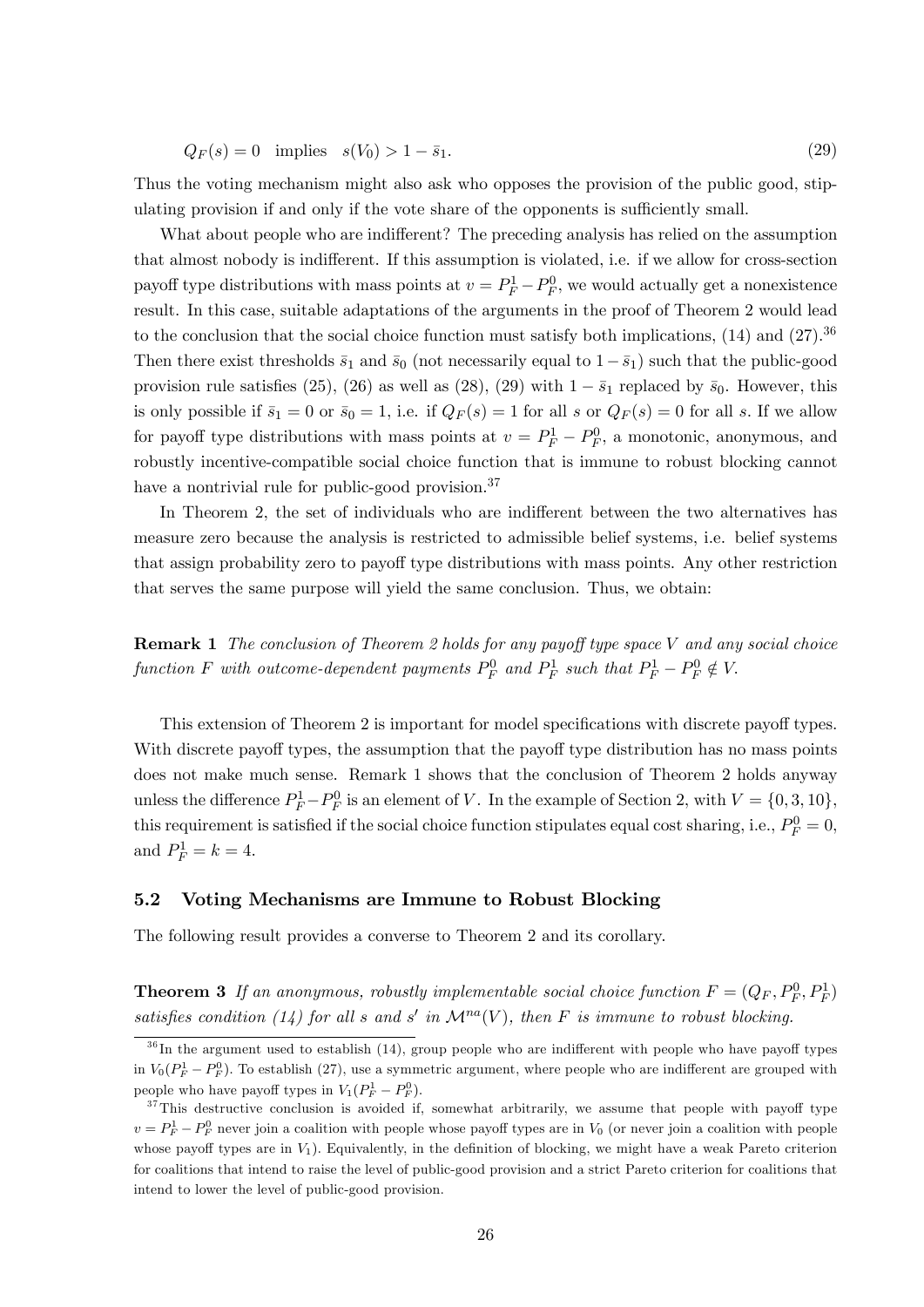$$Q_F(s) = 0 \quad \text{implies} \quad s(V_0) > 1 - \bar{s}_1. \tag{29}$$

Thus the voting mechanism might also ask who opposes the provision of the public good, stipulating provision if and only if the vote share of the opponents is sufficiently small.

What about people who are indifferent? The preceding analysis has relied on the assumption that almost nobody is indifferent. If this assumption is violated, i.e. if we allow for cross-section payoff type distributions with mass points at $v = P_F^1 - P_F^0$, we would actually get a nonexistence result. In this case, suitable adaptations of the arguments in the proof of Theorem 2 would lead to the conclusion that the social choice function must satisfy both implications, (14) and (27).[36] Then there exist thresholds $\bar{s}_1$ and $\bar{s}_0$ (not necessarily equal to $1 - \bar{s}_1$) such that the public-good provision rule satisfies (25), (26) as well as (28), (29) with $1 - \bar{s}_1$ replaced by $\bar{s}_0$. However, this is only possible if $\bar{s}_1 = 0$ or $\bar{s}_0 = 1$, i.e. if $Q_F(s) = 1$ for all $s$ or $Q_F(s) = 0$ for all $s$. If we allow for payoff type distributions with mass points at $v = P_F^1 - P_F^0$, a monotonic, anonymous, and robustly incentive-compatible social choice function that is immune to robust blocking cannot have a nontrivial rule for public-good provision.[37]

In Theorem 2, the set of individuals who are indifferent between the two alternatives has measure zero because the analysis is restricted to admissible belief systems, i.e. belief systems that assign probability zero to payoff type distributions with mass points. Any other restriction that serves the same purpose will yield the same conclusion. Thus, we obtain:

**Remark 1** *The conclusion of Theorem 2 holds for any payoff type space $V$ and any social choice function $F$ with outcome-dependent payments $P_F^0$ and $P_F^1$ such that $P_F^1 - P_F^0 \notin V$.*

This extension of Theorem 2 is important for model specifications with discrete payoff types. With discrete payoff types, the assumption that the payoff type distribution has no mass points does not make much sense. Remark 1 shows that the conclusion of Theorem 2 holds anyway unless the difference $P_F^1 - P_F^0$ is an element of $V$. In the example of Section 2, with $V = \{0, 3, 10\}$, this requirement is satisfied if the social choice function stipulates equal cost sharing, i.e., $P_F^0 = 0$, and $P_F^1 = k = 4$.

### 5.2 Voting Mechanisms are Immune to Robust Blocking

The following result provides a converse to Theorem 2 and its corollary.

**Theorem 3** *If an anonymous, robustly implementable social choice function $F = (Q_F, P_F^0, P_F^1)$ satisfies condition (14) for all $s$ and $s'$ in $\mathcal{M}^{na}(V)$, then $F$ is immune to robust blocking.*

---

[36] In the argument used to establish (14), group people who are indifferent with people who have payoff types in $V_0(P_F^1 - P_F^0)$. To establish (27), use a symmetric argument, where people who are indifferent are grouped with people who have payoff types in $V_1(P_F^1 - P_F^0)$.

[37] This destructive conclusion is avoided if, somewhat arbitrarily, we assume that people with payoff type $v = P_F^1 - P_F^0$ never join a coalition with people whose payoff types are in $V_0$ (or never join a coalition with people whose payoff types are in $V_1$). Equivalently, in the definition of blocking, we might have a weak Pareto criterion for coalitions that intend to raise the level of public-good provision and a strict Pareto criterion for coalitions that intend to lower the level of public-good provision.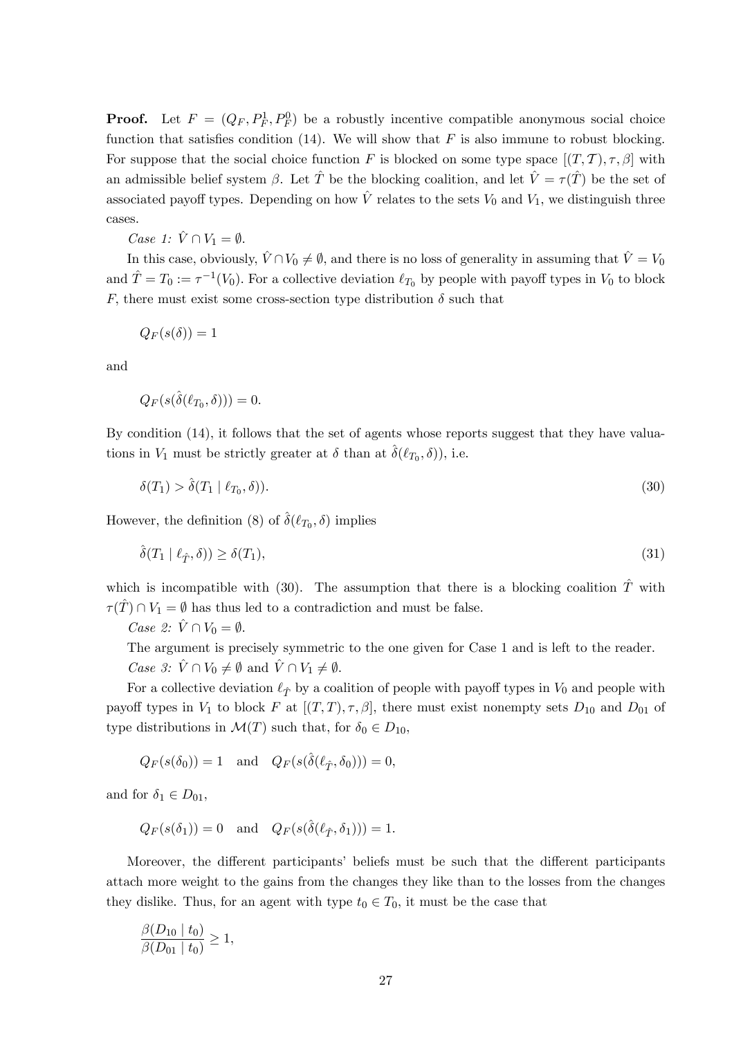**Proof.** Let $F = (Q_F, P_F^1, P_F^0)$ be a robustly incentive compatible anonymous social choice function that satisfies condition (14). We will show that $F$ is also immune to robust blocking. For suppose that the social choice function $F$ is blocked on some type space $[(T, \mathcal{T}), \tau, \beta]$ with an admissible belief system $\beta$. Let $\hat{T}$ be the blocking coalition, and let $\hat{V} = \tau(\hat{T})$ be the set of associated payoff types. Depending on how $\hat{V}$ relates to the sets $V_0$ and $V_1$, we distinguish three cases.

*Case 1:* $\hat{V} \cap V_1 = \emptyset$.

In this case, obviously, $\hat{V} \cap V_0 \neq \emptyset$, and there is no loss of generality in assuming that $\hat{V} = V_0$ and $\hat{T} = T_0 := \tau^{-1}(V_0)$. For a collective deviation $\ell_{T_0}$ by people with payoff types in $V_0$ to block $F$, there must exist some cross-section type distribution $\delta$ such that

$$Q_F(s(\delta)) = 1$$

and

$$Q_F(s(\hat{\delta}(\ell_{T_0}, \delta))) = 0.$$

By condition (14), it follows that the set of agents whose reports suggest that they have valuations in $V_1$ must be strictly greater at $\delta$ than at $\hat{\delta}(\ell_{T_0}, \delta))$, i.e.

$$\delta(T_1) > \hat{\delta}(T_1 \mid \ell_{T_0}, \delta)). \tag{30}$$

However, the definition (8) of $\hat{\delta}(\ell_{T_0}, \delta)$ implies

$$\hat{\delta}(T_1 \mid \ell_{\hat{T}}, \delta)) \geq \delta(T_1), \tag{31}$$

which is incompatible with (30). The assumption that there is a blocking coalition $\hat{T}$ with $\tau(\hat{T}) \cap V_1 = \emptyset$ has thus led to a contradiction and must be false.

*Case 2:* $\hat{V} \cap V_0 = \emptyset$.

The argument is precisely symmetric to the one given for Case 1 and is left to the reader.

*Case 3:* $\hat{V} \cap V_0 \neq \emptyset$ and $\hat{V} \cap V_1 \neq \emptyset$.

For a collective deviation $\ell_{\hat{T}}$ by a coalition of people with payoff types in $V_0$ and people with payoff types in $V_1$ to block $F$ at $[(T, T), \tau, \beta]$, there must exist nonempty sets $D_{10}$ and $D_{01}$ of type distributions in $\mathcal{M}(T)$ such that, for $\delta_0 \in D_{10}$,

$$Q_F(s(\delta_0)) = 1 \quad \text{and} \quad Q_F(s(\hat{\delta}(\ell_{\hat{T}}, \delta_0))) = 0,$$

and for $\delta_1 \in D_{01}$,

$$Q_F(s(\delta_1)) = 0 \quad \text{and} \quad Q_F(s(\hat{\delta}(\ell_{\hat{T}}, \delta_1))) = 1.$$

Moreover, the different participants' beliefs must be such that the different participants attach more weight to the gains from the changes they like than to the losses from the changes they dislike. Thus, for an agent with type $t_0 \in T_0$, it must be the case that

$$\frac{\beta(D_{10} \mid t_0)}{\beta(D_{01} \mid t_0)} \geq 1,$$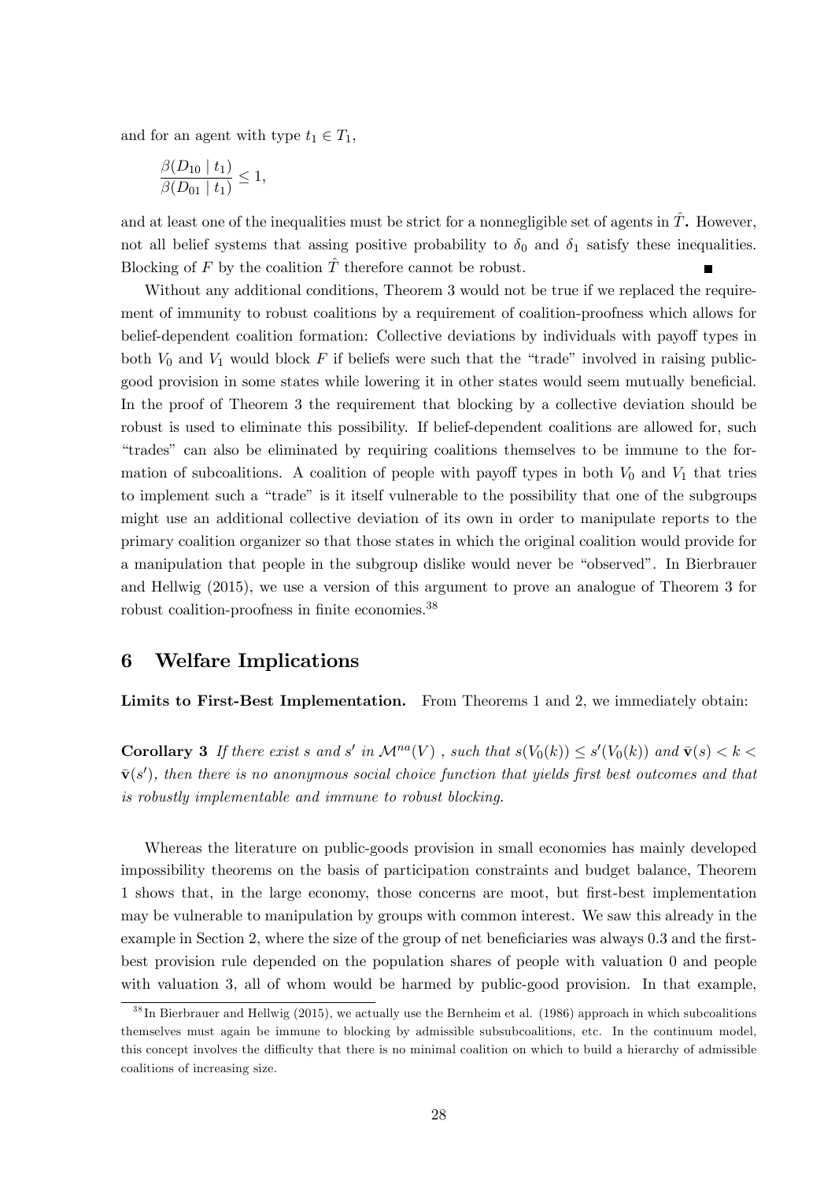and for an agent with type $t_1 \in T_1$,

$$\frac{\beta(D_{10} \mid t_1)}{\beta(D_{01} \mid t_1)} \leq 1,$$

and at least one of the inequalities must be strict for a nonnegligible set of agents in $\hat{T}$. However, not all belief systems that assing positive probability to $\delta_0$ and $\delta_1$ satisfy these inequalities. Blocking of $F$ by the coalition $\hat{T}$ therefore cannot be robust. ■

Without any additional conditions, Theorem 3 would not be true if we replaced the requirement of immunity to robust coalitions by a requirement of coalition-proofness which allows for belief-dependent coalition formation: Collective deviations by individuals with payoff types in both $V_0$ and $V_1$ would block $F$ if beliefs were such that the "trade" involved in raising public-good provision in some states while lowering it in other states would seem mutually beneficial. In the proof of Theorem 3 the requirement that blocking by a collective deviation should be robust is used to eliminate this possibility. If belief-dependent coalitions are allowed for, such "trades" can also be eliminated by requiring coalitions themselves to be immune to the formation of subcoalitions. A coalition of people with payoff types in both $V_0$ and $V_1$ that tries to implement such a "trade" is it itself vulnerable to the possibility that one of the subgroups might use an additional collective deviation of its own in order to manipulate reports to the primary coalition organizer so that those states in which the original coalition would provide for a manipulation that people in the subgroup dislike would never be "observed". In Bierbrauer and Hellwig (2015), we use a version of this argument to prove an analogue of Theorem 3 for robust coalition-proofness in finite economies.[38]

## 6 Welfare Implications

**Limits to First-Best Implementation.** From Theorems 1 and 2, we immediately obtain:

**Corollary 3** *If there exist $s$ and $s'$ in $\mathcal{M}^{na}(V)$ , such that $s(V_0(k)) \leq s'(V_0(k))$ and $\bar{\mathbf{v}}(s) < k < \bar{\mathbf{v}}(s')$, then there is no anonymous social choice function that yields first best outcomes and that is robustly implementable and immune to robust blocking.*

Whereas the literature on public-goods provision in small economies has mainly developed impossibility theorems on the basis of participation constraints and budget balance, Theorem 1 shows that, in the large economy, those concerns are moot, but first-best implementation may be vulnerable to manipulation by groups with common interest. We saw this already in the example in Section 2, where the size of the group of net beneficiaries was always 0.3 and the first-best provision rule depended on the population shares of people with valuation 0 and people with valuation 3, all of whom would be harmed by public-good provision. In that example,

[38] In Bierbrauer and Hellwig (2015), we actually use the Bernheim et al. (1986) approach in which subcoalitions themselves must again be immune to blocking by admissible subsubcoalitions, etc. In the continuum model, this concept involves the difficulty that there is no minimal coalition on which to build a hierarchy of admissible coalitions of increasing size.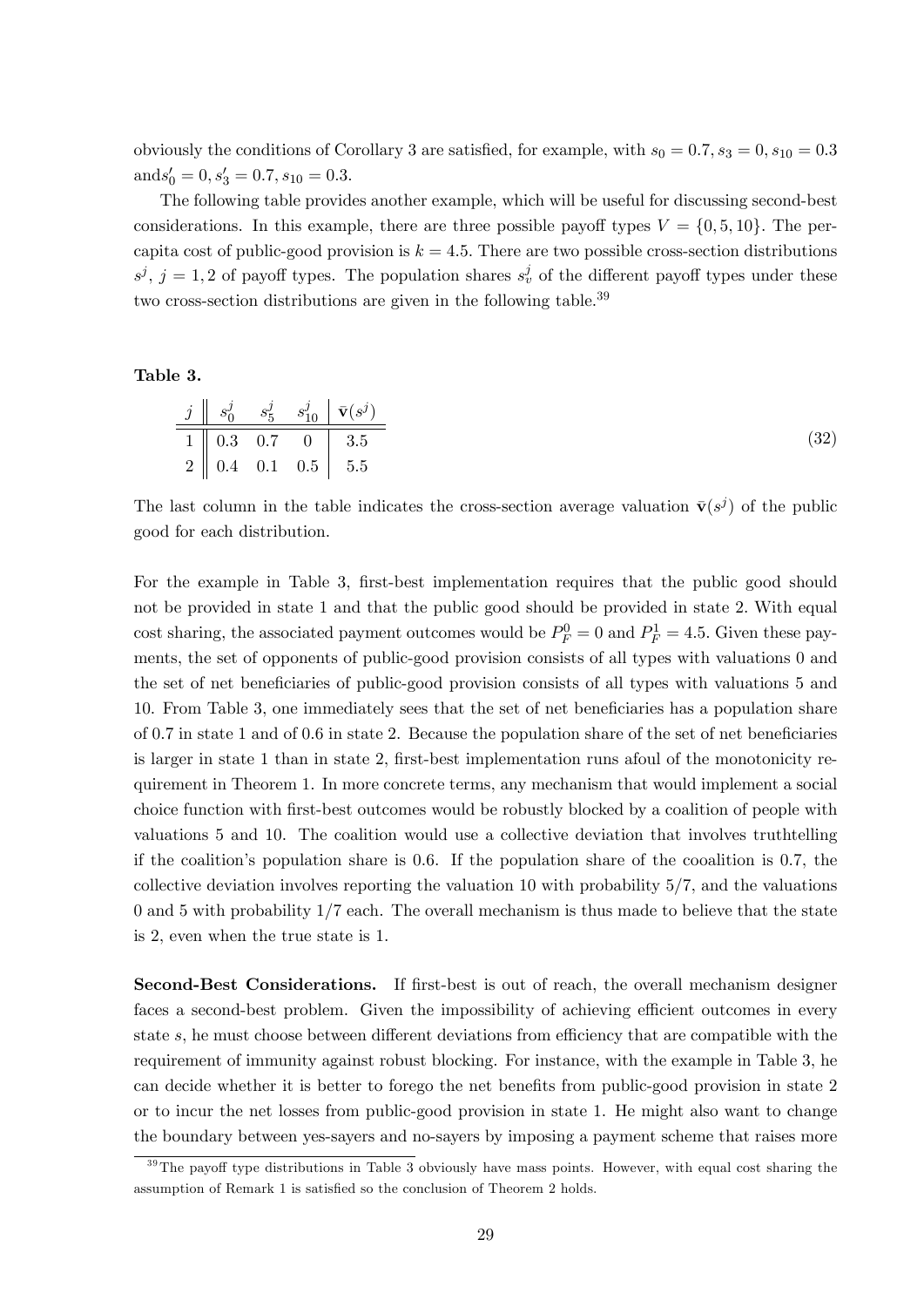obviously the conditions of Corollary 3 are satisfied, for example, with $s_0 = 0.7, s_3 = 0, s_{10} = 0.3$ and$s'_0 = 0, s'_3 = 0.7, s_{10} = 0.3$.

The following table provides another example, which will be useful for discussing second-best considerations. In this example, there are three possible payoff types $V = \{0, 5, 10\}$. The per-capita cost of public-good provision is $k = 4.5$. There are two possible cross-section distributions $s^j$, $j = 1, 2$ of payoff types. The population shares $s^j_v$ of the different payoff types under these two cross-section distributions are given in the following table.[39]

**Table 3.**

| $j$ | $s^j_0$ | $s^j_5$ | $s^j_{10}$ | $\bar{\mathbf{v}}(s^j)$ |
|---|---|---|---|---|
| 1 | 0.3 | 0.7 | 0 | 3.5 |
| 2 | 0.4 | 0.1 | 0.5 | 5.5 |

(32)

The last column in the table indicates the cross-section average valuation $\bar{\mathbf{v}}(s^j)$ of the public good for each distribution.

For the example in Table 3, first-best implementation requires that the public good should not be provided in state 1 and that the public good should be provided in state 2. With equal cost sharing, the associated payment outcomes would be $P^0_F = 0$ and $P^1_F = 4.5$. Given these payments, the set of opponents of public-good provision consists of all types with valuations 0 and the set of net beneficiaries of public-good provision consists of all types with valuations 5 and 10. From Table 3, one immediately sees that the set of net beneficiaries has a population share of 0.7 in state 1 and of 0.6 in state 2. Because the population share of the set of net beneficiaries is larger in state 1 than in state 2, first-best implementation runs afoul of the monotonicity requirement in Theorem 1. In more concrete terms, any mechanism that would implement a social choice function with first-best outcomes would be robustly blocked by a coalition of people with valuations 5 and 10. The coalition would use a collective deviation that involves truthtelling if the coalition's population share is 0.6. If the population share of the cooalition is 0.7, the collective deviation involves reporting the valuation 10 with probability 5/7, and the valuations 0 and 5 with probability 1/7 each. The overall mechanism is thus made to believe that the state is 2, even when the true state is 1.

**Second-Best Considerations.** If first-best is out of reach, the overall mechanism designer faces a second-best problem. Given the impossibility of achieving efficient outcomes in every state $s$, he must choose between different deviations from efficiency that are compatible with the requirement of immunity against robust blocking. For instance, with the example in Table 3, he can decide whether it is better to forego the net benefits from public-good provision in state 2 or to incur the net losses from public-good provision in state 1. He might also want to change the boundary between yes-sayers and no-sayers by imposing a payment scheme that raises more

[39] The payoff type distributions in Table 3 obviously have mass points. However, with equal cost sharing the assumption of Remark 1 is satisfied so the conclusion of Theorem 2 holds.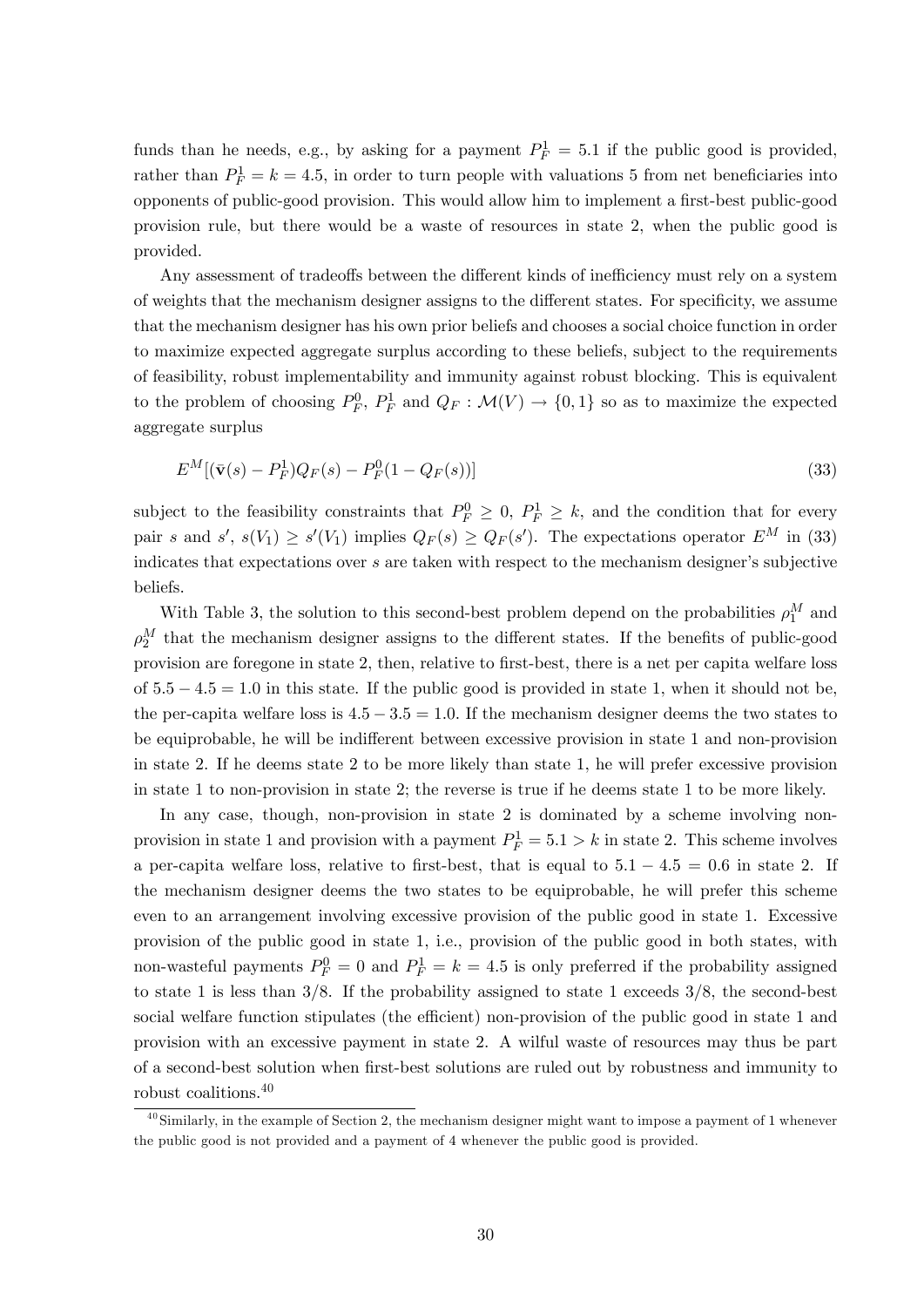funds than he needs, e.g., by asking for a payment $P_F^1 = 5.1$ if the public good is provided, rather than $P_F^1 = k = 4.5$, in order to turn people with valuations 5 from net beneficiaries into opponents of public-good provision. This would allow him to implement a first-best public-good provision rule, but there would be a waste of resources in state 2, when the public good is provided.

Any assessment of tradeoffs between the different kinds of inefficiency must rely on a system of weights that the mechanism designer assigns to the different states. For specificity, we assume that the mechanism designer has his own prior beliefs and chooses a social choice function in order to maximize expected aggregate surplus according to these beliefs, subject to the requirements of feasibility, robust implementability and immunity against robust blocking. This is equivalent to the problem of choosing $P_F^0$, $P_F^1$ and $Q_F : \mathcal{M}(V) \to \{0, 1\}$ so as to maximize the expected aggregate surplus

$$E^M[(\bar{\mathbf{v}}(s) - P_F^1)Q_F(s) - P_F^0(1 - Q_F(s))] \tag{33}$$

subject to the feasibility constraints that $P_F^0 \geq 0$, $P_F^1 \geq k$, and the condition that for every pair $s$ and $s'$, $s(V_1) \geq s'(V_1)$ implies $Q_F(s) \geq Q_F(s')$. The expectations operator $E^M$ in (33) indicates that expectations over $s$ are taken with respect to the mechanism designer's subjective beliefs.

With Table 3, the solution to this second-best problem depend on the probabilities $\rho_1^M$ and $\rho_2^M$ that the mechanism designer assigns to the different states. If the benefits of public-good provision are foregone in state 2, then, relative to first-best, there is a net per capita welfare loss of $5.5 - 4.5 = 1.0$ in this state. If the public good is provided in state 1, when it should not be, the per-capita welfare loss is $4.5 - 3.5 = 1.0$. If the mechanism designer deems the two states to be equiprobable, he will be indifferent between excessive provision in state 1 and non-provision in state 2. If he deems state 2 to be more likely than state 1, he will prefer excessive provision in state 1 to non-provision in state 2; the reverse is true if he deems state 1 to be more likely.

In any case, though, non-provision in state 2 is dominated by a scheme involving non-provision in state 1 and provision with a payment $P_F^1 = 5.1 > k$ in state 2. This scheme involves a per-capita welfare loss, relative to first-best, that is equal to $5.1 - 4.5 = 0.6$ in state 2. If the mechanism designer deems the two states to be equiprobable, he will prefer this scheme even to an arrangement involving excessive provision of the public good in state 1. Excessive provision of the public good in state 1, i.e., provision of the public good in both states, with non-wasteful payments $P_F^0 = 0$ and $P_F^1 = k = 4.5$ is only preferred if the probability assigned to state 1 is less than 3/8. If the probability assigned to state 1 exceeds 3/8, the second-best social welfare function stipulates (the efficient) non-provision of the public good in state 1 and provision with an excessive payment in state 2. A wilful waste of resources may thus be part of a second-best solution when first-best solutions are ruled out by robustness and immunity to robust coalitions.[40]

[40] Similarly, in the example of Section 2, the mechanism designer might want to impose a payment of 1 whenever the public good is not provided and a payment of 4 whenever the public good is provided.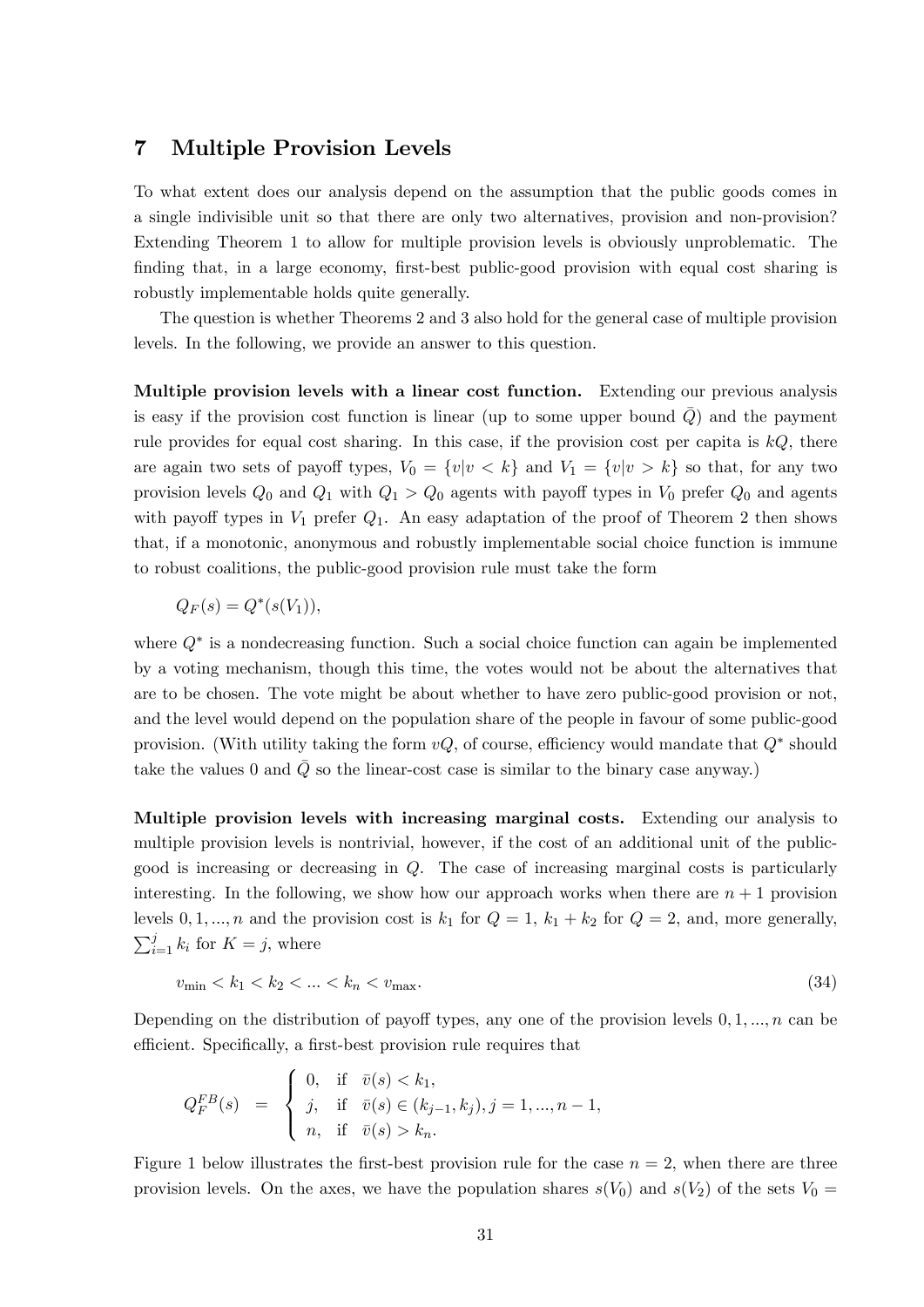## 7 Multiple Provision Levels

To what extent does our analysis depend on the assumption that the public goods comes in a single indivisible unit so that there are only two alternatives, provision and non-provision? Extending Theorem 1 to allow for multiple provision levels is obviously unproblematic. The finding that, in a large economy, first-best public-good provision with equal cost sharing is robustly implementable holds quite generally.

The question is whether Theorems 2 and 3 also hold for the general case of multiple provision levels. In the following, we provide an answer to this question.

**Multiple provision levels with a linear cost function.** Extending our previous analysis is easy if the provision cost function is linear (up to some upper bound $\bar{Q}$) and the payment rule provides for equal cost sharing. In this case, if the provision cost per capita is $kQ$, there are again two sets of payoff types, $V_0 = \{v|v < k\}$ and $V_1 = \{v|v > k\}$ so that, for any two provision levels $Q_0$ and $Q_1$ with $Q_1 > Q_0$ agents with payoff types in $V_0$ prefer $Q_0$ and agents with payoff types in $V_1$ prefer $Q_1$. An easy adaptation of the proof of Theorem 2 then shows that, if a monotonic, anonymous and robustly implementable social choice function is immune to robust coalitions, the public-good provision rule must take the form

$$Q_F(s) = Q^*(s(V_1)),$$

where $Q^*$ is a nondecreasing function. Such a social choice function can again be implemented by a voting mechanism, though this time, the votes would not be about the alternatives that are to be chosen. The vote might be about whether to have zero public-good provision or not, and the level would depend on the population share of the people in favour of some public-good provision. (With utility taking the form $vQ$, of course, efficiency would mandate that $Q^*$ should take the values 0 and $\bar{Q}$ so the linear-cost case is similar to the binary case anyway.)

**Multiple provision levels with increasing marginal costs.** Extending our analysis to multiple provision levels is nontrivial, however, if the cost of an additional unit of the public-good is increasing or decreasing in $Q$. The case of increasing marginal costs is particularly interesting. In the following, we show how our approach works when there are $n + 1$ provision levels $0, 1, ..., n$ and the provision cost is $k_1$ for $Q = 1$, $k_1 + k_2$ for $Q = 2$, and, more generally, $\sum_{i=1}^{j} k_i$ for $K = j$, where

$$v_{\min} < k_1 < k_2 < ... < k_n < v_{\max}. \tag{34}$$

Depending on the distribution of payoff types, any one of the provision levels $0, 1, ..., n$ can be efficient. Specifically, a first-best provision rule requires that

$$Q_F^{FB}(s) = \begin{cases} 0, & \text{if } \bar{v}(s) < k_1, \\ j, & \text{if } \bar{v}(s) \in (k_{j-1}, k_j), j = 1, ..., n-1, \\ n, & \text{if } \bar{v}(s) > k_n. \end{cases}$$

Figure 1 below illustrates the first-best provision rule for the case $n = 2$, when there are three provision levels. On the axes, we have the population shares $s(V_0)$ and $s(V_2)$ of the sets $V_0 =$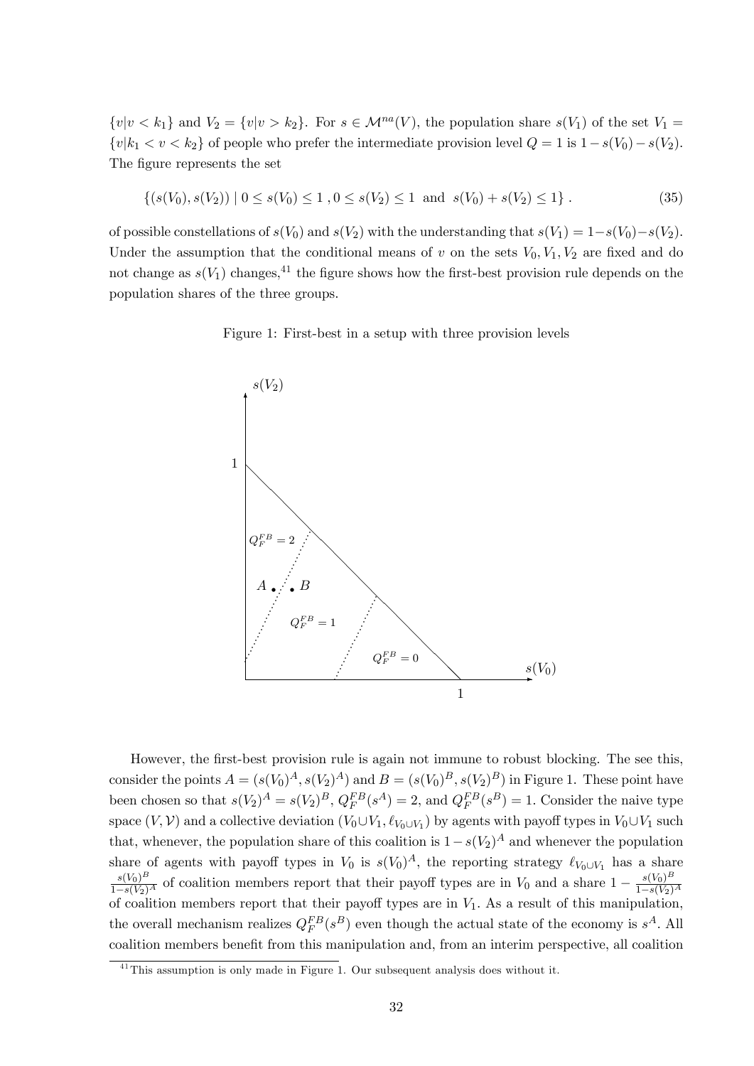$\{v|v < k_1\}$ and $V_2 = \{v|v > k_2\}$. For $s \in \mathcal{M}^{na}(V)$, the population share $s(V_1)$ of the set $V_1 = \{v|k_1 < v < k_2\}$ of people who prefer the intermediate provision level $Q = 1$ is $1 - s(V_0) - s(V_2)$. The figure represents the set

$$\{(s(V_0), s(V_2)) \mid 0 \leq s(V_0) \leq 1 \;, 0 \leq s(V_2) \leq 1 \;\text{ and }\; s(V_0) + s(V_2) \leq 1\} \,. \tag{35}$$

of possible constellations of $s(V_0)$ and $s(V_2)$ with the understanding that $s(V_1) = 1 - s(V_0) - s(V_2)$. Under the assumption that the conditional means of $v$ on the sets $V_0, V_1, V_2$ are fixed and do not change as $s(V_1)$ changes,[41] the figure shows how the first-best provision rule depends on the population shares of the three groups.

Figure 1: First-best in a setup with three provision levels

However, the first-best provision rule is again not immune to robust blocking. The see this, consider the points $A = (s(V_0)^A, s(V_2)^A)$ and $B = (s(V_0)^B, s(V_2)^B)$ in Figure 1. These point have been chosen so that $s(V_2)^A = s(V_2)^B$, $Q_F^{FB}(s^A) = 2$, and $Q_F^{FB}(s^B) = 1$. Consider the naive type space $(V, \mathcal{V})$ and a collective deviation $(V_0 \cup V_1, \ell_{V_0 \cup V_1})$ by agents with payoff types in $V_0 \cup V_1$ such that, whenever, the population share of this coalition is $1 - s(V_2)^A$ and whenever the population share of agents with payoff types in $V_0$ is $s(V_0)^A$, the reporting strategy $\ell_{V_0 \cup V_1}$ has a share $\frac{s(V_0)^B}{1 - s(V_2)^A}$ of coalition members report that their payoff types are in $V_0$ and a share $1 - \frac{s(V_0)^B}{1 - s(V_2)^A}$ of coalition members report that their payoff types are in $V_1$. As a result of this manipulation, the overall mechanism realizes $Q_F^{FB}(s^B)$ even though the actual state of the economy is $s^A$. All coalition members benefit from this manipulation and, from an interim perspective, all coalition

[41] This assumption is only made in Figure 1. Our subsequent analysis does without it.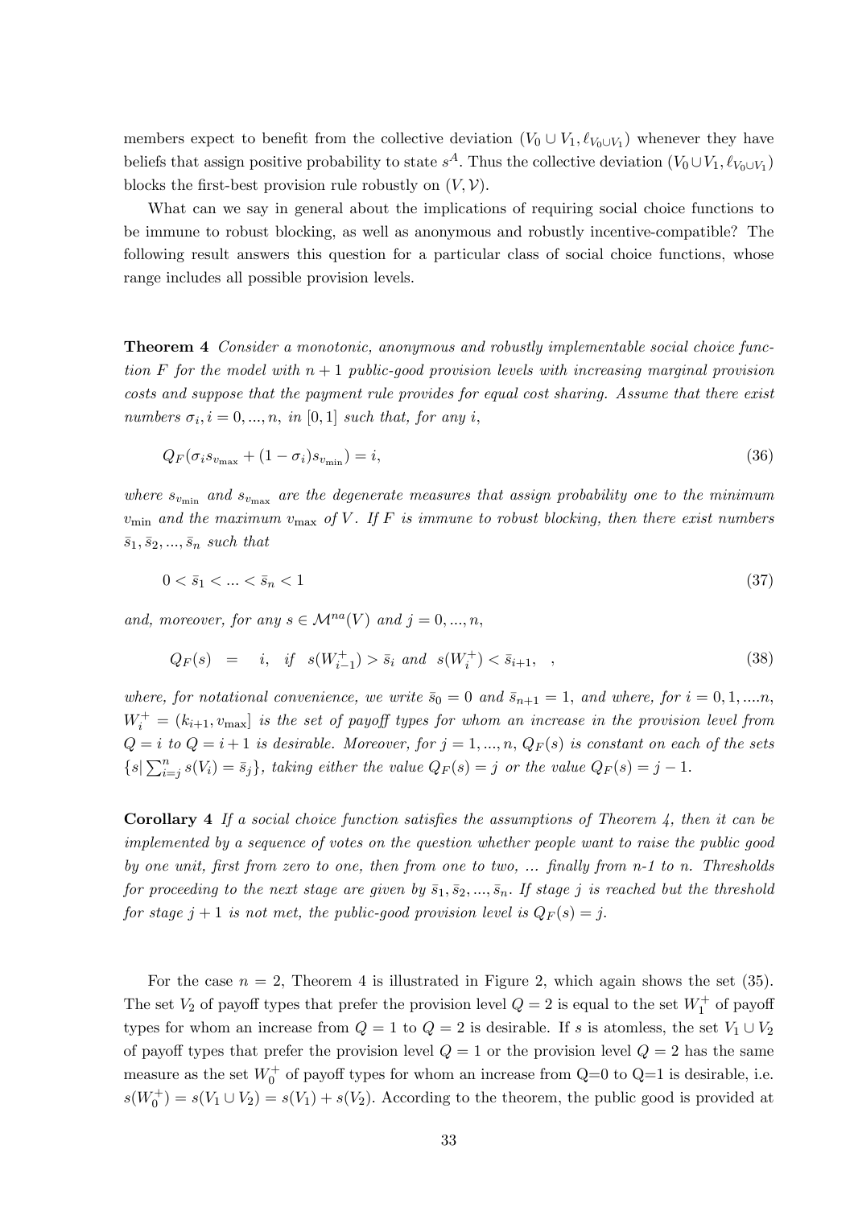members expect to benefit from the collective deviation $(V_0 \cup V_1, \ell_{V_0 \cup V_1})$ whenever they have beliefs that assign positive probability to state $s^A$. Thus the collective deviation $(V_0 \cup V_1, \ell_{V_0 \cup V_1})$ blocks the first-best provision rule robustly on $(V, \mathcal{V})$.

What can we say in general about the implications of requiring social choice functions to be immune to robust blocking, as well as anonymous and robustly incentive-compatible? The following result answers this question for a particular class of social choice functions, whose range includes all possible provision levels.

**Theorem 4** *Consider a monotonic, anonymous and robustly implementable social choice function $F$ for the model with $n+1$ public-good provision levels with increasing marginal provision costs and suppose that the payment rule provides for equal cost sharing. Assume that there exist numbers $\sigma_i, i = 0, ..., n,$ in $[0, 1]$ such that, for any $i$,*

$$Q_F(\sigma_i s_{v_{\max}} + (1 - \sigma_i) s_{v_{\min}}) = i, \tag{36}$$

*where $s_{v_{\min}}$ and $s_{v_{\max}}$ are the degenerate measures that assign probability one to the minimum $v_{\min}$ and the maximum $v_{\max}$ of $V$. If $F$ is immune to robust blocking, then there exist numbers $\bar{s}_1, \bar{s}_2, ..., \bar{s}_n$ such that*

$$0 < \bar{s}_1 < ... < \bar{s}_n < 1 \tag{37}$$

*and, moreover, for any $s \in \mathcal{M}^{na}(V)$ and $j = 0, ..., n$,*

$$Q_F(s) \;\; = \;\; i, \;\; if \;\; s(W_{i-1}^+) > \bar{s}_i \; and \;\; s(W_i^+) < \bar{s}_{i+1}, \;\; , \tag{38}$$

*where, for notational convenience, we write $\bar{s}_0 = 0$ and $\bar{s}_{n+1} = 1$, and where, for $i = 0, 1, ....n$, $W_i^+ = (k_{i+1}, v_{\max}]$ is the set of payoff types for whom an increase in the provision level from $Q = i$ to $Q = i + 1$ is desirable. Moreover, for $j = 1, ..., n$, $Q_F(s)$ is constant on each of the sets $\{s | \sum_{i=j}^n s(V_i) = \bar{s}_j\}$, taking either the value $Q_F(s) = j$ or the value $Q_F(s) = j - 1$.*

**Corollary 4** *If a social choice function satisfies the assumptions of Theorem 4, then it can be implemented by a sequence of votes on the question whether people want to raise the public good by one unit, first from zero to one, then from one to two, ... finally from n-1 to n. Thresholds for proceeding to the next stage are given by $\bar{s}_1, \bar{s}_2, ..., \bar{s}_n$. If stage $j$ is reached but the threshold for stage $j + 1$ is not met, the public-good provision level is $Q_F(s) = j$.*

For the case $n = 2$, Theorem 4 is illustrated in Figure 2, which again shows the set (35). The set $V_2$ of payoff types that prefer the provision level $Q = 2$ is equal to the set $W_1^+$ of payoff types for whom an increase from $Q = 1$ to $Q = 2$ is desirable. If $s$ is atomless, the set $V_1 \cup V_2$ of payoff types that prefer the provision level $Q = 1$ or the provision level $Q = 2$ has the same measure as the set $W_0^+$ of payoff types for whom an increase from Q=0 to Q=1 is desirable, i.e. $s(W_0^+) = s(V_1 \cup V_2) = s(V_1) + s(V_2)$. According to the theorem, the public good is provided at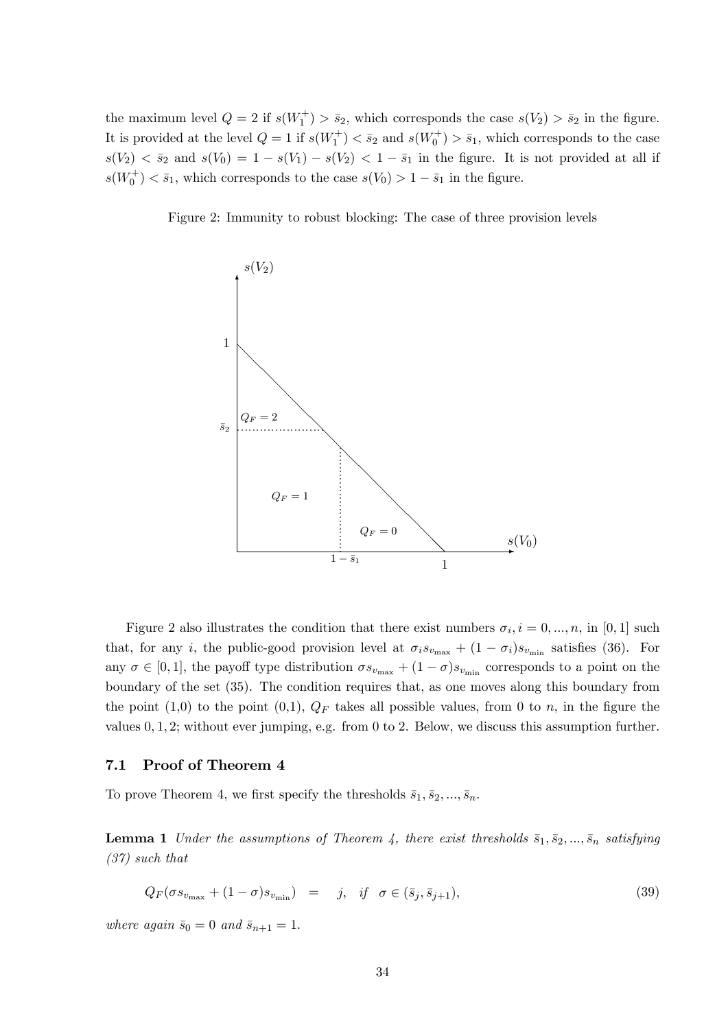the maximum level $Q = 2$ if $s(W_1^+) > \bar{s}_2$, which corresponds the case $s(V_2) > \bar{s}_2$ in the figure. It is provided at the level $Q = 1$ if $s(W_1^+) < \bar{s}_2$ and $s(W_0^+) > \bar{s}_1$, which corresponds to the case $s(V_2) < \bar{s}_2$ and $s(V_0) = 1 - s(V_1) - s(V_2) < 1 - \bar{s}_1$ in the figure. It is not provided at all if $s(W_0^+) < \bar{s}_1$, which corresponds to the case $s(V_0) > 1 - \bar{s}_1$ in the figure.

Figure 2: Immunity to robust blocking: The case of three provision levels

Figure 2 also illustrates the condition that there exist numbers $\sigma_i, i = 0, ..., n$, in $[0, 1]$ such that, for any $i$, the public-good provision level at $\sigma_i s_{v_{\max}} + (1 - \sigma_i) s_{v_{\min}}$ satisfies (36). For any $\sigma \in [0, 1]$, the payoff type distribution $\sigma s_{v_{\max}} + (1 - \sigma) s_{v_{\min}}$ corresponds to a point on the boundary of the set (35). The condition requires that, as one moves along this boundary from the point (1,0) to the point (0,1), $Q_F$ takes all possible values, from 0 to $n$, in the figure the values $0, 1, 2$; without ever jumping, e.g. from 0 to 2. Below, we discuss this assumption further.

### 7.1 Proof of Theorem 4

To prove Theorem 4, we first specify the thresholds $\bar{s}_1, \bar{s}_2, ..., \bar{s}_n$.

**Lemma 1** *Under the assumptions of Theorem 4, there exist thresholds $\bar{s}_1, \bar{s}_2, ..., \bar{s}_n$ satisfying (37) such that*

$$Q_F(\sigma s_{v_{\max}} + (1 - \sigma) s_{v_{\min}}) \quad = \quad j, \quad \text{if} \quad \sigma \in (\bar{s}_j, \bar{s}_{j+1}), \tag{39}$$

*where again $\bar{s}_0 = 0$ and $\bar{s}_{n+1} = 1$.*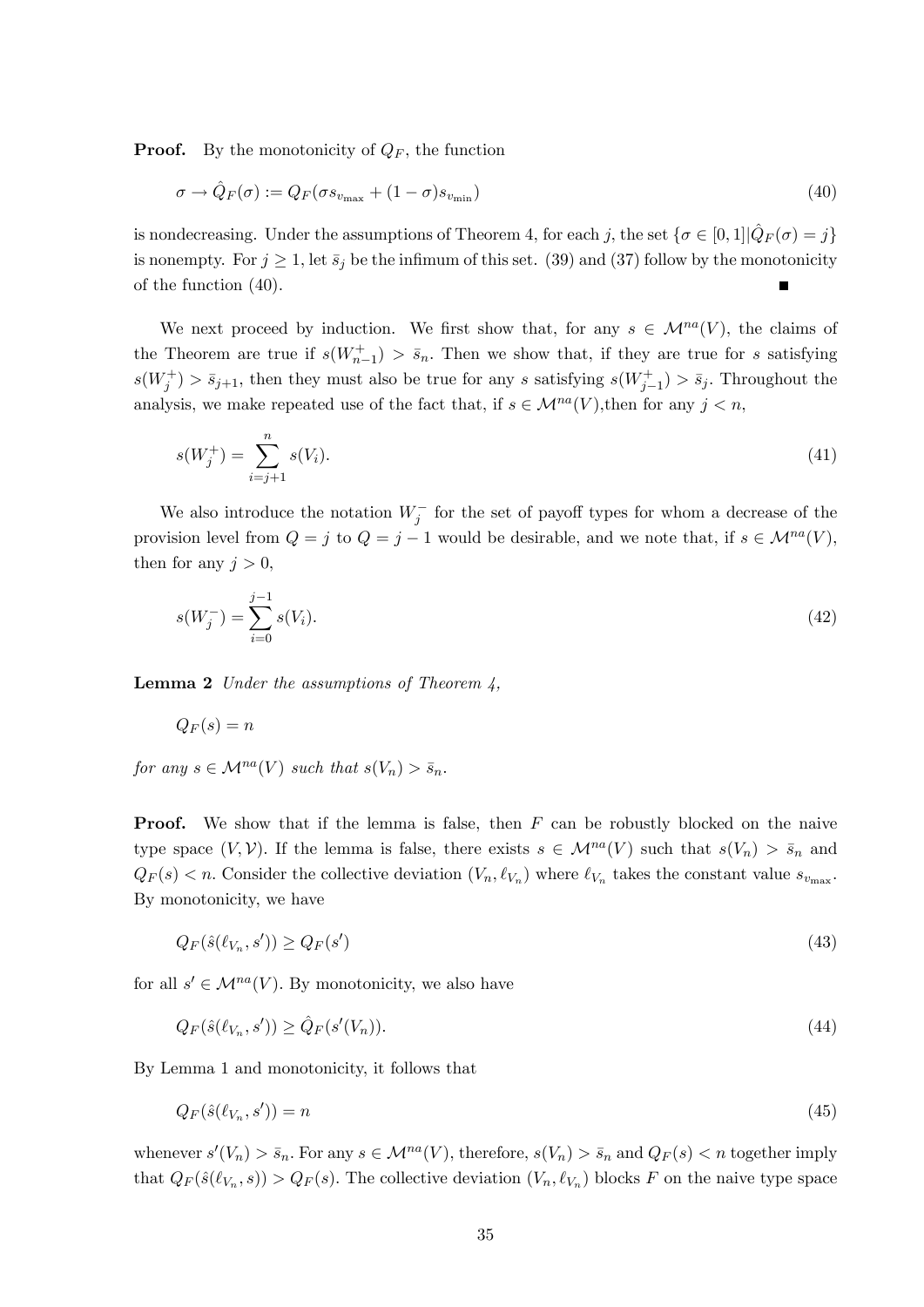**Proof.** By the monotonicity of $Q_F$, the function

$$\sigma \to \hat{Q}_F(\sigma) := Q_F(\sigma s_{v_{\max}} + (1-\sigma) s_{v_{\min}}) \tag{40}$$

is nondecreasing. Under the assumptions of Theorem 4, for each $j$, the set $\{\sigma \in [0,1] | \hat{Q}_F(\sigma) = j\}$ is nonempty. For $j \geq 1$, let $\bar{s}_j$ be the infimum of this set. (39) and (37) follow by the monotonicity of the function (40). ■

We next proceed by induction. We first show that, for any $s \in \mathcal{M}^{na}(V)$, the claims of the Theorem are true if $s(W_{n-1}^+) > \bar{s}_n$. Then we show that, if they are true for $s$ satisfying $s(W_j^+) > \bar{s}_{j+1}$, then they must also be true for any $s$ satisfying $s(W_{j-1}^+) > \bar{s}_j$. Throughout the analysis, we make repeated use of the fact that, if $s \in \mathcal{M}^{na}(V)$,then for any $j < n$,

$$s(W_j^+) = \sum_{i=j+1}^{n} s(V_i). \tag{41}$$

We also introduce the notation $W_j^-$ for the set of payoff types for whom a decrease of the provision level from $Q = j$ to $Q = j-1$ would be desirable, and we note that, if $s \in \mathcal{M}^{na}(V)$, then for any $j > 0$,

$$s(W_j^-) = \sum_{i=0}^{j-1} s(V_i). \tag{42}$$

**Lemma 2** *Under the assumptions of Theorem 4,*

$$Q_F(s) = n$$

*for any $s \in \mathcal{M}^{na}(V)$ such that $s(V_n) > \bar{s}_n$.*

**Proof.** We show that if the lemma is false, then $F$ can be robustly blocked on the naive type space $(V, \mathcal{V})$. If the lemma is false, there exists $s \in \mathcal{M}^{na}(V)$ such that $s(V_n) > \bar{s}_n$ and $Q_F(s) < n$. Consider the collective deviation $(V_n, \ell_{V_n})$ where $\ell_{V_n}$ takes the constant value $s_{v_{\max}}$. By monotonicity, we have

$$Q_F(\hat{s}(\ell_{V_n}, s')) \geq Q_F(s') \tag{43}$$

for all $s' \in \mathcal{M}^{na}(V)$. By monotonicity, we also have

$$Q_F(\hat{s}(\ell_{V_n}, s')) \geq \hat{Q}_F(s'(V_n)). \tag{44}$$

By Lemma 1 and monotonicity, it follows that

$$Q_F(\hat{s}(\ell_{V_n}, s')) = n \tag{45}$$

whenever $s'(V_n) > \bar{s}_n$. For any $s \in \mathcal{M}^{na}(V)$, therefore, $s(V_n) > \bar{s}_n$ and $Q_F(s) < n$ together imply that $Q_F(\hat{s}(\ell_{V_n}, s)) > Q_F(s)$. The collective deviation $(V_n, \ell_{V_n})$ blocks $F$ on the naive type space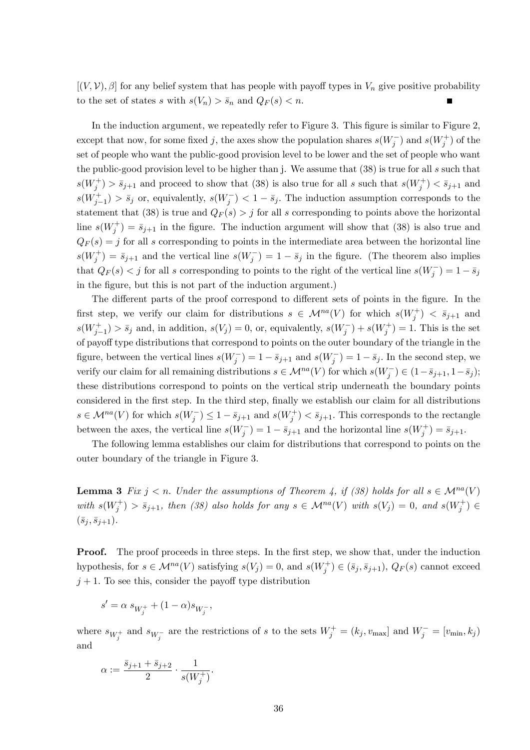$[(V, \mathcal{V}), \beta]$ for any belief system that has people with payoff types in $V_n$ give positive probability to the set of states $s$ with $s(V_n) > \bar{s}_n$ and $Q_F(s) < n$. ∎

In the induction argument, we repeatedly refer to Figure 3. This figure is similar to Figure 2, except that now, for some fixed $j$, the axes show the population shares $s(W_j^-)$ and $s(W_j^+)$ of the set of people who want the public-good provision level to be lower and the set of people who want the public-good provision level to be higher than j. We assume that (38) is true for all $s$ such that $s(W_j^+) > \bar{s}_{j+1}$ and proceed to show that (38) is also true for all $s$ such that $s(W_j^+) < \bar{s}_{j+1}$ and $s(W_{j-1}^+) > \bar{s}_j$ or, equivalently, $s(W_j^-) < 1 - \bar{s}_j$. The induction assumption corresponds to the statement that (38) is true and $Q_F(s) > j$ for all $s$ corresponding to points above the horizontal line $s(W_j^+) = \bar{s}_{j+1}$ in the figure. The induction argument will show that (38) is also true and $Q_F(s) = j$ for all $s$ corresponding to points in the intermediate area between the horizontal line $s(W_j^+) = \bar{s}_{j+1}$ and the vertical line $s(W_j^-) = 1 - \bar{s}_j$ in the figure. (The theorem also implies that $Q_F(s) < j$ for all $s$ corresponding to points to the right of the vertical line $s(W_j^-) = 1 - \bar{s}_j$ in the figure, but this is not part of the induction argument.)

The different parts of the proof correspond to different sets of points in the figure. In the first step, we verify our claim for distributions $s \in \mathcal{M}^{na}(V)$ for which $s(W_j^+) < \bar{s}_{j+1}$ and $s(W_{j-1}^+) > \bar{s}_j$ and, in addition, $s(V_j) = 0$, or, equivalently, $s(W_j^-) + s(W_j^+) = 1$. This is the set of payoff type distributions that correspond to points on the outer boundary of the triangle in the figure, between the vertical lines $s(W_j^-) = 1 - \bar{s}_{j+1}$ and $s(W_j^-) = 1 - \bar{s}_j$. In the second step, we verify our claim for all remaining distributions $s \in \mathcal{M}^{na}(V)$ for which $s(W_j^-) \in (1 - \bar{s}_{j+1}, 1 - \bar{s}_j)$; these distributions correspond to points on the vertical strip underneath the boundary points considered in the first step. In the third step, finally we establish our claim for all distributions $s \in \mathcal{M}^{na}(V)$ for which $s(W_j^-) \leq 1 - \bar{s}_{j+1}$ and $s(W_j^+) < \bar{s}_{j+1}$. This corresponds to the rectangle between the axes, the vertical line $s(W_j^-) = 1 - \bar{s}_{j+1}$ and the horizontal line $s(W_j^+) = \bar{s}_{j+1}$.

The following lemma establishes our claim for distributions that correspond to points on the outer boundary of the triangle in Figure 3.

**Lemma 3** *Fix $j < n$. Under the assumptions of Theorem 4, if (38) holds for all $s \in \mathcal{M}^{na}(V)$ with $s(W_j^+) > \bar{s}_{j+1}$, then (38) also holds for any $s \in \mathcal{M}^{na}(V)$ with $s(V_j) = 0$, and $s(W_j^+) \in (\bar{s}_j, \bar{s}_{j+1})$.*

**Proof.** The proof proceeds in three steps. In the first step, we show that, under the induction hypothesis, for $s \in \mathcal{M}^{na}(V)$ satisfying $s(V_j) = 0$, and $s(W_j^+) \in (\bar{s}_j, \bar{s}_{j+1})$, $Q_F(s)$ cannot exceed $j + 1$. To see this, consider the payoff type distribution

$$s' = \alpha \, s_{W_j^+} + (1 - \alpha) s_{W_j^-},$$

where $s_{W_j^+}$ and $s_{W_j^-}$ are the restrictions of $s$ to the sets $W_j^+ = (k_j, v_{\max}]$ and $W_j^- = [v_{\min}, k_j)$ and

$$\alpha := \frac{\bar{s}_{j+1} + \bar{s}_{j+2}}{2} \cdot \frac{1}{s(W_j^+)}.$$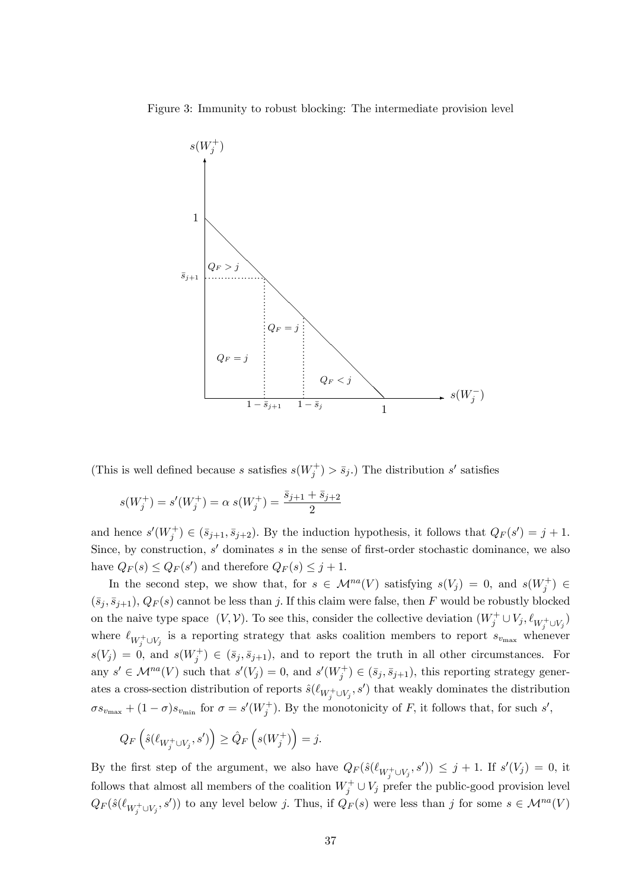Figure 3: Immunity to robust blocking: The intermediate provision level

(This is well defined because $s$ satisfies $s(W_j^+) > \bar{s}_j$.) The distribution $s'$ satisfies

$$s(W_j^+) = s'(W_j^+) = \alpha\, s(W_j^+) = \frac{\bar{s}_{j+1} + \bar{s}_{j+2}}{2}$$

and hence $s'(W_j^+) \in (\bar{s}_{j+1}, \bar{s}_{j+2})$. By the induction hypothesis, it follows that $Q_F(s') = j+1$. Since, by construction, $s'$ dominates $s$ in the sense of first-order stochastic dominance, we also have $Q_F(s) \leq Q_F(s')$ and therefore $Q_F(s) \leq j+1$.

In the second step, we show that, for $s \in \mathcal{M}^{na}(V)$ satisfying $s(V_j) = 0$, and $s(W_j^+) \in (\bar{s}_j, \bar{s}_{j+1})$, $Q_F(s)$ cannot be less than $j$. If this claim were false, then $F$ would be robustly blocked on the naive type space $(V, \mathcal{V})$. To see this, consider the collective deviation $(W_j^+ \cup V_j, \ell_{W_j^+ \cup V_j})$ where $\ell_{W_j^+ \cup V_j}$ is a reporting strategy that asks coalition members to report $s_{v_{\max}}$ whenever $s(V_j) = 0$, and $s(W_j^+) \in (\bar{s}_j, \bar{s}_{j+1})$, and to report the truth in all other circumstances. For any $s' \in \mathcal{M}^{na}(V)$ such that $s'(V_j) = 0$, and $s'(W_j^+) \in (\bar{s}_j, \bar{s}_{j+1})$, this reporting strategy generates a cross-section distribution of reports $\hat{s}(\ell_{W_j^+ \cup V_j}, s')$ that weakly dominates the distribution $\sigma s_{v_{\max}} + (1-\sigma) s_{v_{\min}}$ for $\sigma = s'(W_j^+)$. By the monotonicity of $F$, it follows that, for such $s'$,

$$Q_F\left(\hat{s}(\ell_{W_j^+ \cup V_j}, s')\right) \geq \hat{Q}_F\left(s(W_j^+)\right) = j.$$

By the first step of the argument, we also have $Q_F(\hat{s}(\ell_{W_j^+ \cup V_j}, s')) \leq j+1$. If $s'(V_j) = 0$, it follows that almost all members of the coalition $W_j^+ \cup V_j$ prefer the public-good provision level $Q_F(\hat{s}(\ell_{W_j^+ \cup V_j}, s'))$ to any level below $j$. Thus, if $Q_F(s)$ were less than $j$ for some $s \in \mathcal{M}^{na}(V)$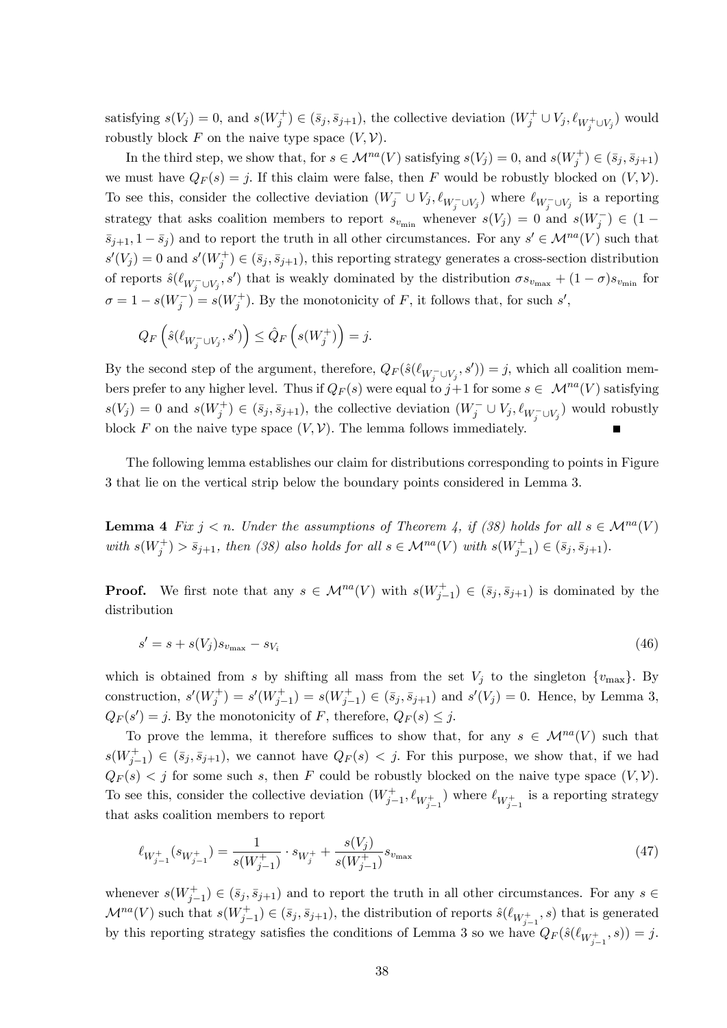satisfying $s(V_j) = 0$, and $s(W_j^+) \in (\bar{s}_j, \bar{s}_{j+1})$, the collective deviation $(W_j^+ \cup V_j, \ell_{W_j^+ \cup V_j})$ would robustly block $F$ on the naive type space $(V, \mathcal{V})$.

In the third step, we show that, for $s \in \mathcal{M}^{na}(V)$ satisfying $s(V_j) = 0$, and $s(W_j^+) \in (\bar{s}_j, \bar{s}_{j+1})$ we must have $Q_F(s) = j$. If this claim were false, then $F$ would be robustly blocked on $(V, \mathcal{V})$. To see this, consider the collective deviation $(W_j^- \cup V_j, \ell_{W_j^- \cup V_j})$ where $\ell_{W_j^- \cup V_j}$ is a reporting strategy that asks coalition members to report $s_{v_{\min}}$ whenever $s(V_j) = 0$ and $s(W_j^-) \in (1 - \bar{s}_{j+1}, 1 - \bar{s}_j)$ and to report the truth in all other circumstances. For any $s' \in \mathcal{M}^{na}(V)$ such that $s'(V_j) = 0$ and $s'(W_j^+) \in (\bar{s}_j, \bar{s}_{j+1})$, this reporting strategy generates a cross-section distribution of reports $\hat{s}(\ell_{W_j^- \cup V_j}, s')$ that is weakly dominated by the distribution $\sigma s_{v_{\max}} + (1 - \sigma) s_{v_{\min}}$ for $\sigma = 1 - s(W_j^-) = s(W_j^+)$. By the monotonicity of $F$, it follows that, for such $s'$,

$$
Q_F\left(\hat{s}(\ell_{W_j^- \cup V_j}, s')\right) \leq \hat{Q}_F\left(s(W_j^+)\right) = j.
$$

By the second step of the argument, therefore, $Q_F(\hat{s}(\ell_{W_j^- \cup V_j}, s')) = j$, which all coalition members prefer to any higher level. Thus if $Q_F(s)$ were equal to $j+1$ for some $s \in \mathcal{M}^{na}(V)$ satisfying $s(V_j) = 0$ and $s(W_j^+) \in (\bar{s}_j, \bar{s}_{j+1})$, the collective deviation $(W_j^- \cup V_j, \ell_{W_j^- \cup V_j})$ would robustly block $F$ on the naive type space $(V, \mathcal{V})$. The lemma follows immediately. ∎

The following lemma establishes our claim for distributions corresponding to points in Figure 3 that lie on the vertical strip below the boundary points considered in Lemma 3.

**Lemma 4** *Fix $j < n$. Under the assumptions of Theorem 4, if (38) holds for all $s \in \mathcal{M}^{na}(V)$ with $s(W_j^+) > \bar{s}_{j+1}$, then (38) also holds for all $s \in \mathcal{M}^{na}(V)$ with $s(W_{j-1}^+) \in (\bar{s}_j, \bar{s}_{j+1})$.*

**Proof.** We first note that any $s \in \mathcal{M}^{na}(V)$ with $s(W_{j-1}^+) \in (\bar{s}_j, \bar{s}_{j+1})$ is dominated by the distribution

$$
s' = s + s(V_j) s_{v_{\max}} - s_{V_i} \tag{46}
$$

which is obtained from $s$ by shifting all mass from the set $V_j$ to the singleton $\{v_{\max}\}$. By construction, $s'(W_j^+) = s'(W_{j-1}^+) = s(W_{j-1}^+) \in (\bar{s}_j, \bar{s}_{j+1})$ and $s'(V_j) = 0$. Hence, by Lemma 3, $Q_F(s') = j$. By the monotonicity of $F$, therefore, $Q_F(s) \leq j$.

To prove the lemma, it therefore suffices to show that, for any $s \in \mathcal{M}^{na}(V)$ such that $s(W_{j-1}^+) \in (\bar{s}_j, \bar{s}_{j+1})$, we cannot have $Q_F(s) < j$. For this purpose, we show that, if we had $Q_F(s) < j$ for some such $s$, then $F$ could be robustly blocked on the naive type space $(V, \mathcal{V})$. To see this, consider the collective deviation $(W_{j-1}^+, \ell_{W_{j-1}^+})$ where $\ell_{W_{j-1}^+}$ is a reporting strategy that asks coalition members to report

$$
\ell_{W_{j-1}^+}(s_{W_{j-1}^+}) = \frac{1}{s(W_{j-1}^+)} \cdot s_{W_j^+} + \frac{s(V_j)}{s(W_{j-1}^+)} s_{v_{\max}} \tag{47}
$$

whenever $s(W_{j-1}^+) \in (\bar{s}_j, \bar{s}_{j+1})$ and to report the truth in all other circumstances. For any $s \in \mathcal{M}^{na}(V)$ such that $s(W_{j-1}^+) \in (\bar{s}_j, \bar{s}_{j+1})$, the distribution of reports $\hat{s}(\ell_{W_{j-1}^+}, s)$ that is generated by this reporting strategy satisfies the conditions of Lemma 3 so we have $Q_F(\hat{s}(\ell_{W_{j-1}^+}, s)) = j$.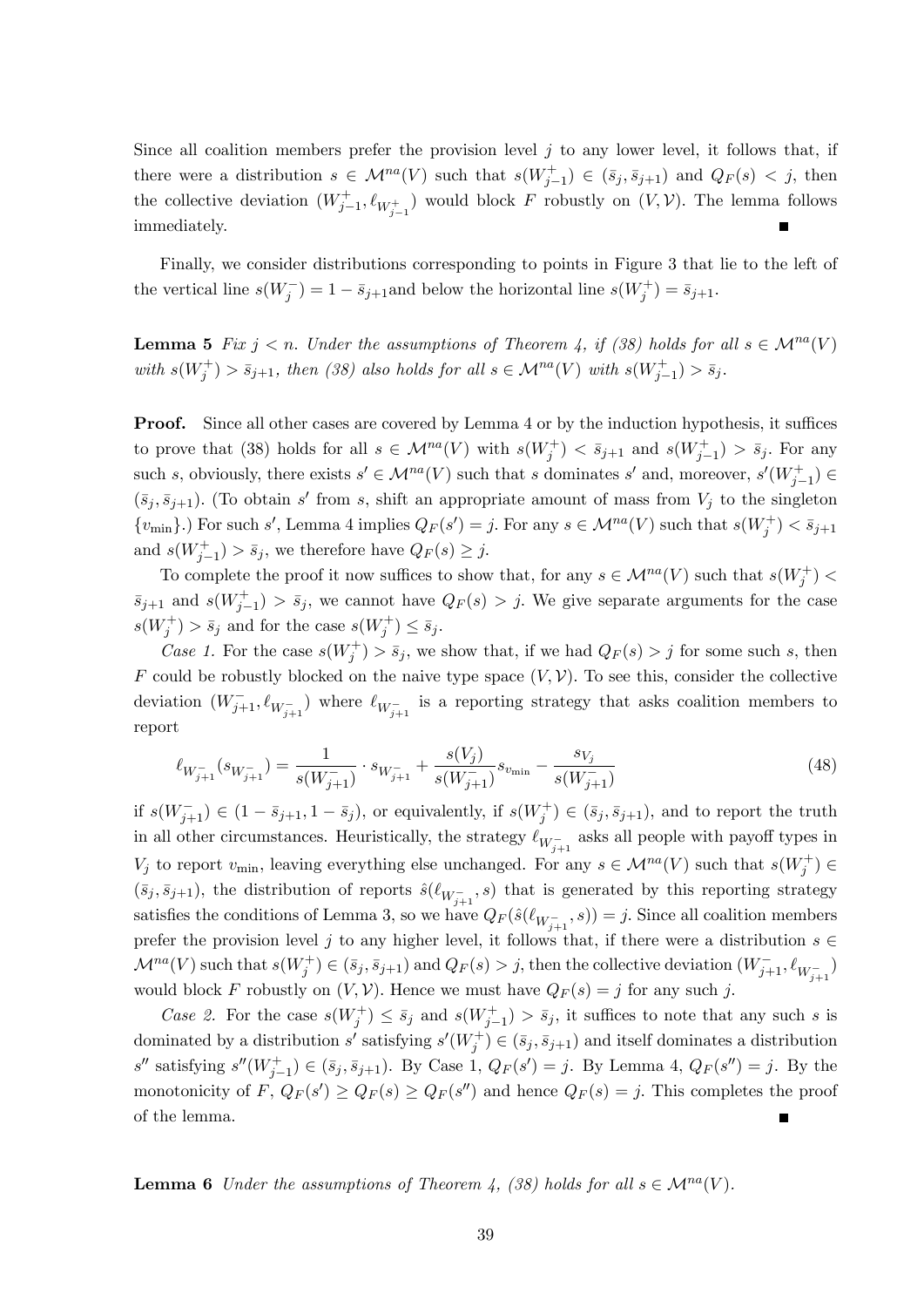Since all coalition members prefer the provision level $j$ to any lower level, it follows that, if there were a distribution $s \in \mathcal{M}^{na}(V)$ such that $s(W^+_{j-1}) \in (\bar{s}_j, \bar{s}_{j+1})$ and $Q_F(s) < j$, then the collective deviation $(W^+_{j-1}, \ell_{W^+_{j-1}})$ would block $F$ robustly on $(V, \mathcal{V})$. The lemma follows immediately. ■

Finally, we consider distributions corresponding to points in Figure 3 that lie to the left of the vertical line $s(W^-_j) = 1 - \bar{s}_{j+1}$and below the horizontal line $s(W^+_j) = \bar{s}_{j+1}$.

**Lemma 5** *Fix $j < n$. Under the assumptions of Theorem 4, if (38) holds for all $s \in \mathcal{M}^{na}(V)$ with $s(W^+_j) > \bar{s}_{j+1}$, then (38) also holds for all $s \in \mathcal{M}^{na}(V)$ with $s(W^+_{j-1}) > \bar{s}_j$.*

**Proof.** Since all other cases are covered by Lemma 4 or by the induction hypothesis, it suffices to prove that (38) holds for all $s \in \mathcal{M}^{na}(V)$ with $s(W^+_j) < \bar{s}_{j+1}$ and $s(W^+_{j-1}) > \bar{s}_j$. For any such $s$, obviously, there exists $s' \in \mathcal{M}^{na}(V)$ such that $s$ dominates $s'$ and, moreover, $s'(W^+_{j-1}) \in (\bar{s}_j, \bar{s}_{j+1})$. (To obtain $s'$ from $s$, shift an appropriate amount of mass from $V_j$ to the singleton $\{v_{\min}\}$.) For such $s'$, Lemma 4 implies $Q_F(s') = j$. For any $s \in \mathcal{M}^{na}(V)$ such that $s(W^+_j) < \bar{s}_{j+1}$ and $s(W^+_{j-1}) > \bar{s}_j$, we therefore have $Q_F(s) \geq j$.

To complete the proof it now suffices to show that, for any $s \in \mathcal{M}^{na}(V)$ such that $s(W^+_j) < \bar{s}_{j+1}$ and $s(W^+_{j-1}) > \bar{s}_j$, we cannot have $Q_F(s) > j$. We give separate arguments for the case $s(W^+_j) > \bar{s}_j$ and for the case $s(W^+_j) \leq \bar{s}_j$.

*Case 1.* For the case $s(W^+_j) > \bar{s}_j$, we show that, if we had $Q_F(s) > j$ for some such $s$, then $F$ could be robustly blocked on the naive type space $(V, \mathcal{V})$. To see this, consider the collective deviation $(W^-_{j+1}, \ell_{W^-_{j+1}})$ where $\ell_{W^-_{j+1}}$ is a reporting strategy that asks coalition members to report

$$\ell_{W^-_{j+1}}(s_{W^-_{j+1}}) = \frac{1}{s(W^-_{j+1})} \cdot s_{W^-_{j+1}} + \frac{s(V_j)}{s(W^-_{j+1})} s_{v_{\min}} - \frac{s_{V_j}}{s(W^-_{j+1})} \tag{48}$$

if $s(W^-_{j+1}) \in (1 - \bar{s}_{j+1}, 1 - \bar{s}_j)$, or equivalently, if $s(W^+_j) \in (\bar{s}_j, \bar{s}_{j+1})$, and to report the truth in all other circumstances. Heuristically, the strategy $\ell_{W^-_{j+1}}$ asks all people with payoff types in $V_j$ to report $v_{\min}$, leaving everything else unchanged. For any $s \in \mathcal{M}^{na}(V)$ such that $s(W^+_j) \in (\bar{s}_j, \bar{s}_{j+1})$, the distribution of reports $\hat{s}(\ell_{W^-_{j+1}}, s)$ that is generated by this reporting strategy satisfies the conditions of Lemma 3, so we have $Q_F(\hat{s}(\ell_{W^-_{j+1}}, s)) = j$. Since all coalition members prefer the provision level $j$ to any higher level, it follows that, if there were a distribution $s \in \mathcal{M}^{na}(V)$ such that $s(W^+_j) \in (\bar{s}_j, \bar{s}_{j+1})$ and $Q_F(s) > j$, then the collective deviation $(W^-_{j+1}, \ell_{W^-_{j+1}})$ would block $F$ robustly on $(V, \mathcal{V})$. Hence we must have $Q_F(s) = j$ for any such $j$.

*Case 2.* For the case $s(W^+_j) \leq \bar{s}_j$ and $s(W^+_{j-1}) > \bar{s}_j$, it suffices to note that any such $s$ is dominated by a distribution $s'$ satisfying $s'(W^+_j) \in (\bar{s}_j, \bar{s}_{j+1})$ and itself dominates a distribution $s''$ satisfying $s''(W^+_{j-1}) \in (\bar{s}_j, \bar{s}_{j+1})$. By Case 1, $Q_F(s') = j$. By Lemma 4, $Q_F(s'') = j$. By the monotonicity of $F$, $Q_F(s') \geq Q_F(s) \geq Q_F(s'')$ and hence $Q_F(s) = j$. This completes the proof of the lemma. ■

**Lemma 6** *Under the assumptions of Theorem 4, (38) holds for all $s \in \mathcal{M}^{na}(V)$.*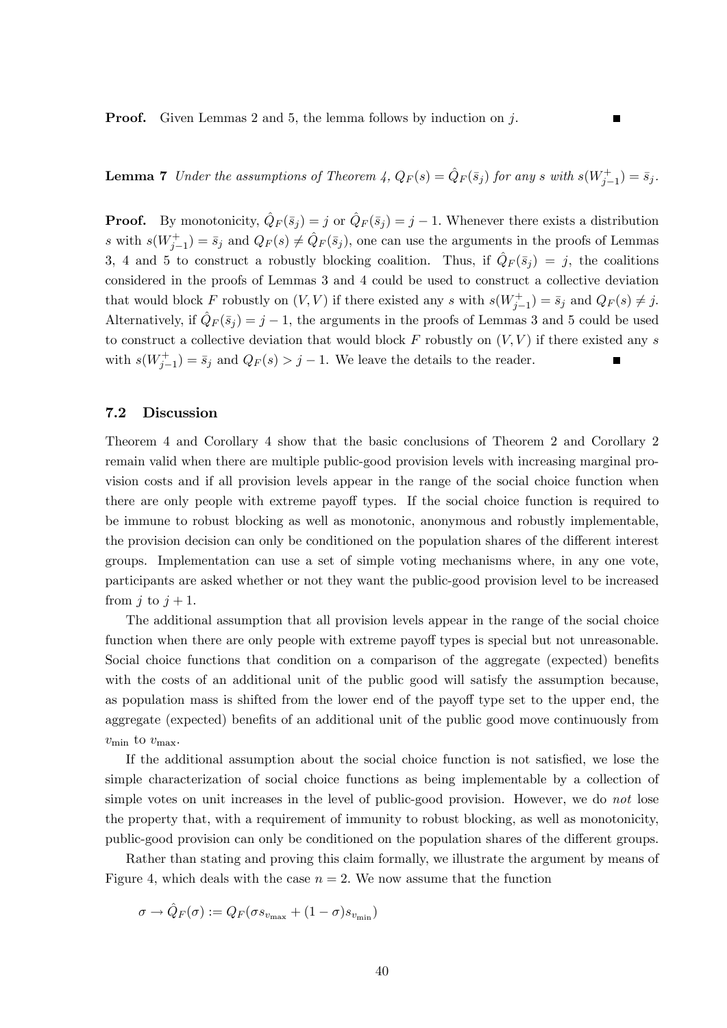**Proof.** Given Lemmas 2 and 5, the lemma follows by induction on $j$. ■

**Lemma 7** *Under the assumptions of Theorem 4, $Q_F(s) = \hat{Q}_F(\bar{s}_j)$ for any $s$ with $s(W^+_{j-1}) = \bar{s}_j$.*

**Proof.** By monotonicity, $\hat{Q}_F(\bar{s}_j) = j$ or $\hat{Q}_F(\bar{s}_j) = j - 1$. Whenever there exists a distribution $s$ with $s(W^+_{j-1}) = \bar{s}_j$ and $Q_F(s) \neq \hat{Q}_F(\bar{s}_j)$, one can use the arguments in the proofs of Lemmas 3, 4 and 5 to construct a robustly blocking coalition. Thus, if $\hat{Q}_F(\bar{s}_j) = j$, the coalitions considered in the proofs of Lemmas 3 and 4 could be used to construct a collective deviation that would block $F$ robustly on $(V, V)$ if there existed any $s$ with $s(W^+_{j-1}) = \bar{s}_j$ and $Q_F(s) \neq j$. Alternatively, if $\hat{Q}_F(\bar{s}_j) = j - 1$, the arguments in the proofs of Lemmas 3 and 5 could be used to construct a collective deviation that would block $F$ robustly on $(V, V)$ if there existed any $s$ with $s(W^+_{j-1}) = \bar{s}_j$ and $Q_F(s) > j - 1$. We leave the details to the reader. ■

### 7.2 Discussion

Theorem 4 and Corollary 4 show that the basic conclusions of Theorem 2 and Corollary 2 remain valid when there are multiple public-good provision levels with increasing marginal provision costs and if all provision levels appear in the range of the social choice function when there are only people with extreme payoff types. If the social choice function is required to be immune to robust blocking as well as monotonic, anonymous and robustly implementable, the provision decision can only be conditioned on the population shares of the different interest groups. Implementation can use a set of simple voting mechanisms where, in any one vote, participants are asked whether or not they want the public-good provision level to be increased from $j$ to $j + 1$.

The additional assumption that all provision levels appear in the range of the social choice function when there are only people with extreme payoff types is special but not unreasonable. Social choice functions that condition on a comparison of the aggregate (expected) benefits with the costs of an additional unit of the public good will satisfy the assumption because, as population mass is shifted from the lower end of the payoff type set to the upper end, the aggregate (expected) benefits of an additional unit of the public good move continuously from $v_{\min}$ to $v_{\max}$.

If the additional assumption about the social choice function is not satisfied, we lose the simple characterization of social choice functions as being implementable by a collection of simple votes on unit increases in the level of public-good provision. However, we do *not* lose the property that, with a requirement of immunity to robust blocking, as well as monotonicity, public-good provision can only be conditioned on the population shares of the different groups.

Rather than stating and proving this claim formally, we illustrate the argument by means of Figure 4, which deals with the case $n = 2$. We now assume that the function

$$\sigma \rightarrow \hat{Q}_F(\sigma) := Q_F(\sigma s_{v_{\max}} + (1 - \sigma) s_{v_{\min}})$$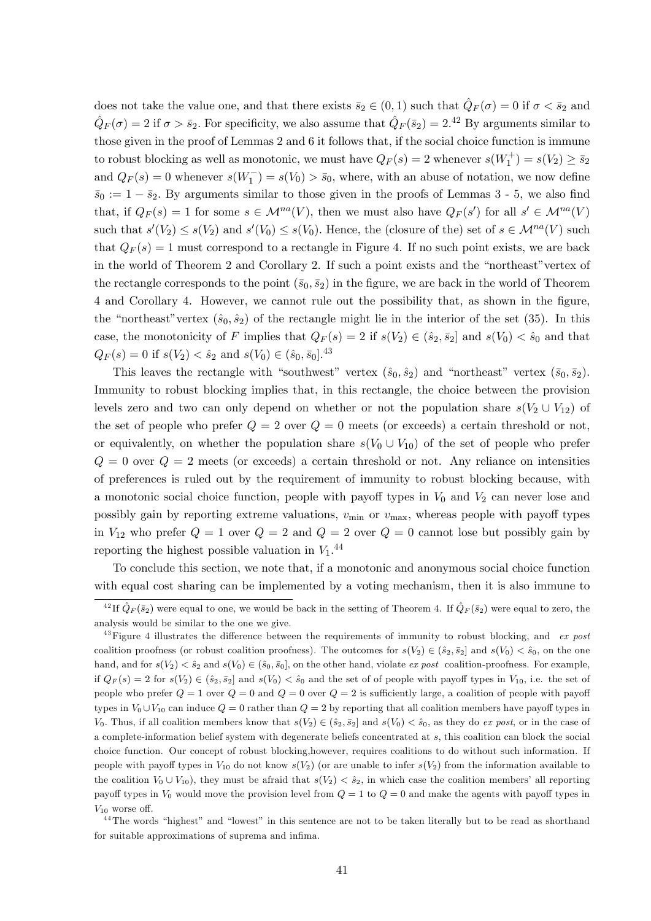does not take the value one, and that there exists $\bar{s}_2 \in (0,1)$ such that $\hat{Q}_F(\sigma) = 0$ if $\sigma < \bar{s}_2$ and $\hat{Q}_F(\sigma) = 2$ if $\sigma > \bar{s}_2$. For specificity, we also assume that $\hat{Q}_F(\bar{s}_2) = 2$.[42] By arguments similar to those given in the proof of Lemmas 2 and 6 it follows that, if the social choice function is immune to robust blocking as well as monotonic, we must have $Q_F(s) = 2$ whenever $s(W_1^+) = s(V_2) \geq \bar{s}_2$ and $Q_F(s) = 0$ whenever $s(W_1^-) = s(V_0) > \bar{s}_0$, where, with an abuse of notation, we now define $\bar{s}_0 := 1 - \bar{s}_2$. By arguments similar to those given in the proofs of Lemmas 3 - 5, we also find that, if $Q_F(s) = 1$ for some $s \in \mathcal{M}^{na}(V)$, then we must also have $Q_F(s')$ for all $s' \in \mathcal{M}^{na}(V)$ such that $s'(V_2) \leq s(V_2)$ and $s'(V_0) \leq s(V_0)$. Hence, the (closure of the) set of $s \in \mathcal{M}^{na}(V)$ such that $Q_F(s) = 1$ must correspond to a rectangle in Figure 4. If no such point exists, we are back in the world of Theorem 2 and Corollary 2. If such a point exists and the "northeast"vertex of the rectangle corresponds to the point $(\bar{s}_0, \bar{s}_2)$ in the figure, we are back in the world of Theorem 4 and Corollary 4. However, we cannot rule out the possibility that, as shown in the figure, the "northeast"vertex $(\hat{s}_0, \hat{s}_2)$ of the rectangle might lie in the interior of the set (35). In this case, the monotonicity of $F$ implies that $Q_F(s) = 2$ if $s(V_2) \in (\hat{s}_2, \bar{s}_2]$ and $s(V_0) < \hat{s}_0$ and that $Q_F(s) = 0$ if $s(V_2) < \hat{s}_2$ and $s(V_0) \in (\hat{s}_0, \bar{s}_0]$.[43]

This leaves the rectangle with "southwest" vertex $(\hat{s}_0, \hat{s}_2)$ and "northeast" vertex $(\bar{s}_0, \bar{s}_2)$. Immunity to robust blocking implies that, in this rectangle, the choice between the provision levels zero and two can only depend on whether or not the population share $s(V_2 \cup V_{12})$ of the set of people who prefer $Q = 2$ over $Q = 0$ meets (or exceeds) a certain threshold or not, or equivalently, on whether the population share $s(V_0 \cup V_{10})$ of the set of people who prefer $Q = 0$ over $Q = 2$ meets (or exceeds) a certain threshold or not. Any reliance on intensities of preferences is ruled out by the requirement of immunity to robust blocking because, with a monotonic social choice function, people with payoff types in $V_0$ and $V_2$ can never lose and possibly gain by reporting extreme valuations, $v_{\min}$ or $v_{\max}$, whereas people with payoff types in $V_{12}$ who prefer $Q = 1$ over $Q = 2$ and $Q = 2$ over $Q = 0$ cannot lose but possibly gain by reporting the highest possible valuation in $V_1$.[44]

To conclude this section, we note that, if a monotonic and anonymous social choice function with equal cost sharing can be implemented by a voting mechanism, then it is also immune to

---

[42] If $\hat{Q}_F(\bar{s}_2)$ were equal to one, we would be back in the setting of Theorem 4. If $\hat{Q}_F(\bar{s}_2)$ were equal to zero, the analysis would be similar to the one we give.

[43] Figure 4 illustrates the difference between the requirements of immunity to robust blocking, and *ex post* coalition proofness (or robust coalition proofness). The outcomes for $s(V_2) \in (\hat{s}_2, \bar{s}_2]$ and $s(V_0) < \hat{s}_0$, on the one hand, and for $s(V_2) < \hat{s}_2$ and $s(V_0) \in (\hat{s}_0, \bar{s}_0]$, on the other hand, violate *ex post* coalition-proofness. For example, if $Q_F(s) = 2$ for $s(V_2) \in (\hat{s}_2, \bar{s}_2]$ and $s(V_0) < \hat{s}_0$ and the set of of people with payoff types in $V_{10}$, i.e. the set of people who prefer $Q = 1$ over $Q = 0$ and $Q = 0$ over $Q = 2$ is sufficiently large, a coalition of people with payoff types in $V_0 \cup V_{10}$ can induce $Q = 0$ rather than $Q = 2$ by reporting that all coalition members have payoff types in $V_0$. Thus, if all coalition members know that $s(V_2) \in (\hat{s}_2, \bar{s}_2]$ and $s(V_0) < \hat{s}_0$, as they do *ex post*, or in the case of a complete-information belief system with degenerate beliefs concentrated at $s$, this coalition can block the social choice function. Our concept of robust blocking,however, requires coalitions to do without such information. If people with payoff types in $V_{10}$ do not know $s(V_2)$ (or are unable to infer $s(V_2)$ from the information available to the coalition $V_0 \cup V_{10}$), they must be afraid that $s(V_2) < \hat{s}_2$, in which case the coalition members' all reporting payoff types in $V_0$ would move the provision level from $Q = 1$ to $Q = 0$ and make the agents with payoff types in $V_{10}$ worse off.

[44] The words "highest" and "lowest" in this sentence are not to be taken literally but to be read as shorthand for suitable approximations of suprema and infima.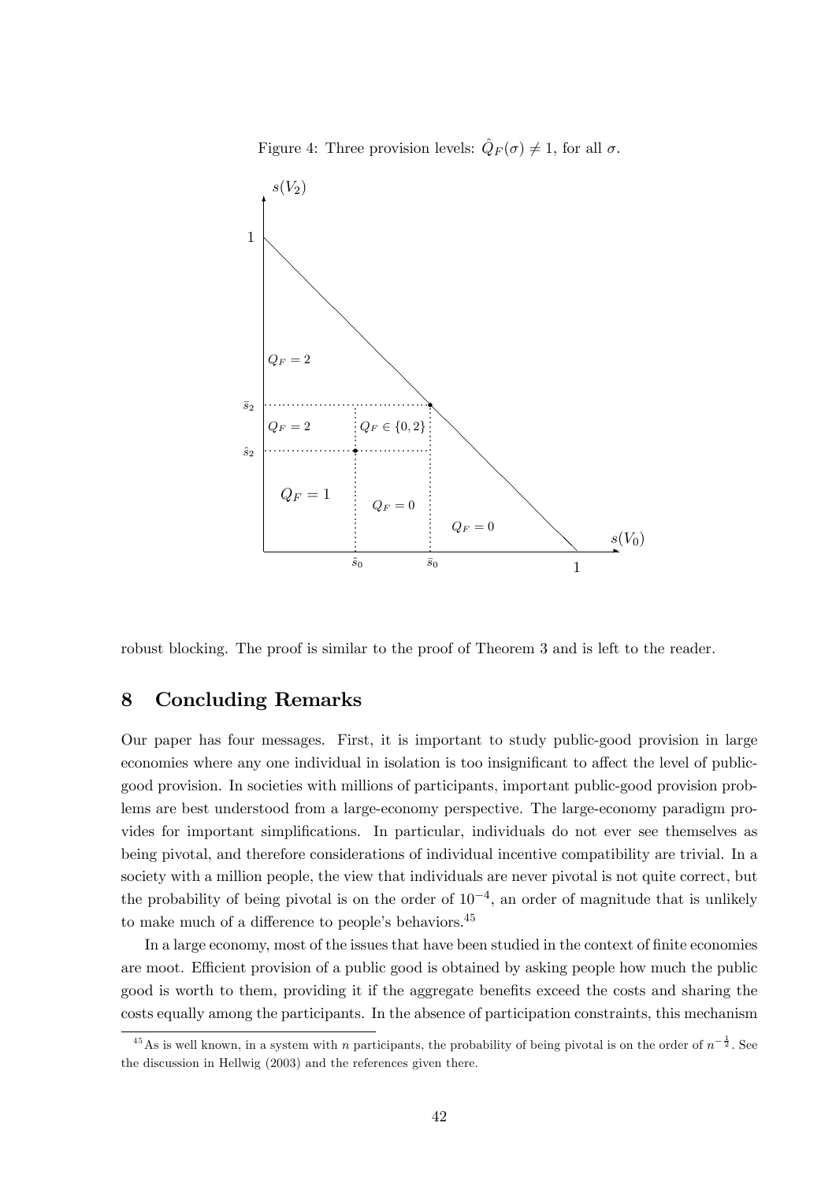Figure 4: Three provision levels: $\hat{Q}_F(\sigma) \neq 1$, for all $\sigma$.

robust blocking. The proof is similar to the proof of Theorem 3 and is left to the reader.

## 8 Concluding Remarks

Our paper has four messages. First, it is important to study public-good provision in large economies where any one individual in isolation is too insignificant to affect the level of public-good provision. In societies with millions of participants, important public-good provision problems are best understood from a large-economy perspective. The large-economy paradigm provides for important simplifications. In particular, individuals do not ever see themselves as being pivotal, and therefore considerations of individual incentive compatibility are trivial. In a society with a million people, the view that individuals are never pivotal is not quite correct, but the probability of being pivotal is on the order of $10^{-4}$, an order of magnitude that is unlikely to make much of a difference to people's behaviors.[45]

In a large economy, most of the issues that have been studied in the context of finite economies are moot. Efficient provision of a public good is obtained by asking people how much the public good is worth to them, providing it if the aggregate benefits exceed the costs and sharing the costs equally among the participants. In the absence of participation constraints, this mechanism

[45] As is well known, in a system with $n$ participants, the probability of being pivotal is on the order of $n^{-\frac{1}{2}}$. See the discussion in Hellwig (2003) and the references given there.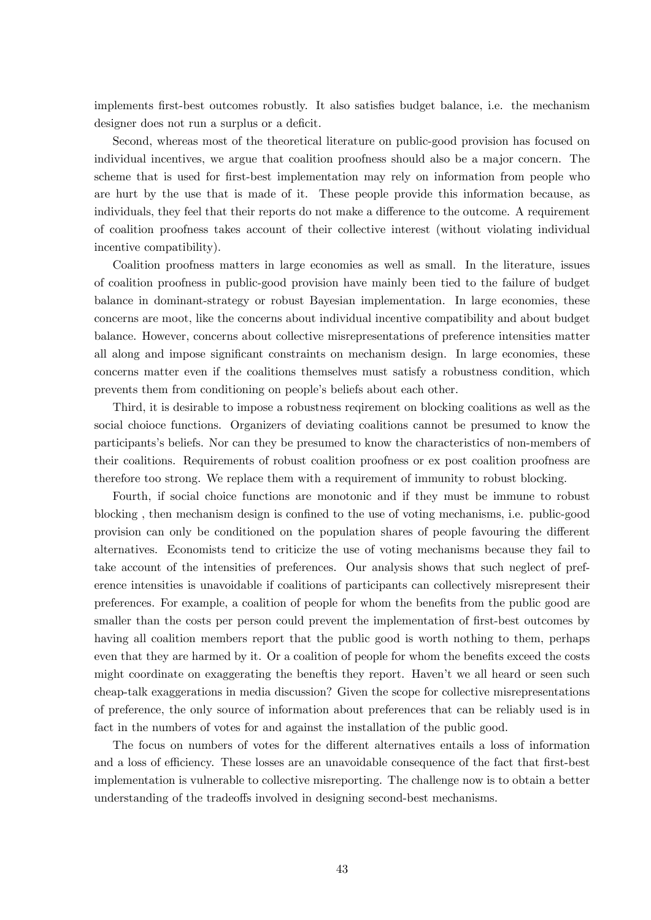implements first-best outcomes robustly. It also satisfies budget balance, i.e. the mechanism designer does not run a surplus or a deficit.

Second, whereas most of the theoretical literature on public-good provision has focused on individual incentives, we argue that coalition proofness should also be a major concern. The scheme that is used for first-best implementation may rely on information from people who are hurt by the use that is made of it. These people provide this information because, as individuals, they feel that their reports do not make a difference to the outcome. A requirement of coalition proofness takes account of their collective interest (without violating individual incentive compatibility).

Coalition proofness matters in large economies as well as small. In the literature, issues of coalition proofness in public-good provision have mainly been tied to the failure of budget balance in dominant-strategy or robust Bayesian implementation. In large economies, these concerns are moot, like the concerns about individual incentive compatibility and about budget balance. However, concerns about collective misrepresentations of preference intensities matter all along and impose significant constraints on mechanism design. In large economies, these concerns matter even if the coalitions themselves must satisfy a robustness condition, which prevents them from conditioning on people's beliefs about each other.

Third, it is desirable to impose a robustness reqirement on blocking coalitions as well as the social choioce functions. Organizers of deviating coalitions cannot be presumed to know the participants's beliefs. Nor can they be presumed to know the characteristics of non-members of their coalitions. Requirements of robust coalition proofness or ex post coalition proofness are therefore too strong. We replace them with a requirement of immunity to robust blocking.

Fourth, if social choice functions are monotonic and if they must be immune to robust blocking , then mechanism design is confined to the use of voting mechanisms, i.e. public-good provision can only be conditioned on the population shares of people favouring the different alternatives. Economists tend to criticize the use of voting mechanisms because they fail to take account of the intensities of preferences. Our analysis shows that such neglect of preference intensities is unavoidable if coalitions of participants can collectively misrepresent their preferences. For example, a coalition of people for whom the benefits from the public good are smaller than the costs per person could prevent the implementation of first-best outcomes by having all coalition members report that the public good is worth nothing to them, perhaps even that they are harmed by it. Or a coalition of people for whom the benefits exceed the costs might coordinate on exaggerating the beneftis they report. Haven't we all heard or seen such cheap-talk exaggerations in media discussion? Given the scope for collective misrepresentations of preference, the only source of information about preferences that can be reliably used is in fact in the numbers of votes for and against the installation of the public good.

The focus on numbers of votes for the different alternatives entails a loss of information and a loss of efficiency. These losses are an unavoidable consequence of the fact that first-best implementation is vulnerable to collective misreporting. The challenge now is to obtain a better understanding of the tradeoffs involved in designing second-best mechanisms.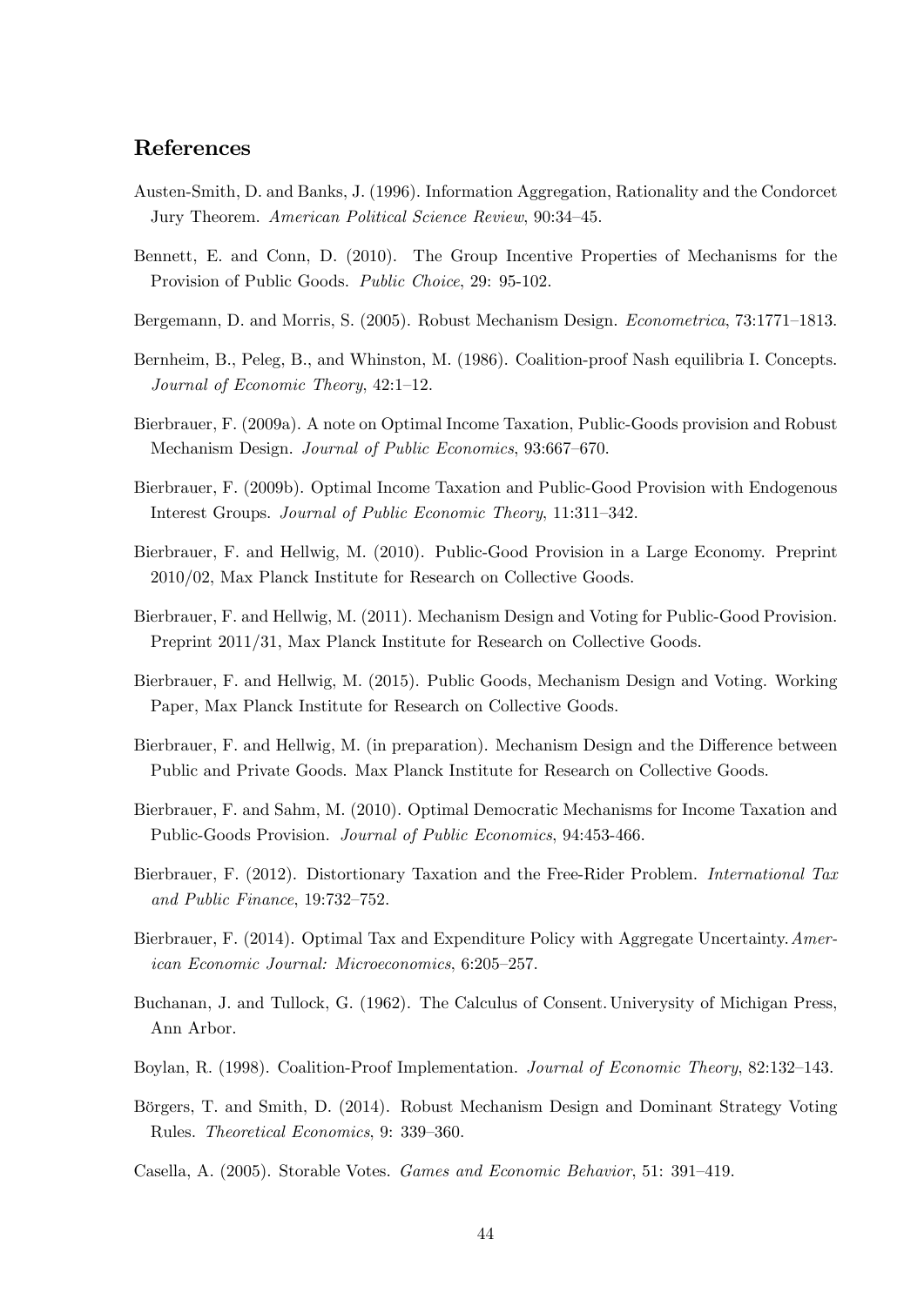## References

Austen-Smith, D. and Banks, J. (1996). Information Aggregation, Rationality and the Condorcet Jury Theorem. *American Political Science Review*, 90:34–45.

Bennett, E. and Conn, D. (2010). The Group Incentive Properties of Mechanisms for the Provision of Public Goods. *Public Choice*, 29: 95-102.

Bergemann, D. and Morris, S. (2005). Robust Mechanism Design. *Econometrica*, 73:1771–1813.

Bernheim, B., Peleg, B., and Whinston, M. (1986). Coalition-proof Nash equilibria I. Concepts. *Journal of Economic Theory*, 42:1–12.

Bierbrauer, F. (2009a). A note on Optimal Income Taxation, Public-Goods provision and Robust Mechanism Design. *Journal of Public Economics*, 93:667–670.

Bierbrauer, F. (2009b). Optimal Income Taxation and Public-Good Provision with Endogenous Interest Groups. *Journal of Public Economic Theory*, 11:311–342.

Bierbrauer, F. and Hellwig, M. (2010). Public-Good Provision in a Large Economy. Preprint 2010/02, Max Planck Institute for Research on Collective Goods.

Bierbrauer, F. and Hellwig, M. (2011). Mechanism Design and Voting for Public-Good Provision. Preprint 2011/31, Max Planck Institute for Research on Collective Goods.

Bierbrauer, F. and Hellwig, M. (2015). Public Goods, Mechanism Design and Voting. Working Paper, Max Planck Institute for Research on Collective Goods.

Bierbrauer, F. and Hellwig, M. (in preparation). Mechanism Design and the Difference between Public and Private Goods. Max Planck Institute for Research on Collective Goods.

Bierbrauer, F. and Sahm, M. (2010). Optimal Democratic Mechanisms for Income Taxation and Public-Goods Provision. *Journal of Public Economics*, 94:453-466.

Bierbrauer, F. (2012). Distortionary Taxation and the Free-Rider Problem. *International Tax and Public Finance*, 19:732–752.

Bierbrauer, F. (2014). Optimal Tax and Expenditure Policy with Aggregate Uncertainty. *American Economic Journal: Microeconomics*, 6:205–257.

Buchanan, J. and Tullock, G. (1962). The Calculus of Consent. Univerysity of Michigan Press, Ann Arbor.

Boylan, R. (1998). Coalition-Proof Implementation. *Journal of Economic Theory*, 82:132–143.

Börgers, T. and Smith, D. (2014). Robust Mechanism Design and Dominant Strategy Voting Rules. *Theoretical Economics*, 9: 339–360.

Casella, A. (2005). Storable Votes. *Games and Economic Behavior*, 51: 391–419.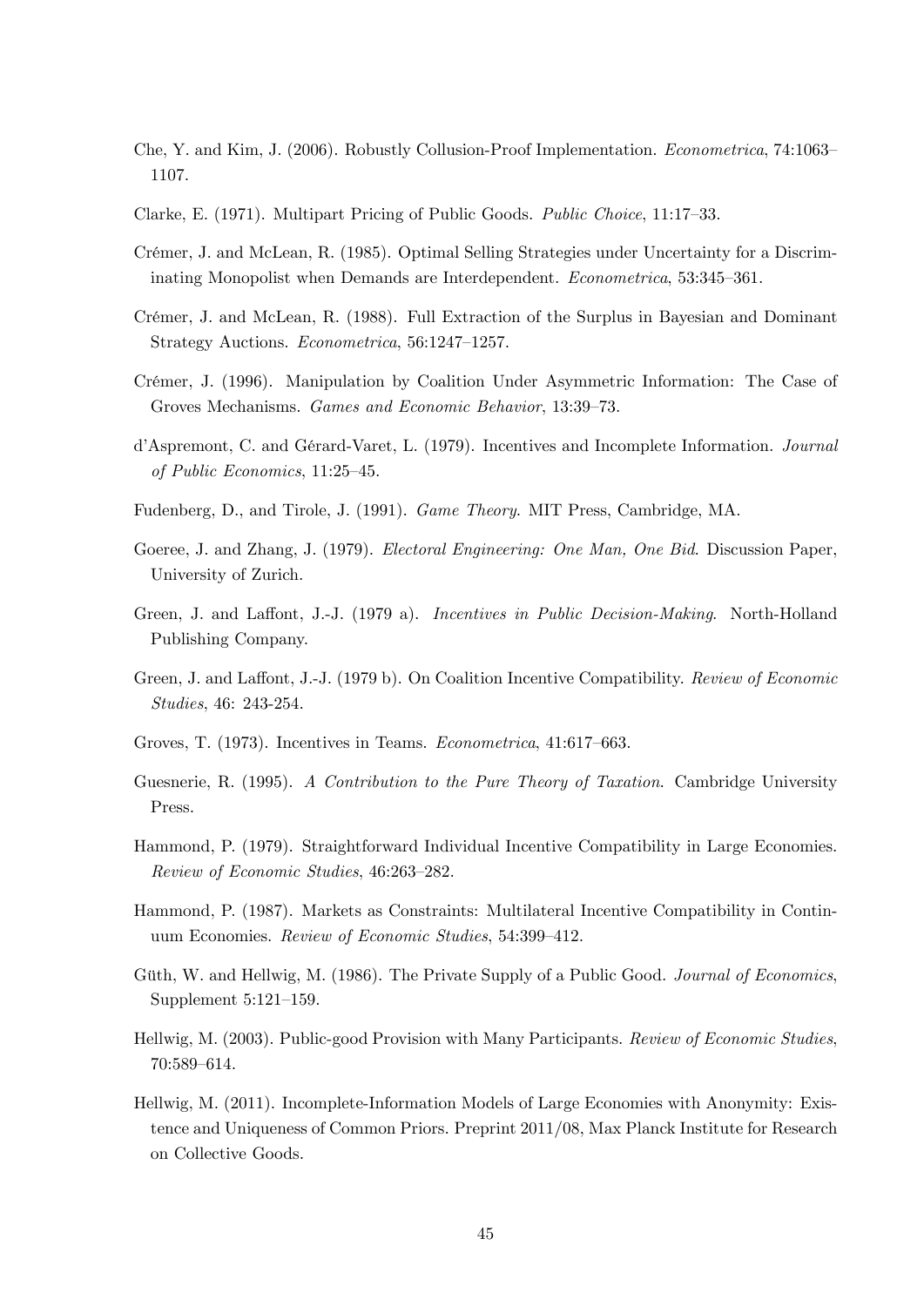Che, Y. and Kim, J. (2006). Robustly Collusion-Proof Implementation. *Econometrica*, 74:1063–1107.

Clarke, E. (1971). Multipart Pricing of Public Goods. *Public Choice*, 11:17–33.

Crémer, J. and McLean, R. (1985). Optimal Selling Strategies under Uncertainty for a Discriminating Monopolist when Demands are Interdependent. *Econometrica*, 53:345–361.

Crémer, J. and McLean, R. (1988). Full Extraction of the Surplus in Bayesian and Dominant Strategy Auctions. *Econometrica*, 56:1247–1257.

Crémer, J. (1996). Manipulation by Coalition Under Asymmetric Information: The Case of Groves Mechanisms. *Games and Economic Behavior*, 13:39–73.

d'Aspremont, C. and Gérard-Varet, L. (1979). Incentives and Incomplete Information. *Journal of Public Economics*, 11:25–45.

Fudenberg, D., and Tirole, J. (1991). *Game Theory*. MIT Press, Cambridge, MA.

Goeree, J. and Zhang, J. (1979). *Electoral Engineering: One Man, One Bid*. Discussion Paper, University of Zurich.

Green, J. and Laffont, J.-J. (1979 a). *Incentives in Public Decision-Making*. North-Holland Publishing Company.

Green, J. and Laffont, J.-J. (1979 b). On Coalition Incentive Compatibility. *Review of Economic Studies*, 46: 243-254.

Groves, T. (1973). Incentives in Teams. *Econometrica*, 41:617–663.

Guesnerie, R. (1995). *A Contribution to the Pure Theory of Taxation*. Cambridge University Press.

Hammond, P. (1979). Straightforward Individual Incentive Compatibility in Large Economies. *Review of Economic Studies*, 46:263–282.

Hammond, P. (1987). Markets as Constraints: Multilateral Incentive Compatibility in Continuum Economies. *Review of Economic Studies*, 54:399–412.

Güth, W. and Hellwig, M. (1986). The Private Supply of a Public Good. *Journal of Economics*, Supplement 5:121–159.

Hellwig, M. (2003). Public-good Provision with Many Participants. *Review of Economic Studies*, 70:589–614.

Hellwig, M. (2011). Incomplete-Information Models of Large Economies with Anonymity: Existence and Uniqueness of Common Priors. Preprint 2011/08, Max Planck Institute for Research on Collective Goods.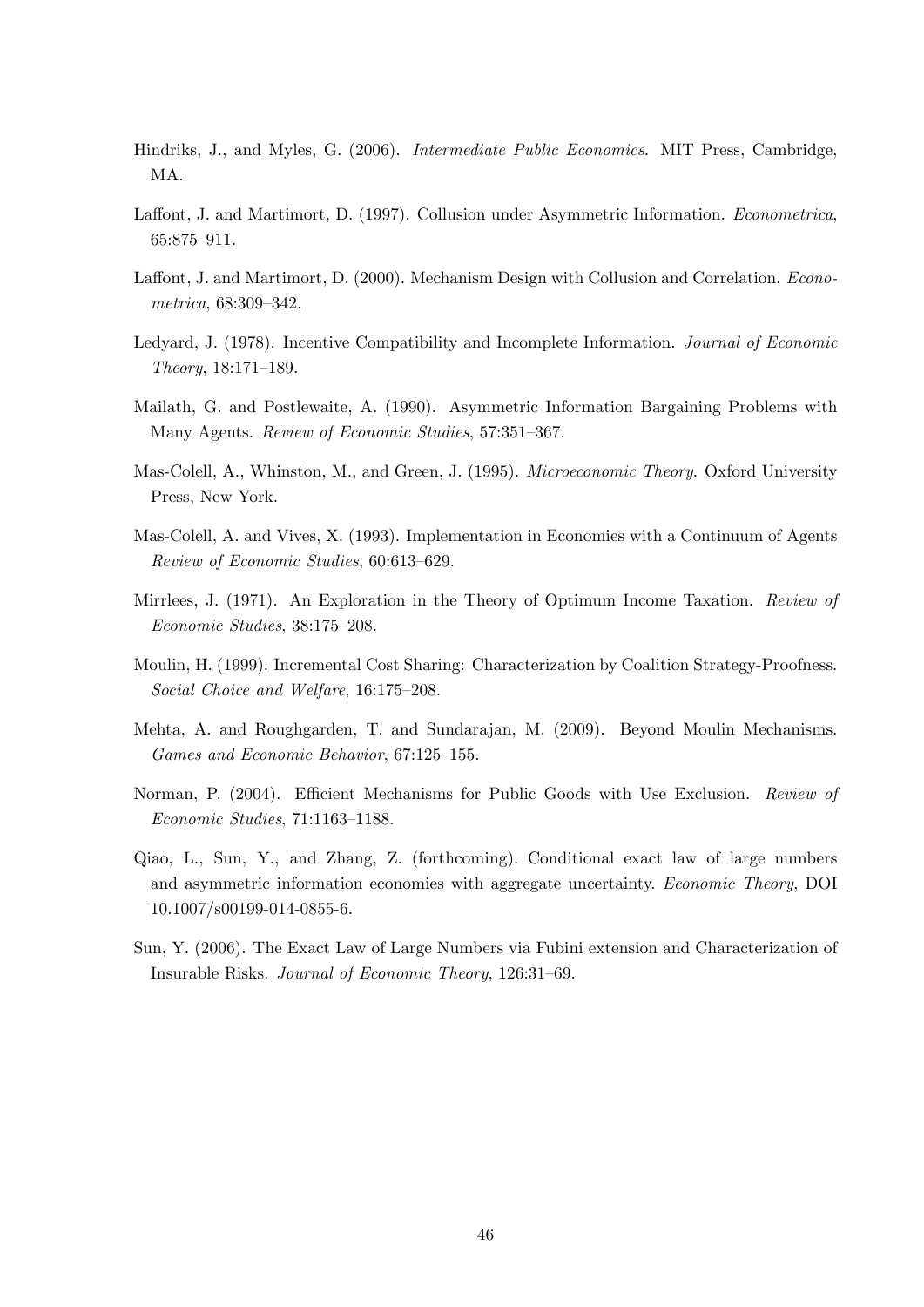Hindriks, J., and Myles, G. (2006). *Intermediate Public Economics*. MIT Press, Cambridge, MA.

Laffont, J. and Martimort, D. (1997). Collusion under Asymmetric Information. *Econometrica*, 65:875–911.

Laffont, J. and Martimort, D. (2000). Mechanism Design with Collusion and Correlation. *Econometrica*, 68:309–342.

Ledyard, J. (1978). Incentive Compatibility and Incomplete Information. *Journal of Economic Theory*, 18:171–189.

Mailath, G. and Postlewaite, A. (1990). Asymmetric Information Bargaining Problems with Many Agents. *Review of Economic Studies*, 57:351–367.

Mas-Colell, A., Whinston, M., and Green, J. (1995). *Microeconomic Theory*. Oxford University Press, New York.

Mas-Colell, A. and Vives, X. (1993). Implementation in Economies with a Continuum of Agents *Review of Economic Studies*, 60:613–629.

Mirrlees, J. (1971). An Exploration in the Theory of Optimum Income Taxation. *Review of Economic Studies*, 38:175–208.

Moulin, H. (1999). Incremental Cost Sharing: Characterization by Coalition Strategy-Proofness. *Social Choice and Welfare*, 16:175–208.

Mehta, A. and Roughgarden, T. and Sundarajan, M. (2009). Beyond Moulin Mechanisms. *Games and Economic Behavior*, 67:125–155.

Norman, P. (2004). Efficient Mechanisms for Public Goods with Use Exclusion. *Review of Economic Studies*, 71:1163–1188.

Qiao, L., Sun, Y., and Zhang, Z. (forthcoming). Conditional exact law of large numbers and asymmetric information economies with aggregate uncertainty. *Economic Theory*, DOI 10.1007/s00199-014-0855-6.

Sun, Y. (2006). The Exact Law of Large Numbers via Fubini extension and Characterization of Insurable Risks. *Journal of Economic Theory*, 126:31–69.